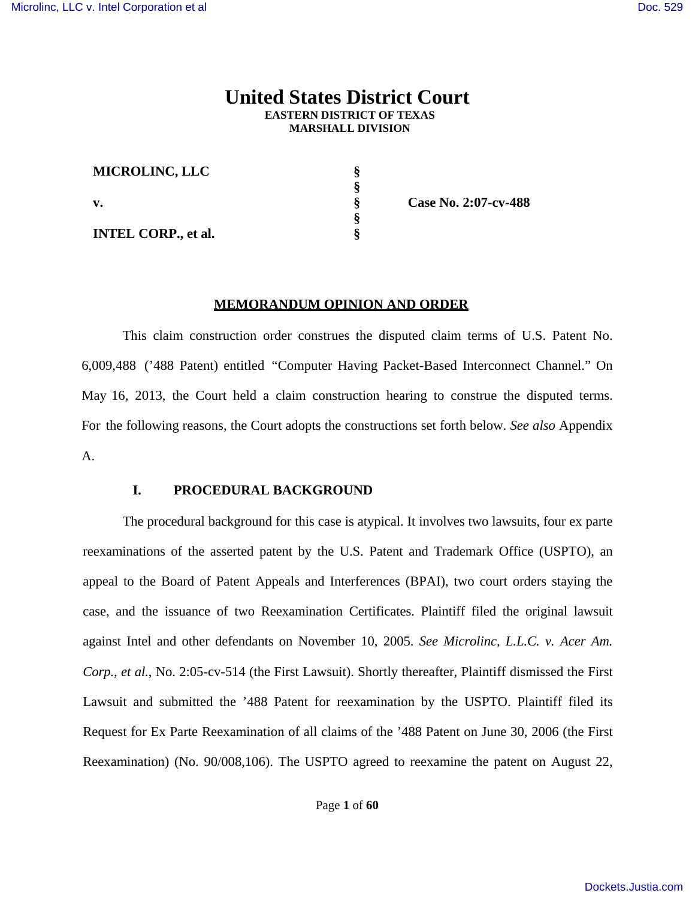# United States District Court
**EASTERN DISTRICT OF TEXAS**
**MARSHALL DIVISION**

| | | |
|---|---|---|
| **MICROLINC, LLC** | § | |
| | § | |
| **v.** | § | **Case No. 2:07-cv-488** |
| | § | |
| **INTEL CORP., et al.** | § | |

## MEMORANDUM OPINION AND ORDER

This claim construction order construes the disputed claim terms of U.S. Patent No. 6,009,488 ('488 Patent) entitled "Computer Having Packet-Based Interconnect Channel." On May 16, 2013, the Court held a claim construction hearing to construe the disputed terms. For the following reasons, the Court adopts the constructions set forth below. *See also* Appendix A.

### I. PROCEDURAL BACKGROUND

The procedural background for this case is atypical. It involves two lawsuits, four ex parte reexaminations of the asserted patent by the U.S. Patent and Trademark Office (USPTO), an appeal to the Board of Patent Appeals and Interferences (BPAI), two court orders staying the case, and the issuance of two Reexamination Certificates. Plaintiff filed the original lawsuit against Intel and other defendants on November 10, 2005. *See Microlinc, L.L.C. v. Acer Am. Corp., et al.*, No. 2:05-cv-514 (the First Lawsuit). Shortly thereafter, Plaintiff dismissed the First Lawsuit and submitted the '488 Patent for reexamination by the USPTO. Plaintiff filed its Request for Ex Parte Reexamination of all claims of the '488 Patent on June 30, 2006 (the First Reexamination) (No. 90/008,106). The USPTO agreed to reexamine the patent on August 22,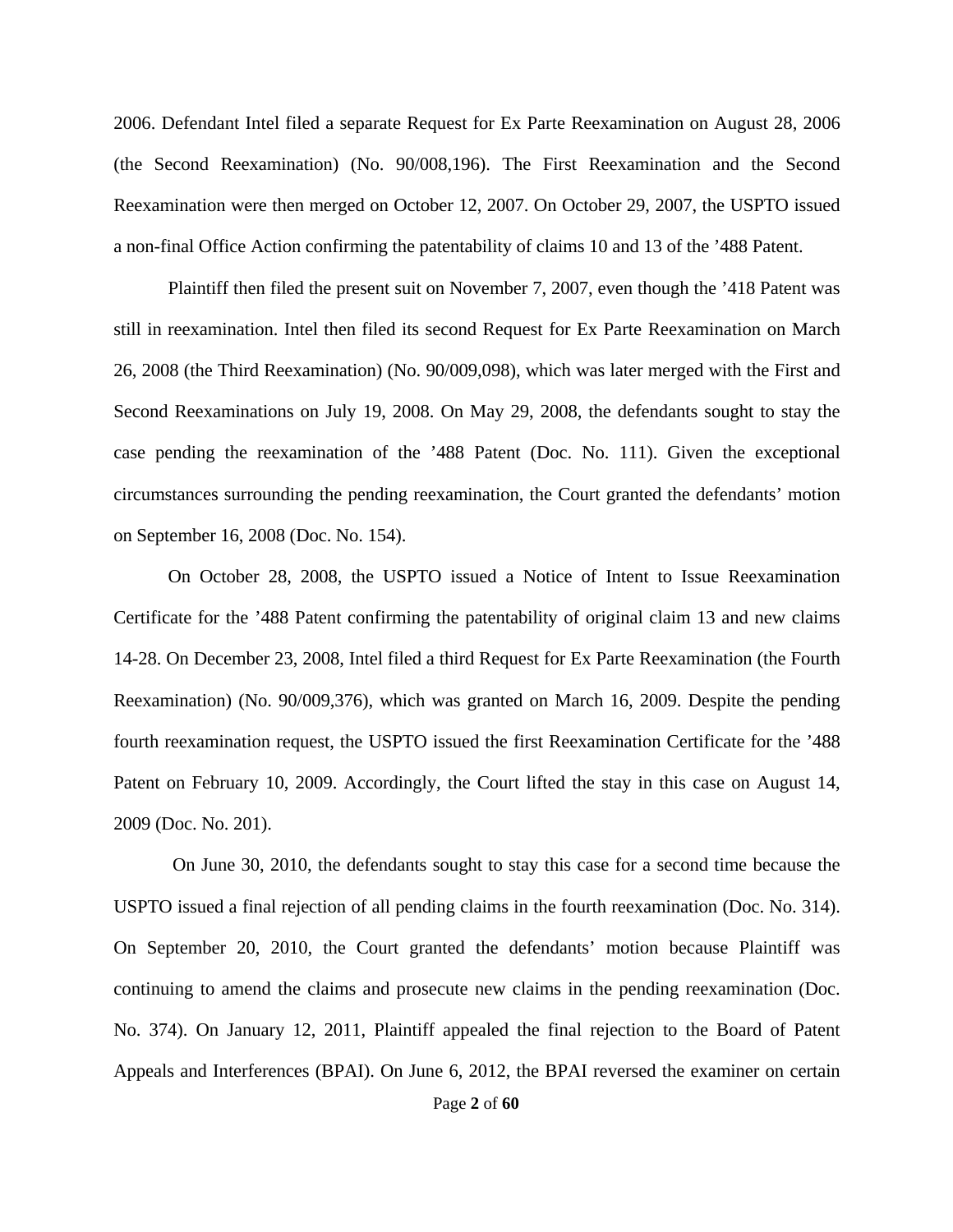2006. Defendant Intel filed a separate Request for Ex Parte Reexamination on August 28, 2006 (the Second Reexamination) (No. 90/008,196). The First Reexamination and the Second Reexamination were then merged on October 12, 2007. On October 29, 2007, the USPTO issued a non-final Office Action confirming the patentability of claims 10 and 13 of the ’488 Patent.

Plaintiff then filed the present suit on November 7, 2007, even though the ’418 Patent was still in reexamination. Intel then filed its second Request for Ex Parte Reexamination on March 26, 2008 (the Third Reexamination) (No. 90/009,098), which was later merged with the First and Second Reexaminations on July 19, 2008. On May 29, 2008, the defendants sought to stay the case pending the reexamination of the ’488 Patent (Doc. No. 111). Given the exceptional circumstances surrounding the pending reexamination, the Court granted the defendants’ motion on September 16, 2008 (Doc. No. 154).

On October 28, 2008, the USPTO issued a Notice of Intent to Issue Reexamination Certificate for the ’488 Patent confirming the patentability of original claim 13 and new claims 14-28. On December 23, 2008, Intel filed a third Request for Ex Parte Reexamination (the Fourth Reexamination) (No. 90/009,376), which was granted on March 16, 2009. Despite the pending fourth reexamination request, the USPTO issued the first Reexamination Certificate for the ’488 Patent on February 10, 2009. Accordingly, the Court lifted the stay in this case on August 14, 2009 (Doc. No. 201).

On June 30, 2010, the defendants sought to stay this case for a second time because the USPTO issued a final rejection of all pending claims in the fourth reexamination (Doc. No. 314). On September 20, 2010, the Court granted the defendants’ motion because Plaintiff was continuing to amend the claims and prosecute new claims in the pending reexamination (Doc. No. 374). On January 12, 2011, Plaintiff appealed the final rejection to the Board of Patent Appeals and Interferences (BPAI). On June 6, 2012, the BPAI reversed the examiner on certain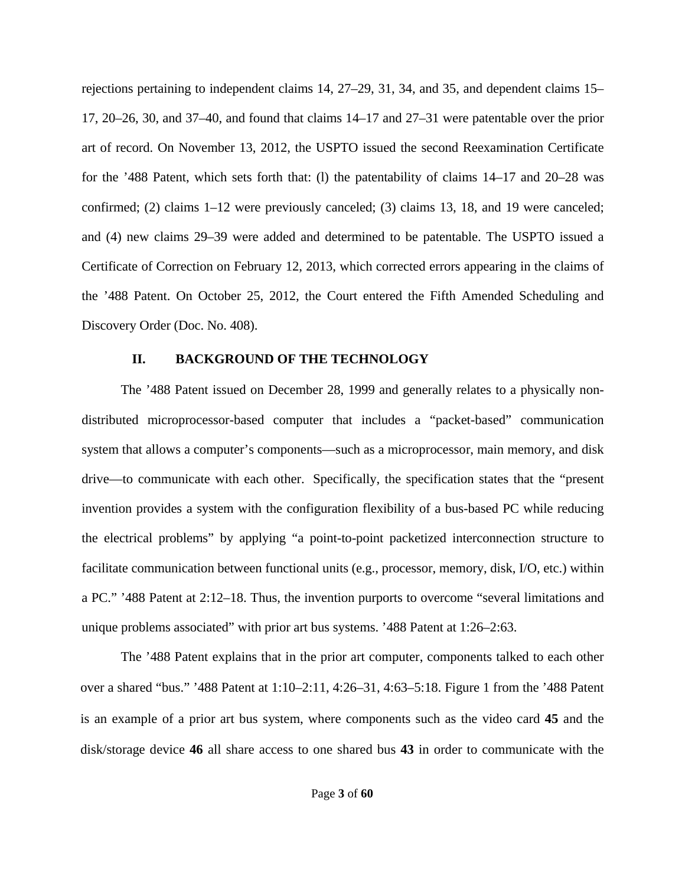rejections pertaining to independent claims 14, 27–29, 31, 34, and 35, and dependent claims 15–17, 20–26, 30, and 37–40, and found that claims 14–17 and 27–31 were patentable over the prior art of record. On November 13, 2012, the USPTO issued the second Reexamination Certificate for the '488 Patent, which sets forth that: (l) the patentability of claims 14–17 and 20–28 was confirmed; (2) claims 1–12 were previously canceled; (3) claims 13, 18, and 19 were canceled; and (4) new claims 29–39 were added and determined to be patentable. The USPTO issued a Certificate of Correction on February 12, 2013, which corrected errors appearing in the claims of the '488 Patent. On October 25, 2012, the Court entered the Fifth Amended Scheduling and Discovery Order (Doc. No. 408).

## II. BACKGROUND OF THE TECHNOLOGY

The '488 Patent issued on December 28, 1999 and generally relates to a physically non-distributed microprocessor-based computer that includes a "packet-based" communication system that allows a computer's components—such as a microprocessor, main memory, and disk drive—to communicate with each other. Specifically, the specification states that the "present invention provides a system with the configuration flexibility of a bus-based PC while reducing the electrical problems" by applying "a point-to-point packetized interconnection structure to facilitate communication between functional units (e.g., processor, memory, disk, I/O, etc.) within a PC." '488 Patent at 2:12–18. Thus, the invention purports to overcome "several limitations and unique problems associated" with prior art bus systems. '488 Patent at 1:26–2:63.

The '488 Patent explains that in the prior art computer, components talked to each other over a shared "bus." '488 Patent at 1:10–2:11, 4:26–31, 4:63–5:18. Figure 1 from the '488 Patent is an example of a prior art bus system, where components such as the video card **45** and the disk/storage device **46** all share access to one shared bus **43** in order to communicate with the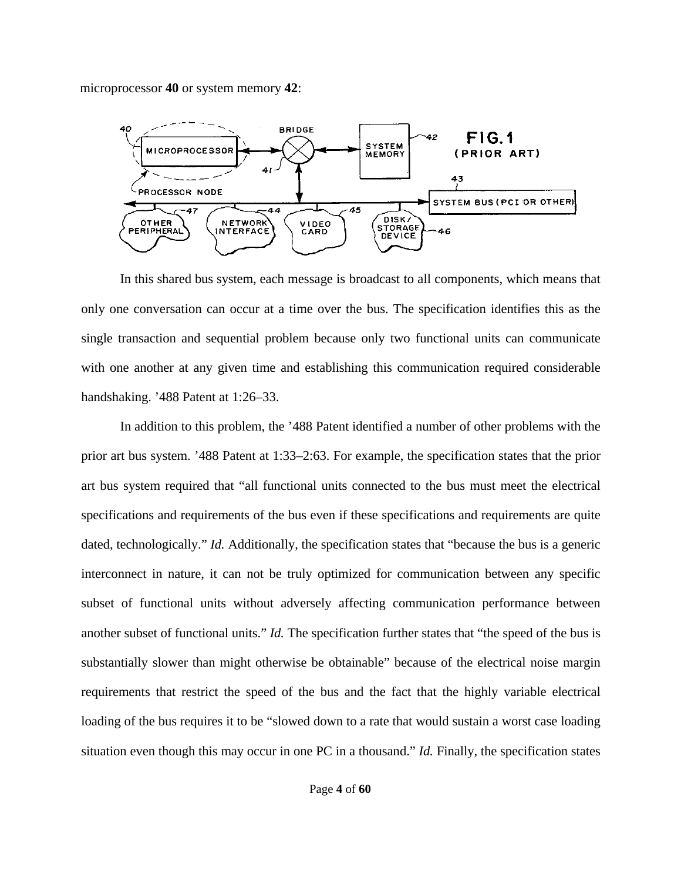microprocessor **40** or system memory **42**:

In this shared bus system, each message is broadcast to all components, which means that only one conversation can occur at a time over the bus. The specification identifies this as the single transaction and sequential problem because only two functional units can communicate with one another at any given time and establishing this communication required considerable handshaking. '488 Patent at 1:26–33.

In addition to this problem, the '488 Patent identified a number of other problems with the prior art bus system. '488 Patent at 1:33–2:63. For example, the specification states that the prior art bus system required that "all functional units connected to the bus must meet the electrical specifications and requirements of the bus even if these specifications and requirements are quite dated, technologically." *Id.* Additionally, the specification states that "because the bus is a generic interconnect in nature, it can not be truly optimized for communication between any specific subset of functional units without adversely affecting communication performance between another subset of functional units." *Id.* The specification further states that "the speed of the bus is substantially slower than might otherwise be obtainable" because of the electrical noise margin requirements that restrict the speed of the bus and the fact that the highly variable electrical loading of the bus requires it to be "slowed down to a rate that would sustain a worst case loading situation even though this may occur in one PC in a thousand." *Id.* Finally, the specification states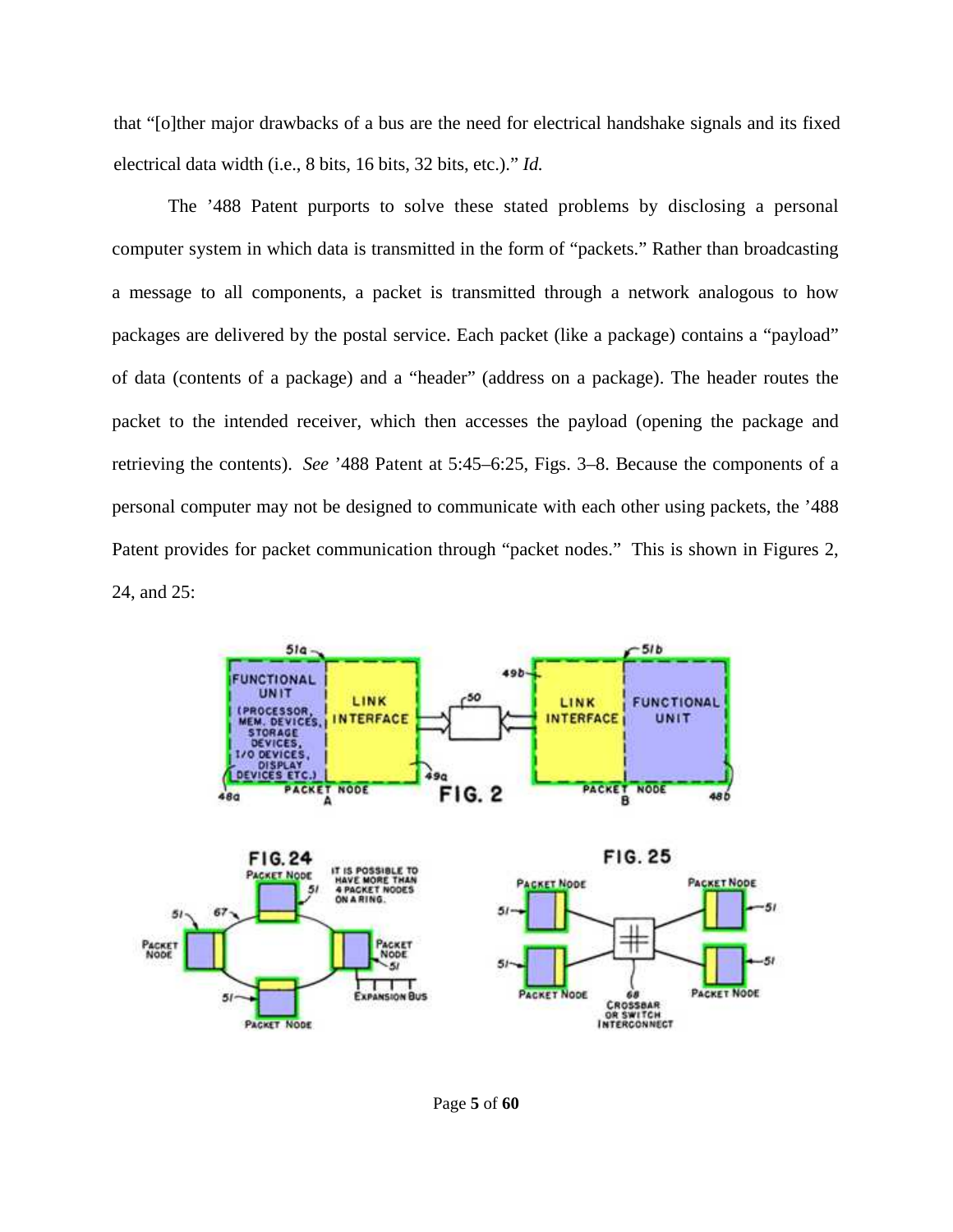that "[o]ther major drawbacks of a bus are the need for electrical handshake signals and its fixed electrical data width (i.e., 8 bits, 16 bits, 32 bits, etc.)." *Id.*

The '488 Patent purports to solve these stated problems by disclosing a personal computer system in which data is transmitted in the form of "packets." Rather than broadcasting a message to all components, a packet is transmitted through a network analogous to how packages are delivered by the postal service. Each packet (like a package) contains a "payload" of data (contents of a package) and a "header" (address on a package). The header routes the packet to the intended receiver, which then accesses the payload (opening the package and retrieving the contents). *See* '488 Patent at 5:45–6:25, Figs. 3–8. Because the components of a personal computer may not be designed to communicate with each other using packets, the '488 Patent provides for packet communication through "packet nodes." This is shown in Figures 2, 24, and 25: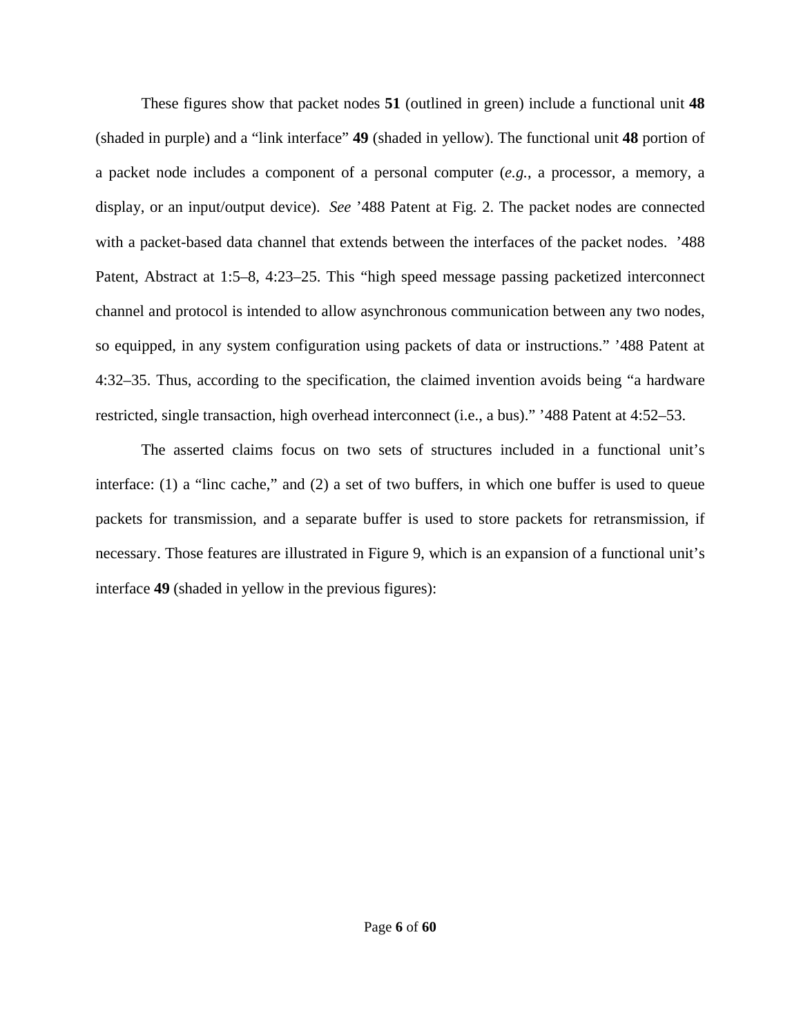These figures show that packet nodes **51** (outlined in green) include a functional unit **48** (shaded in purple) and a "link interface" **49** (shaded in yellow). The functional unit **48** portion of a packet node includes a component of a personal computer (*e.g.*, a processor, a memory, a display, or an input/output device). *See* '488 Patent at Fig. 2. The packet nodes are connected with a packet-based data channel that extends between the interfaces of the packet nodes. '488 Patent, Abstract at 1:5–8, 4:23–25. This "high speed message passing packetized interconnect channel and protocol is intended to allow asynchronous communication between any two nodes, so equipped, in any system configuration using packets of data or instructions." '488 Patent at 4:32–35. Thus, according to the specification, the claimed invention avoids being "a hardware restricted, single transaction, high overhead interconnect (i.e., a bus)." '488 Patent at 4:52–53.

The asserted claims focus on two sets of structures included in a functional unit's interface: (1) a "linc cache," and (2) a set of two buffers, in which one buffer is used to queue packets for transmission, and a separate buffer is used to store packets for retransmission, if necessary. Those features are illustrated in Figure 9, which is an expansion of a functional unit's interface **49** (shaded in yellow in the previous figures):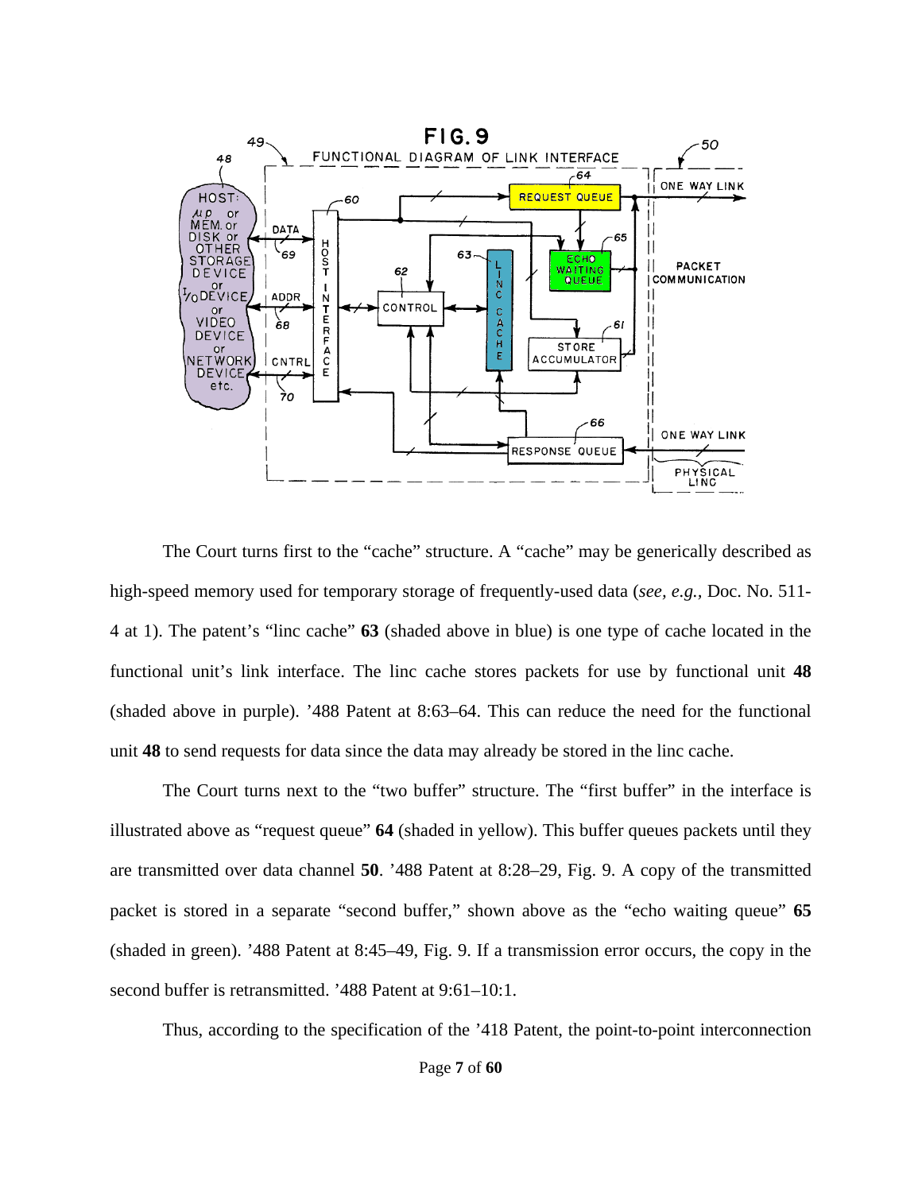FIG. 9

FUNCTIONAL DIAGRAM OF LINK INTERFACE

The Court turns first to the "cache" structure. A "cache" may be generically described as high-speed memory used for temporary storage of frequently-used data (*see, e.g.*, Doc. No. 511-4 at 1). The patent's "linc cache" **63** (shaded above in blue) is one type of cache located in the functional unit's link interface. The linc cache stores packets for use by functional unit **48** (shaded above in purple). '488 Patent at 8:63–64. This can reduce the need for the functional unit **48** to send requests for data since the data may already be stored in the linc cache.

The Court turns next to the "two buffer" structure. The "first buffer" in the interface is illustrated above as "request queue" **64** (shaded in yellow). This buffer queues packets until they are transmitted over data channel **50**. '488 Patent at 8:28–29, Fig. 9. A copy of the transmitted packet is stored in a separate "second buffer," shown above as the "echo waiting queue" **65** (shaded in green). '488 Patent at 8:45–49, Fig. 9. If a transmission error occurs, the copy in the second buffer is retransmitted. '488 Patent at 9:61–10:1.

Thus, according to the specification of the '418 Patent, the point-to-point interconnection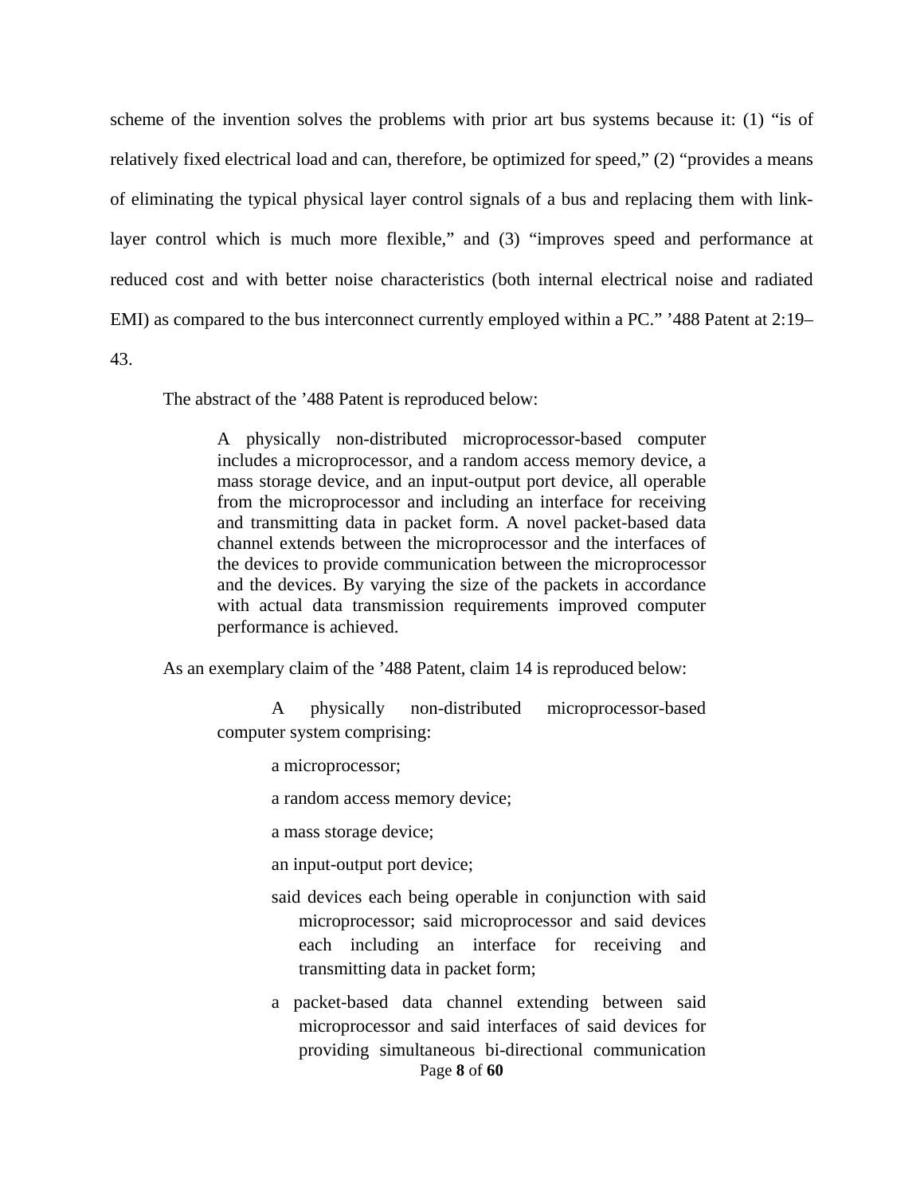scheme of the invention solves the problems with prior art bus systems because it: (1) "is of relatively fixed electrical load and can, therefore, be optimized for speed," (2) "provides a means of eliminating the typical physical layer control signals of a bus and replacing them with link-layer control which is much more flexible," and (3) "improves speed and performance at reduced cost and with better noise characteristics (both internal electrical noise and radiated EMI) as compared to the bus interconnect currently employed within a PC." '488 Patent at 2:19–43.

The abstract of the '488 Patent is reproduced below:

> A physically non-distributed microprocessor-based computer includes a microprocessor, and a random access memory device, a mass storage device, and an input-output port device, all operable from the microprocessor and including an interface for receiving and transmitting data in packet form. A novel packet-based data channel extends between the microprocessor and the interfaces of the devices to provide communication between the microprocessor and the devices. By varying the size of the packets in accordance with actual data transmission requirements improved computer performance is achieved.

As an exemplary claim of the '488 Patent, claim 14 is reproduced below:

> A physically non-distributed microprocessor-based computer system comprising:
>
> a microprocessor;
>
> a random access memory device;
>
> a mass storage device;
>
> an input-output port device;
>
> said devices each being operable in conjunction with said microprocessor; said microprocessor and said devices each including an interface for receiving and transmitting data in packet form;
>
> a packet-based data channel extending between said microprocessor and said interfaces of said devices for providing simultaneous bi-directional communication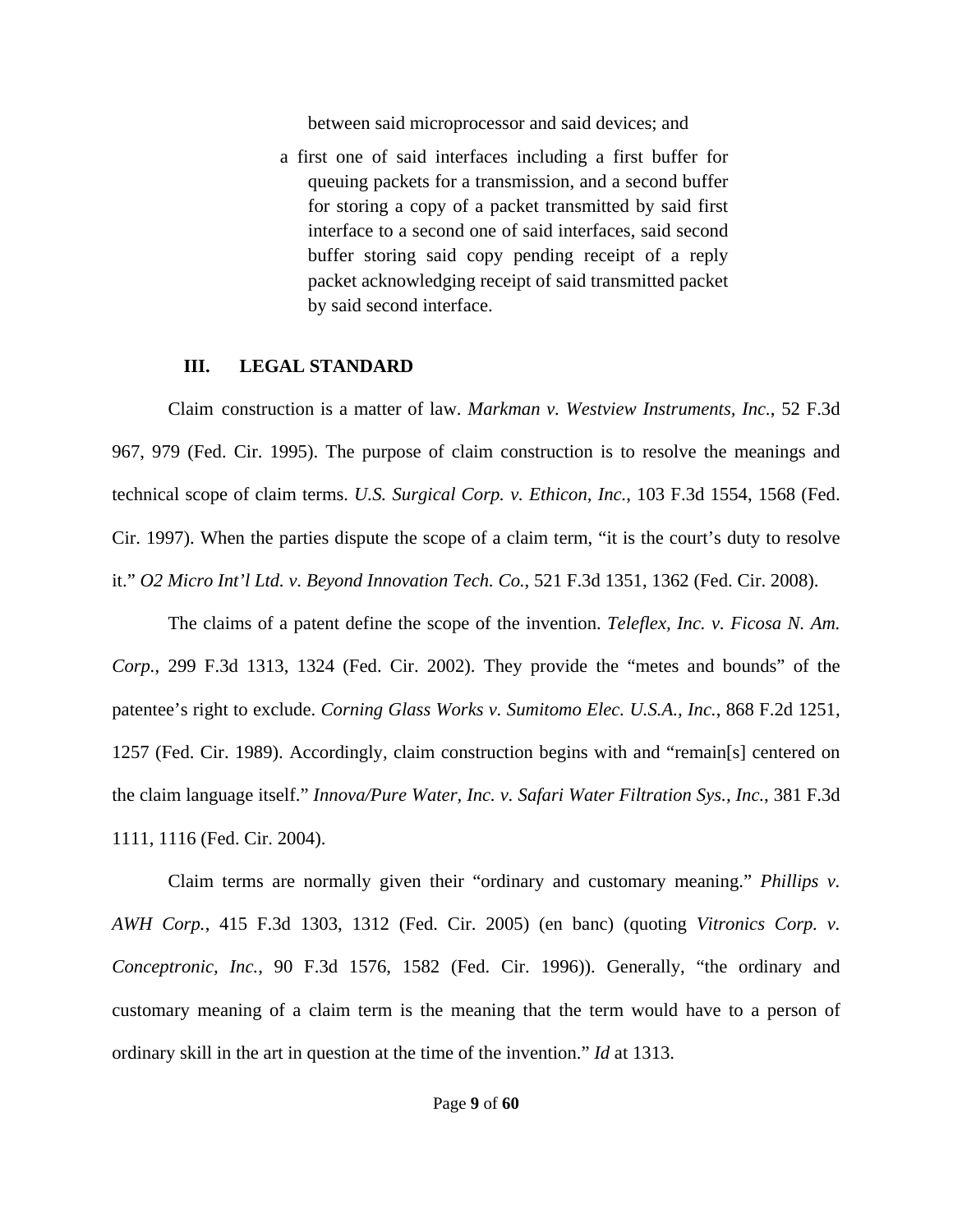between said microprocessor and said devices; and

a first one of said interfaces including a first buffer for queuing packets for a transmission, and a second buffer for storing a copy of a packet transmitted by said first interface to a second one of said interfaces, said second buffer storing said copy pending receipt of a reply packet acknowledging receipt of said transmitted packet by said second interface.

## III. LEGAL STANDARD

Claim construction is a matter of law. *Markman v. Westview Instruments, Inc.*, 52 F.3d 967, 979 (Fed. Cir. 1995). The purpose of claim construction is to resolve the meanings and technical scope of claim terms. *U.S. Surgical Corp. v. Ethicon, Inc.*, 103 F.3d 1554, 1568 (Fed. Cir. 1997). When the parties dispute the scope of a claim term, "it is the court's duty to resolve it." *O2 Micro Int'l Ltd. v. Beyond Innovation Tech. Co.*, 521 F.3d 1351, 1362 (Fed. Cir. 2008).

The claims of a patent define the scope of the invention. *Teleflex, Inc. v. Ficosa N. Am. Corp.*, 299 F.3d 1313, 1324 (Fed. Cir. 2002). They provide the "metes and bounds" of the patentee's right to exclude. *Corning Glass Works v. Sumitomo Elec. U.S.A., Inc.*, 868 F.2d 1251, 1257 (Fed. Cir. 1989). Accordingly, claim construction begins with and "remain[s] centered on the claim language itself." *Innova/Pure Water, Inc. v. Safari Water Filtration Sys., Inc.*, 381 F.3d 1111, 1116 (Fed. Cir. 2004).

Claim terms are normally given their "ordinary and customary meaning." *Phillips v. AWH Corp.*, 415 F.3d 1303, 1312 (Fed. Cir. 2005) (en banc) (quoting *Vitronics Corp. v. Conceptronic, Inc.*, 90 F.3d 1576, 1582 (Fed. Cir. 1996)). Generally, "the ordinary and customary meaning of a claim term is the meaning that the term would have to a person of ordinary skill in the art in question at the time of the invention." *Id* at 1313.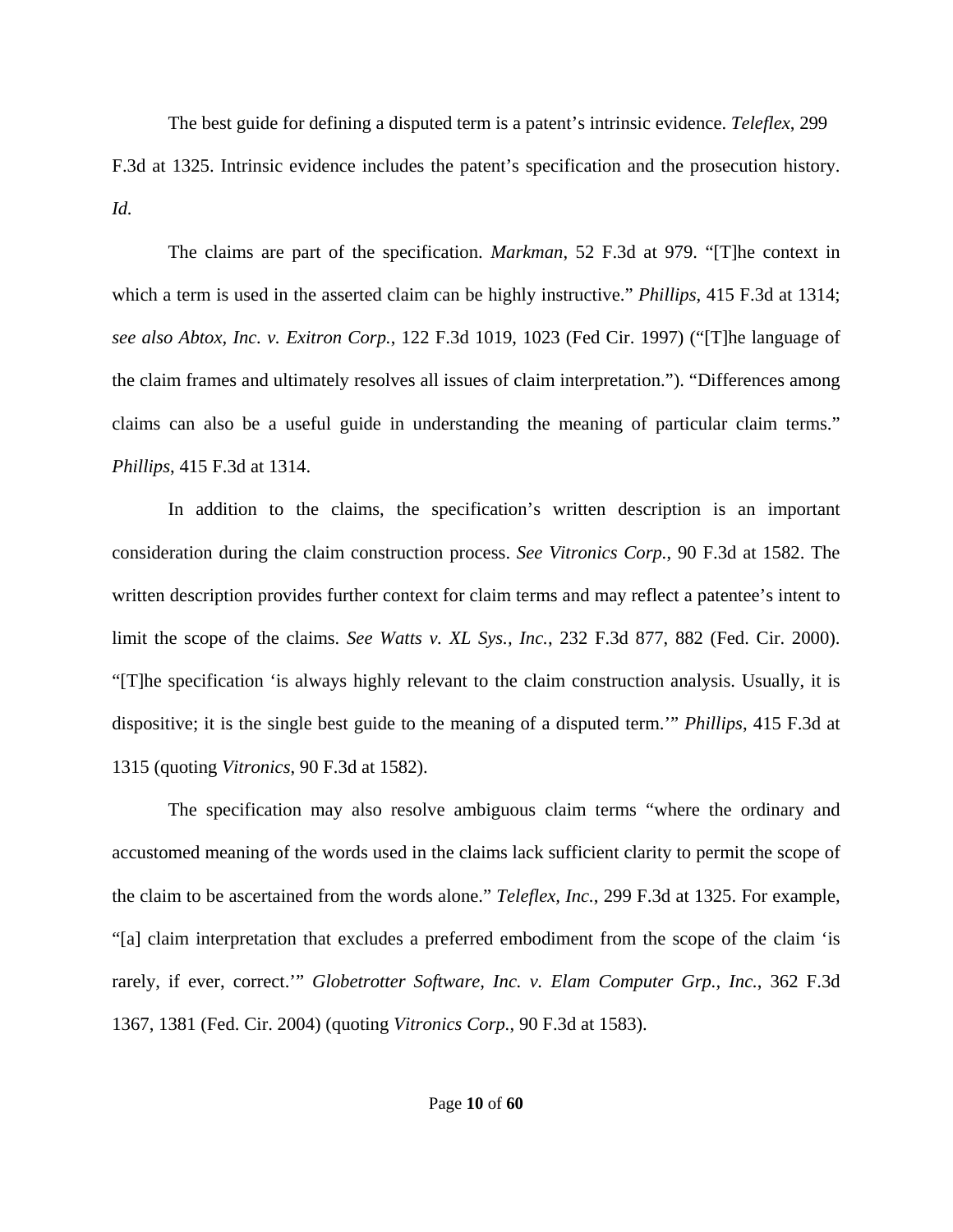The best guide for defining a disputed term is a patent's intrinsic evidence. *Teleflex*, 299 F.3d at 1325. Intrinsic evidence includes the patent's specification and the prosecution history. *Id.*

The claims are part of the specification. *Markman*, 52 F.3d at 979. "[T]he context in which a term is used in the asserted claim can be highly instructive." *Phillips*, 415 F.3d at 1314; *see also Abtox, Inc. v. Exitron Corp.*, 122 F.3d 1019, 1023 (Fed Cir. 1997) ("[T]he language of the claim frames and ultimately resolves all issues of claim interpretation."). "Differences among claims can also be a useful guide in understanding the meaning of particular claim terms." *Phillips*, 415 F.3d at 1314.

In addition to the claims, the specification's written description is an important consideration during the claim construction process. *See Vitronics Corp.*, 90 F.3d at 1582. The written description provides further context for claim terms and may reflect a patentee's intent to limit the scope of the claims. *See Watts v. XL Sys., Inc.*, 232 F.3d 877, 882 (Fed. Cir. 2000). "[T]he specification 'is always highly relevant to the claim construction analysis. Usually, it is dispositive; it is the single best guide to the meaning of a disputed term.'" *Phillips*, 415 F.3d at 1315 (quoting *Vitronics*, 90 F.3d at 1582).

The specification may also resolve ambiguous claim terms "where the ordinary and accustomed meaning of the words used in the claims lack sufficient clarity to permit the scope of the claim to be ascertained from the words alone." *Teleflex, Inc.*, 299 F.3d at 1325. For example, "[a] claim interpretation that excludes a preferred embodiment from the scope of the claim 'is rarely, if ever, correct.'" *Globetrotter Software, Inc. v. Elam Computer Grp., Inc.*, 362 F.3d 1367, 1381 (Fed. Cir. 2004) (quoting *Vitronics Corp.*, 90 F.3d at 1583).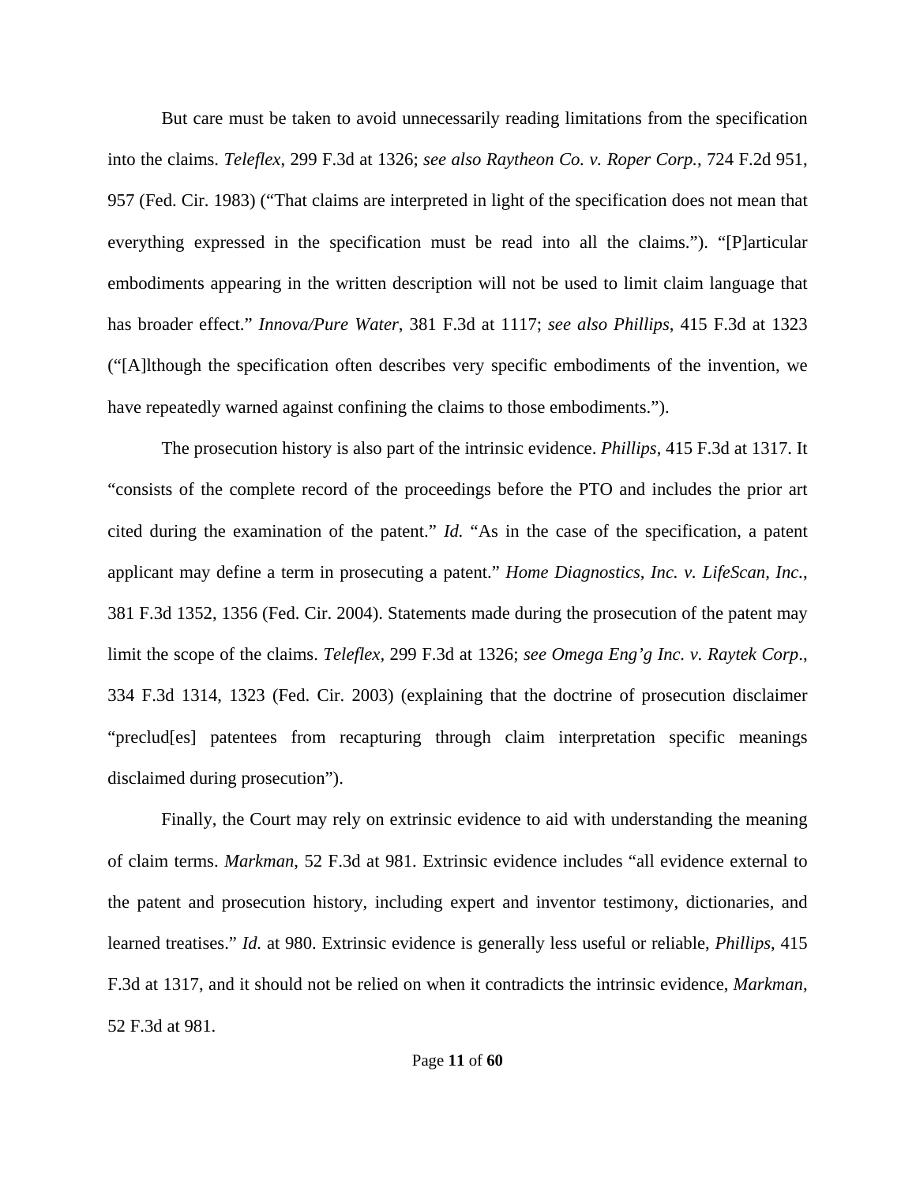But care must be taken to avoid unnecessarily reading limitations from the specification into the claims. *Teleflex*, 299 F.3d at 1326; *see also Raytheon Co. v. Roper Corp.*, 724 F.2d 951, 957 (Fed. Cir. 1983) ("That claims are interpreted in light of the specification does not mean that everything expressed in the specification must be read into all the claims."). "[P]articular embodiments appearing in the written description will not be used to limit claim language that has broader effect." *Innova/Pure Water*, 381 F.3d at 1117; *see also Phillips*, 415 F.3d at 1323 ("[A]lthough the specification often describes very specific embodiments of the invention, we have repeatedly warned against confining the claims to those embodiments.").

The prosecution history is also part of the intrinsic evidence. *Phillips*, 415 F.3d at 1317. It "consists of the complete record of the proceedings before the PTO and includes the prior art cited during the examination of the patent." *Id.* "As in the case of the specification, a patent applicant may define a term in prosecuting a patent." *Home Diagnostics, Inc. v. LifeScan, Inc.*, 381 F.3d 1352, 1356 (Fed. Cir. 2004). Statements made during the prosecution of the patent may limit the scope of the claims. *Teleflex*, 299 F.3d at 1326; *see Omega Eng'g Inc. v. Raytek Corp*., 334 F.3d 1314, 1323 (Fed. Cir. 2003) (explaining that the doctrine of prosecution disclaimer "preclud[es] patentees from recapturing through claim interpretation specific meanings disclaimed during prosecution").

Finally, the Court may rely on extrinsic evidence to aid with understanding the meaning of claim terms. *Markman*, 52 F.3d at 981. Extrinsic evidence includes "all evidence external to the patent and prosecution history, including expert and inventor testimony, dictionaries, and learned treatises." *Id.* at 980. Extrinsic evidence is generally less useful or reliable, *Phillips*, 415 F.3d at 1317, and it should not be relied on when it contradicts the intrinsic evidence, *Markman*, 52 F.3d at 981.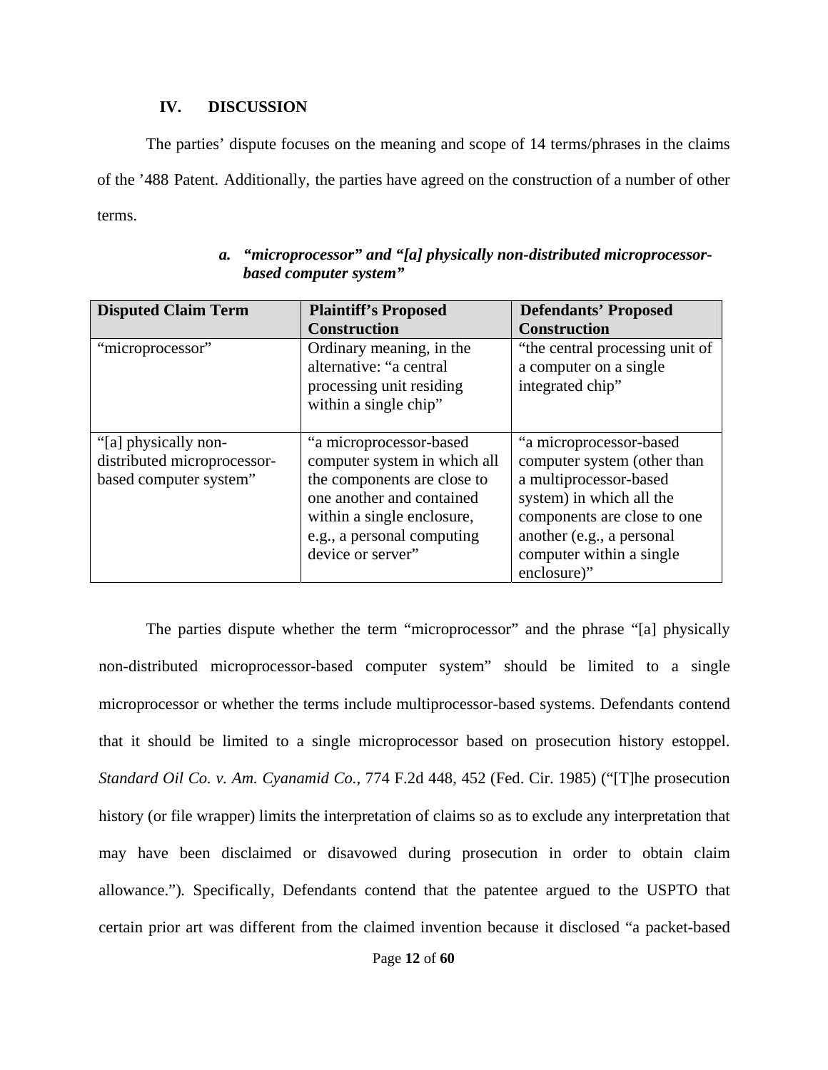## IV. DISCUSSION

The parties' dispute focuses on the meaning and scope of 14 terms/phrases in the claims of the '488 Patent. Additionally, the parties have agreed on the construction of a number of other terms.

### *a. "microprocessor" and "[a] physically non-distributed microprocessor-based computer system"*

| Disputed Claim Term | Plaintiff's Proposed Construction | Defendants' Proposed Construction |
|---|---|---|
| "microprocessor" | Ordinary meaning, in the alternative: "a central processing unit residing within a single chip" | "the central processing unit of a computer on a single integrated chip" |
| "[a] physically non-distributed microprocessor-based computer system" | "a microprocessor-based computer system in which all the components are close to one another and contained within a single enclosure, e.g., a personal computing device or server" | "a microprocessor-based computer system (other than a multiprocessor-based system) in which all the components are close to one another (e.g., a personal computer within a single enclosure)" |

The parties dispute whether the term "microprocessor" and the phrase "[a] physically non-distributed microprocessor-based computer system" should be limited to a single microprocessor or whether the terms include multiprocessor-based systems. Defendants contend that it should be limited to a single microprocessor based on prosecution history estoppel. *Standard Oil Co. v. Am. Cyanamid Co.*, 774 F.2d 448, 452 (Fed. Cir. 1985) ("[T]he prosecution history (or file wrapper) limits the interpretation of claims so as to exclude any interpretation that may have been disclaimed or disavowed during prosecution in order to obtain claim allowance."). Specifically, Defendants contend that the patentee argued to the USPTO that certain prior art was different from the claimed invention because it disclosed "a packet-based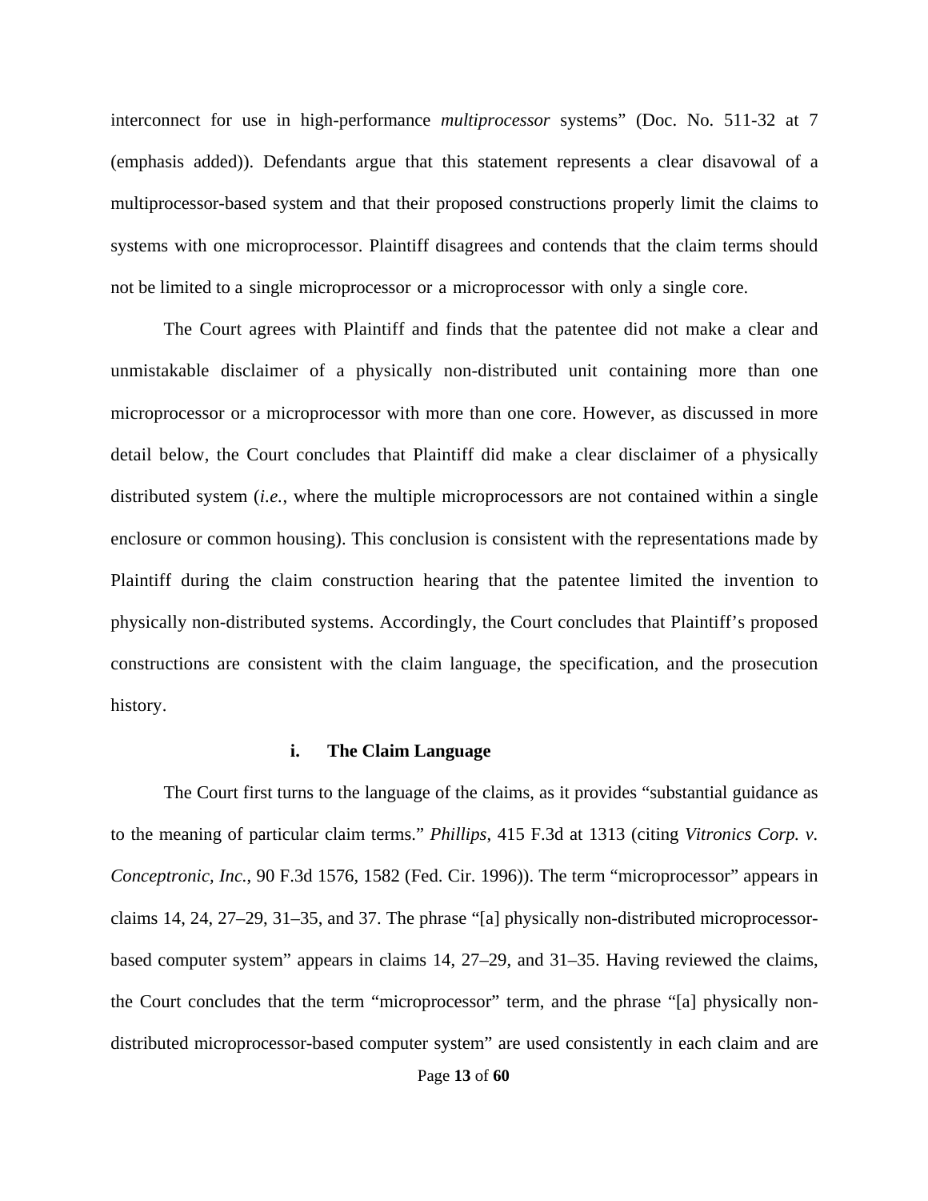interconnect for use in high-performance *multiprocessor* systems" (Doc. No. 511-32 at 7 (emphasis added)). Defendants argue that this statement represents a clear disavowal of a multiprocessor-based system and that their proposed constructions properly limit the claims to systems with one microprocessor. Plaintiff disagrees and contends that the claim terms should not be limited to a single microprocessor or a microprocessor with only a single core.

The Court agrees with Plaintiff and finds that the patentee did not make a clear and unmistakable disclaimer of a physically non-distributed unit containing more than one microprocessor or a microprocessor with more than one core. However, as discussed in more detail below, the Court concludes that Plaintiff did make a clear disclaimer of a physically distributed system (*i.e.*, where the multiple microprocessors are not contained within a single enclosure or common housing). This conclusion is consistent with the representations made by Plaintiff during the claim construction hearing that the patentee limited the invention to physically non-distributed systems. Accordingly, the Court concludes that Plaintiff's proposed constructions are consistent with the claim language, the specification, and the prosecution history.

#### i. The Claim Language

The Court first turns to the language of the claims, as it provides "substantial guidance as to the meaning of particular claim terms." *Phillips*, 415 F.3d at 1313 (citing *Vitronics Corp. v. Conceptronic, Inc.*, 90 F.3d 1576, 1582 (Fed. Cir. 1996)). The term "microprocessor" appears in claims 14, 24, 27–29, 31–35, and 37. The phrase "[a] physically non-distributed microprocessor-based computer system" appears in claims 14, 27–29, and 31–35. Having reviewed the claims, the Court concludes that the term "microprocessor" term, and the phrase "[a] physically non-distributed microprocessor-based computer system" are used consistently in each claim and are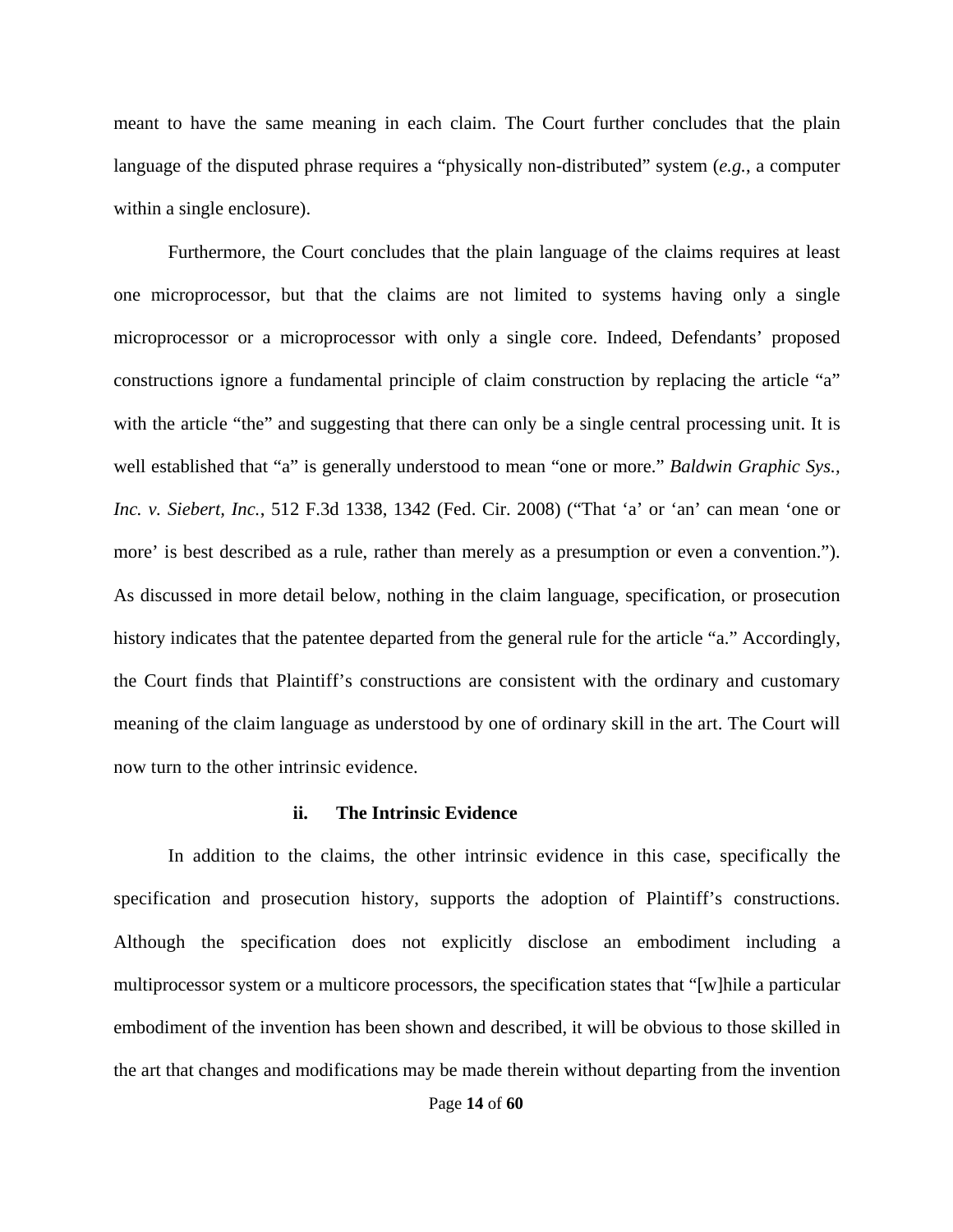meant to have the same meaning in each claim. The Court further concludes that the plain language of the disputed phrase requires a "physically non-distributed" system (*e.g.*, a computer within a single enclosure).

Furthermore, the Court concludes that the plain language of the claims requires at least one microprocessor, but that the claims are not limited to systems having only a single microprocessor or a microprocessor with only a single core. Indeed, Defendants' proposed constructions ignore a fundamental principle of claim construction by replacing the article "a" with the article "the" and suggesting that there can only be a single central processing unit. It is well established that "a" is generally understood to mean "one or more." *Baldwin Graphic Sys., Inc. v. Siebert, Inc.*, 512 F.3d 1338, 1342 (Fed. Cir. 2008) ("That 'a' or 'an' can mean 'one or more' is best described as a rule, rather than merely as a presumption or even a convention."). As discussed in more detail below, nothing in the claim language, specification, or prosecution history indicates that the patentee departed from the general rule for the article "a." Accordingly, the Court finds that Plaintiff's constructions are consistent with the ordinary and customary meaning of the claim language as understood by one of ordinary skill in the art. The Court will now turn to the other intrinsic evidence.

**ii. The Intrinsic Evidence**

In addition to the claims, the other intrinsic evidence in this case, specifically the specification and prosecution history, supports the adoption of Plaintiff's constructions. Although the specification does not explicitly disclose an embodiment including a multiprocessor system or a multicore processors, the specification states that "[w]hile a particular embodiment of the invention has been shown and described, it will be obvious to those skilled in the art that changes and modifications may be made therein without departing from the invention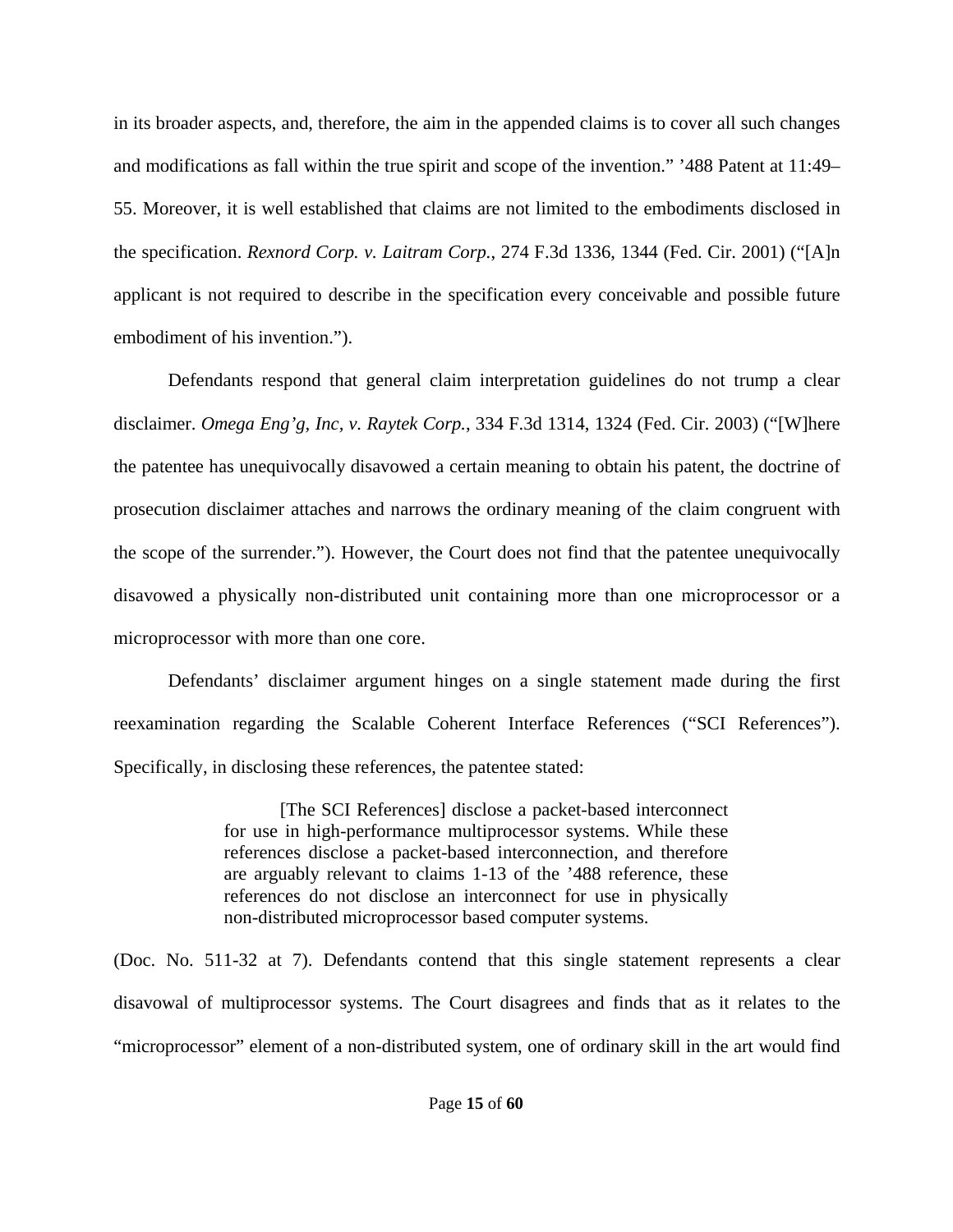in its broader aspects, and, therefore, the aim in the appended claims is to cover all such changes and modifications as fall within the true spirit and scope of the invention." '488 Patent at 11:49–55. Moreover, it is well established that claims are not limited to the embodiments disclosed in the specification. *Rexnord Corp. v. Laitram Corp.*, 274 F.3d 1336, 1344 (Fed. Cir. 2001) ("[A]n applicant is not required to describe in the specification every conceivable and possible future embodiment of his invention.").

Defendants respond that general claim interpretation guidelines do not trump a clear disclaimer. *Omega Eng'g, Inc, v. Raytek Corp.*, 334 F.3d 1314, 1324 (Fed. Cir. 2003) ("[W]here the patentee has unequivocally disavowed a certain meaning to obtain his patent, the doctrine of prosecution disclaimer attaches and narrows the ordinary meaning of the claim congruent with the scope of the surrender."). However, the Court does not find that the patentee unequivocally disavowed a physically non-distributed unit containing more than one microprocessor or a microprocessor with more than one core.

Defendants' disclaimer argument hinges on a single statement made during the first reexamination regarding the Scalable Coherent Interface References ("SCI References"). Specifically, in disclosing these references, the patentee stated:

> [The SCI References] disclose a packet-based interconnect for use in high-performance multiprocessor systems. While these references disclose a packet-based interconnection, and therefore are arguably relevant to claims 1-13 of the '488 reference, these references do not disclose an interconnect for use in physically non-distributed microprocessor based computer systems.

(Doc. No. 511-32 at 7). Defendants contend that this single statement represents a clear disavowal of multiprocessor systems. The Court disagrees and finds that as it relates to the "microprocessor" element of a non-distributed system, one of ordinary skill in the art would find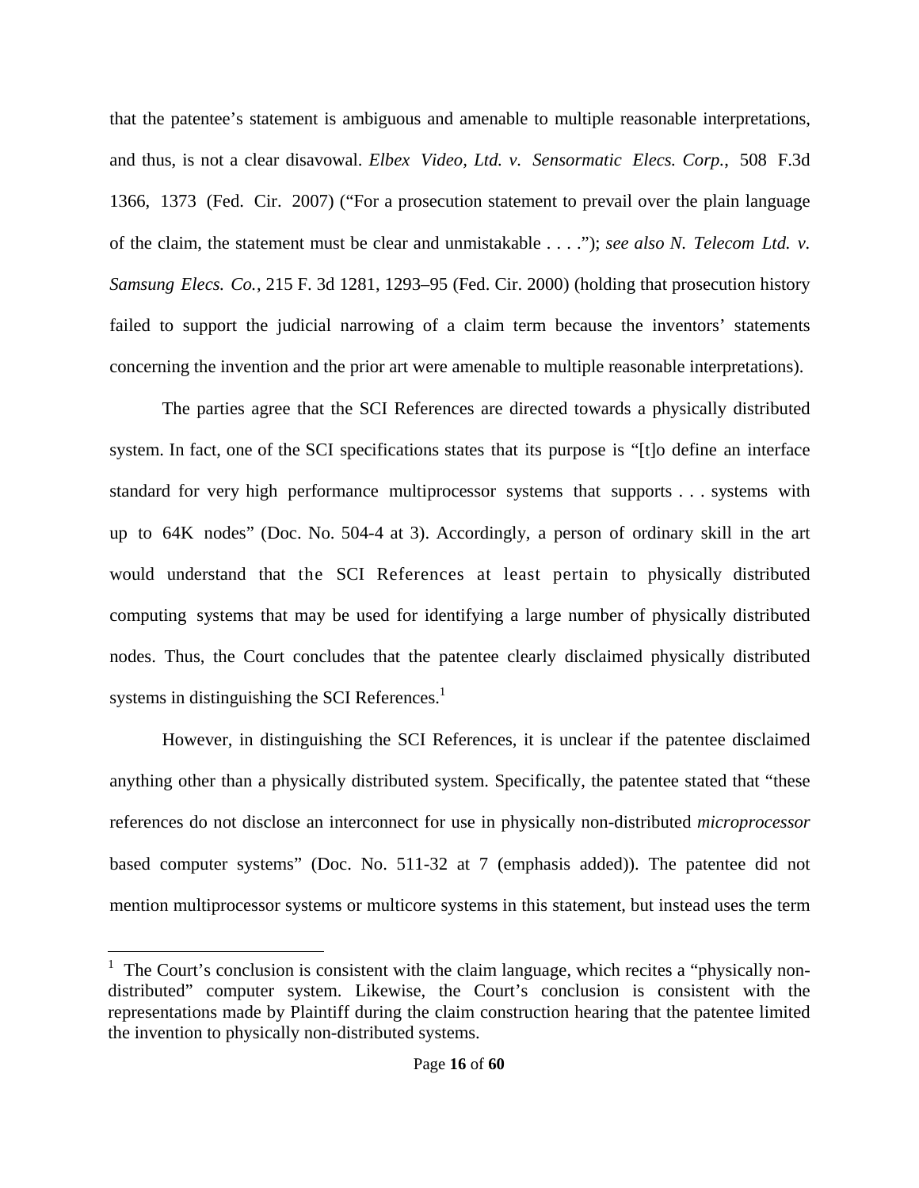that the patentee's statement is ambiguous and amenable to multiple reasonable interpretations, and thus, is not a clear disavowal. *Elbex Video, Ltd. v. Sensormatic Elecs. Corp.*, 508 F.3d 1366, 1373 (Fed. Cir. 2007) ("For a prosecution statement to prevail over the plain language of the claim, the statement must be clear and unmistakable . . . ."); *see also N. Telecom Ltd. v. Samsung Elecs. Co.*, 215 F. 3d 1281, 1293–95 (Fed. Cir. 2000) (holding that prosecution history failed to support the judicial narrowing of a claim term because the inventors' statements concerning the invention and the prior art were amenable to multiple reasonable interpretations).

The parties agree that the SCI References are directed towards a physically distributed system. In fact, one of the SCI specifications states that its purpose is "[t]o define an interface standard for very high performance multiprocessor systems that supports . . . systems with up to 64K nodes" (Doc. No. 504-4 at 3). Accordingly, a person of ordinary skill in the art would understand that the SCI References at least pertain to physically distributed computing systems that may be used for identifying a large number of physically distributed nodes. Thus, the Court concludes that the patentee clearly disclaimed physically distributed systems in distinguishing the SCI References.[1]

However, in distinguishing the SCI References, it is unclear if the patentee disclaimed anything other than a physically distributed system. Specifically, the patentee stated that "these references do not disclose an interconnect for use in physically non-distributed *microprocessor* based computer systems" (Doc. No. 511-32 at 7 (emphasis added)). The patentee did not mention multiprocessor systems or multicore systems in this statement, but instead uses the term

[1] The Court's conclusion is consistent with the claim language, which recites a "physically non-distributed" computer system. Likewise, the Court's conclusion is consistent with the representations made by Plaintiff during the claim construction hearing that the patentee limited the invention to physically non-distributed systems.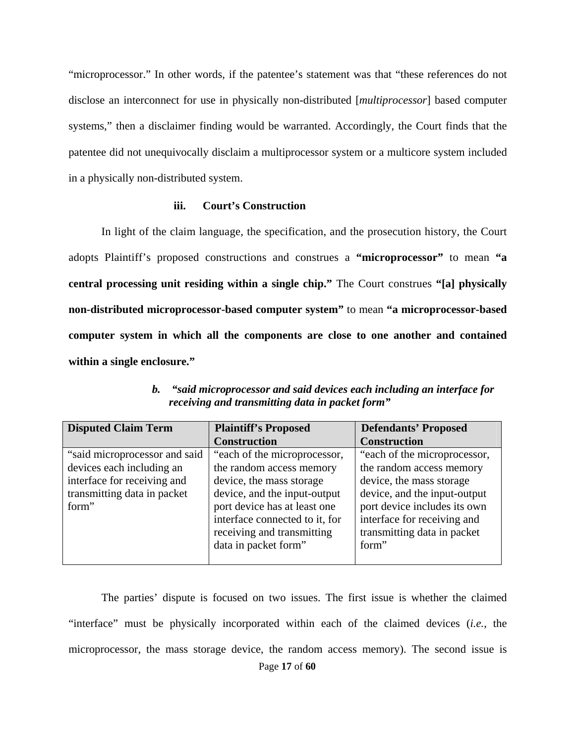"microprocessor." In other words, if the patentee's statement was that "these references do not disclose an interconnect for use in physically non-distributed [*multiprocessor*] based computer systems," then a disclaimer finding would be warranted. Accordingly, the Court finds that the patentee did not unequivocally disclaim a multiprocessor system or a multicore system included in a physically non-distributed system.

#### iii. Court's Construction

In light of the claim language, the specification, and the prosecution history, the Court adopts Plaintiff's proposed constructions and construes a **"microprocessor"** to mean **"a central processing unit residing within a single chip."** The Court construes **"[a] physically non-distributed microprocessor-based computer system"** to mean **"a microprocessor-based computer system in which all the components are close to one another and contained within a single enclosure."**

### *b. "said microprocessor and said devices each including an interface for receiving and transmitting data in packet form"*

| Disputed Claim Term | Plaintiff's Proposed Construction | Defendants' Proposed Construction |
|---|---|---|
| "said microprocessor and said devices each including an interface for receiving and transmitting data in packet form" | "each of the microprocessor, the random access memory device, the mass storage device, and the input-output port device has at least one interface connected to it, for receiving and transmitting data in packet form" | "each of the microprocessor, the random access memory device, the mass storage device, and the input-output port device includes its own interface for receiving and transmitting data in packet form" |

The parties' dispute is focused on two issues. The first issue is whether the claimed "interface" must be physically incorporated within each of the claimed devices (*i.e.*, the microprocessor, the mass storage device, the random access memory). The second issue is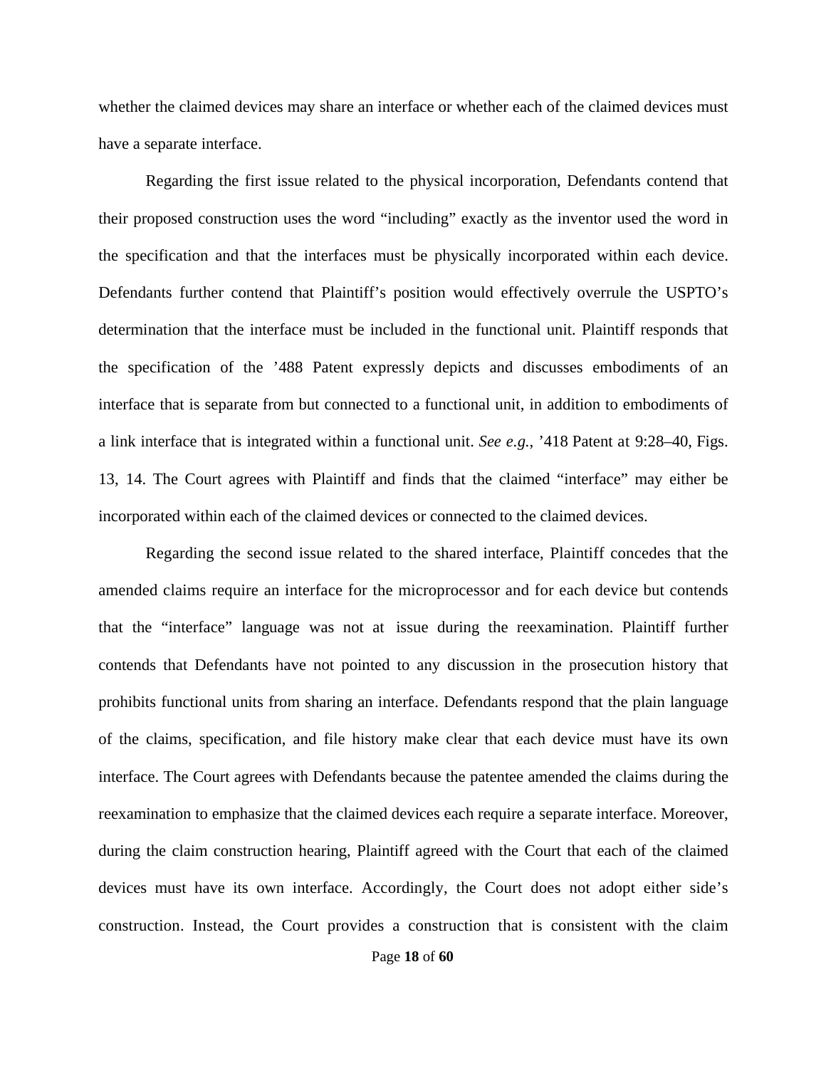whether the claimed devices may share an interface or whether each of the claimed devices must have a separate interface.

Regarding the first issue related to the physical incorporation, Defendants contend that their proposed construction uses the word "including" exactly as the inventor used the word in the specification and that the interfaces must be physically incorporated within each device. Defendants further contend that Plaintiff's position would effectively overrule the USPTO's determination that the interface must be included in the functional unit. Plaintiff responds that the specification of the '488 Patent expressly depicts and discusses embodiments of an interface that is separate from but connected to a functional unit, in addition to embodiments of a link interface that is integrated within a functional unit. *See e.g.*, '418 Patent at 9:28–40, Figs. 13, 14. The Court agrees with Plaintiff and finds that the claimed "interface" may either be incorporated within each of the claimed devices or connected to the claimed devices.

Regarding the second issue related to the shared interface, Plaintiff concedes that the amended claims require an interface for the microprocessor and for each device but contends that the "interface" language was not at issue during the reexamination. Plaintiff further contends that Defendants have not pointed to any discussion in the prosecution history that prohibits functional units from sharing an interface. Defendants respond that the plain language of the claims, specification, and file history make clear that each device must have its own interface. The Court agrees with Defendants because the patentee amended the claims during the reexamination to emphasize that the claimed devices each require a separate interface. Moreover, during the claim construction hearing, Plaintiff agreed with the Court that each of the claimed devices must have its own interface. Accordingly, the Court does not adopt either side's construction. Instead, the Court provides a construction that is consistent with the claim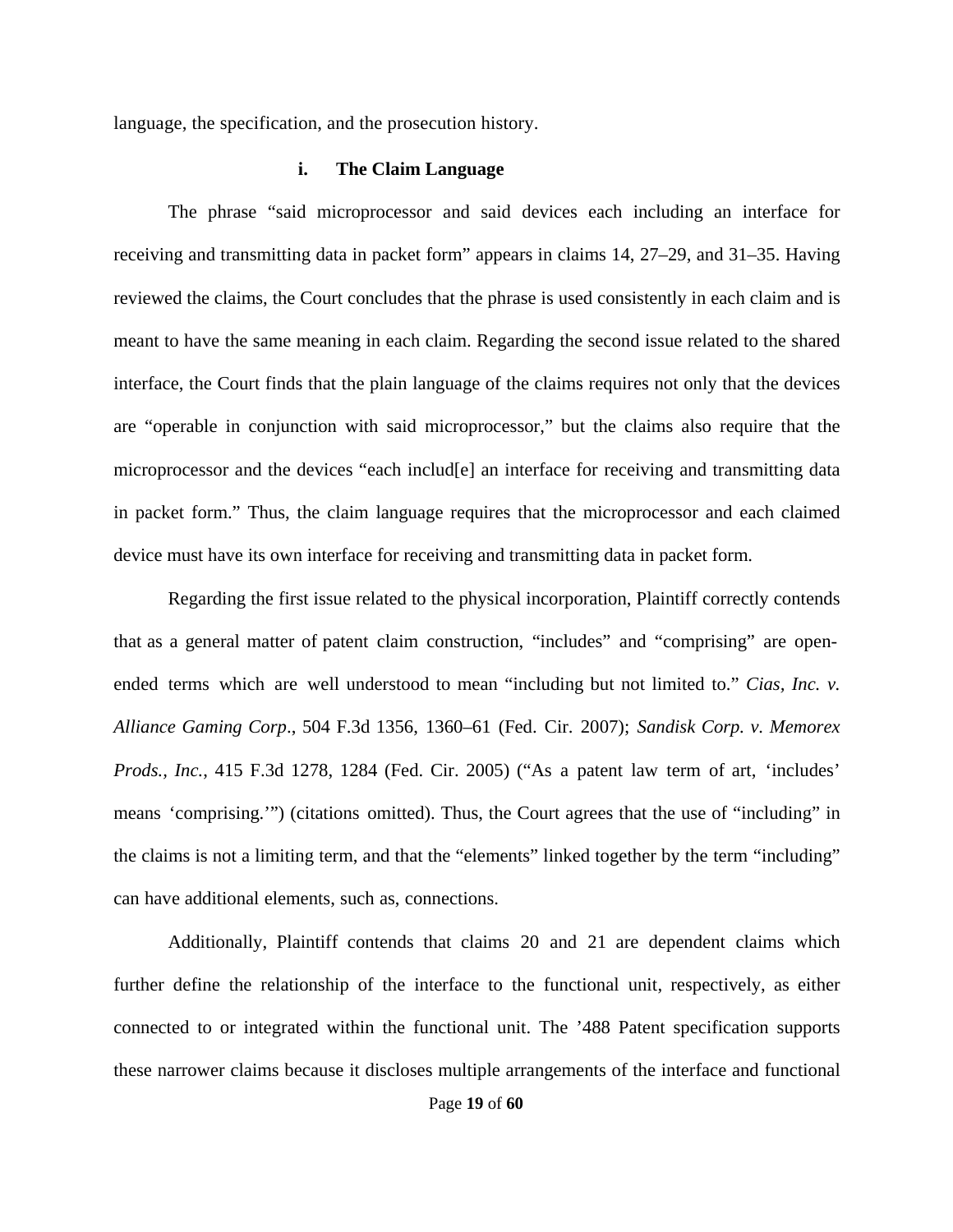language, the specification, and the prosecution history.

### i. The Claim Language

The phrase "said microprocessor and said devices each including an interface for receiving and transmitting data in packet form" appears in claims 14, 27–29, and 31–35. Having reviewed the claims, the Court concludes that the phrase is used consistently in each claim and is meant to have the same meaning in each claim. Regarding the second issue related to the shared interface, the Court finds that the plain language of the claims requires not only that the devices are "operable in conjunction with said microprocessor," but the claims also require that the microprocessor and the devices "each includ[e] an interface for receiving and transmitting data in packet form." Thus, the claim language requires that the microprocessor and each claimed device must have its own interface for receiving and transmitting data in packet form.

Regarding the first issue related to the physical incorporation, Plaintiff correctly contends that as a general matter of patent claim construction, "includes" and "comprising" are open-ended terms which are well understood to mean "including but not limited to." *Cias, Inc. v. Alliance Gaming Corp*., 504 F.3d 1356, 1360–61 (Fed. Cir. 2007); *Sandisk Corp. v. Memorex Prods., Inc.*, 415 F.3d 1278, 1284 (Fed. Cir. 2005) ("As a patent law term of art, 'includes' means 'comprising.'") (citations omitted). Thus, the Court agrees that the use of "including" in the claims is not a limiting term, and that the "elements" linked together by the term "including" can have additional elements, such as, connections.

Additionally, Plaintiff contends that claims 20 and 21 are dependent claims which further define the relationship of the interface to the functional unit, respectively, as either connected to or integrated within the functional unit. The '488 Patent specification supports these narrower claims because it discloses multiple arrangements of the interface and functional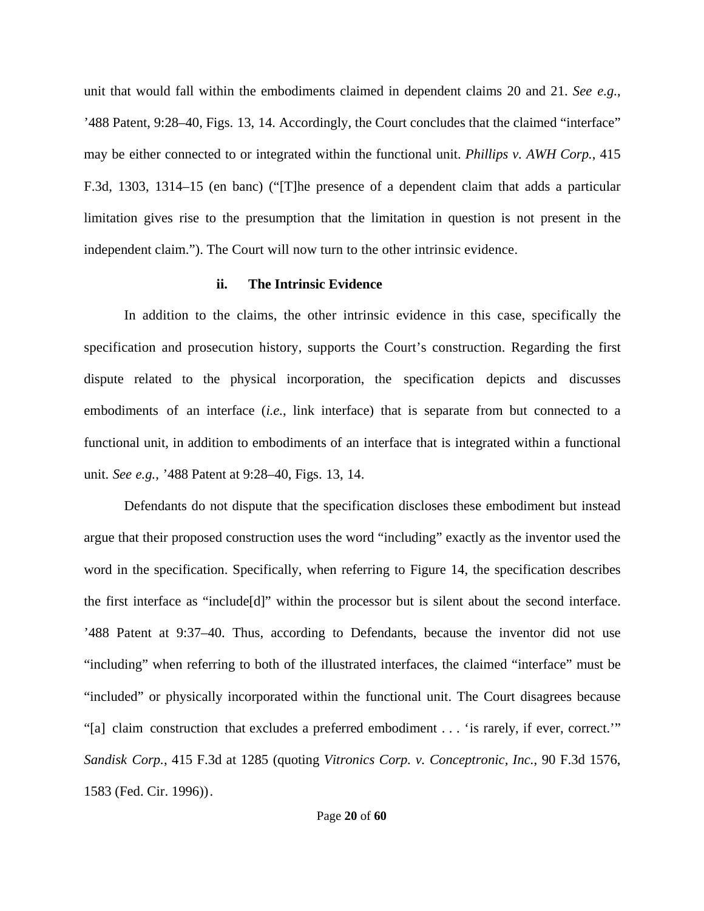unit that would fall within the embodiments claimed in dependent claims 20 and 21. *See e.g.*, ’488 Patent, 9:28–40, Figs. 13, 14. Accordingly, the Court concludes that the claimed “interface” may be either connected to or integrated within the functional unit. *Phillips v. AWH Corp.*, 415 F.3d, 1303, 1314–15 (en banc) (“[T]he presence of a dependent claim that adds a particular limitation gives rise to the presumption that the limitation in question is not present in the independent claim.”). The Court will now turn to the other intrinsic evidence.

### ii. The Intrinsic Evidence

In addition to the claims, the other intrinsic evidence in this case, specifically the specification and prosecution history, supports the Court’s construction. Regarding the first dispute related to the physical incorporation, the specification depicts and discusses embodiments of an interface (*i.e.*, link interface) that is separate from but connected to a functional unit, in addition to embodiments of an interface that is integrated within a functional unit. *See e.g.*, ’488 Patent at 9:28–40, Figs. 13, 14.

Defendants do not dispute that the specification discloses these embodiment but instead argue that their proposed construction uses the word “including” exactly as the inventor used the word in the specification. Specifically, when referring to Figure 14, the specification describes the first interface as “include[d]” within the processor but is silent about the second interface. ’488 Patent at 9:37–40. Thus, according to Defendants, because the inventor did not use “including” when referring to both of the illustrated interfaces, the claimed “interface” must be “included” or physically incorporated within the functional unit. The Court disagrees because “[a] claim construction that excludes a preferred embodiment . . . ‘is rarely, if ever, correct.’” *Sandisk Corp.*, 415 F.3d at 1285 (quoting *Vitronics Corp. v. Conceptronic, Inc.*, 90 F.3d 1576, 1583 (Fed. Cir. 1996)).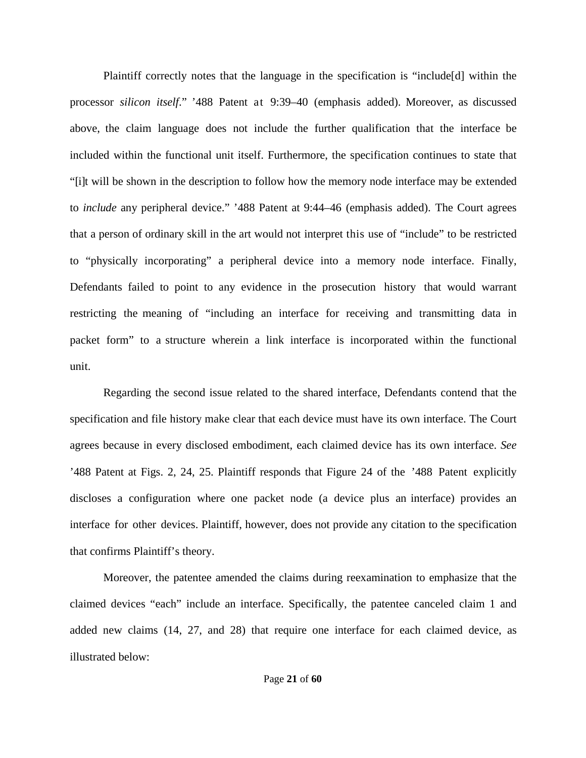Plaintiff correctly notes that the language in the specification is "include[d] within the processor *silicon itself*." '488 Patent at 9:39–40 (emphasis added). Moreover, as discussed above, the claim language does not include the further qualification that the interface be included within the functional unit itself. Furthermore, the specification continues to state that "[i]t will be shown in the description to follow how the memory node interface may be extended to *include* any peripheral device." '488 Patent at 9:44–46 (emphasis added). The Court agrees that a person of ordinary skill in the art would not interpret this use of "include" to be restricted to "physically incorporating" a peripheral device into a memory node interface. Finally, Defendants failed to point to any evidence in the prosecution history that would warrant restricting the meaning of "including an interface for receiving and transmitting data in packet form" to a structure wherein a link interface is incorporated within the functional unit.

Regarding the second issue related to the shared interface, Defendants contend that the specification and file history make clear that each device must have its own interface. The Court agrees because in every disclosed embodiment, each claimed device has its own interface. *See* '488 Patent at Figs. 2, 24, 25. Plaintiff responds that Figure 24 of the '488 Patent explicitly discloses a configuration where one packet node (a device plus an interface) provides an interface for other devices. Plaintiff, however, does not provide any citation to the specification that confirms Plaintiff's theory.

Moreover, the patentee amended the claims during reexamination to emphasize that the claimed devices "each" include an interface. Specifically, the patentee canceled claim 1 and added new claims (14, 27, and 28) that require one interface for each claimed device, as illustrated below: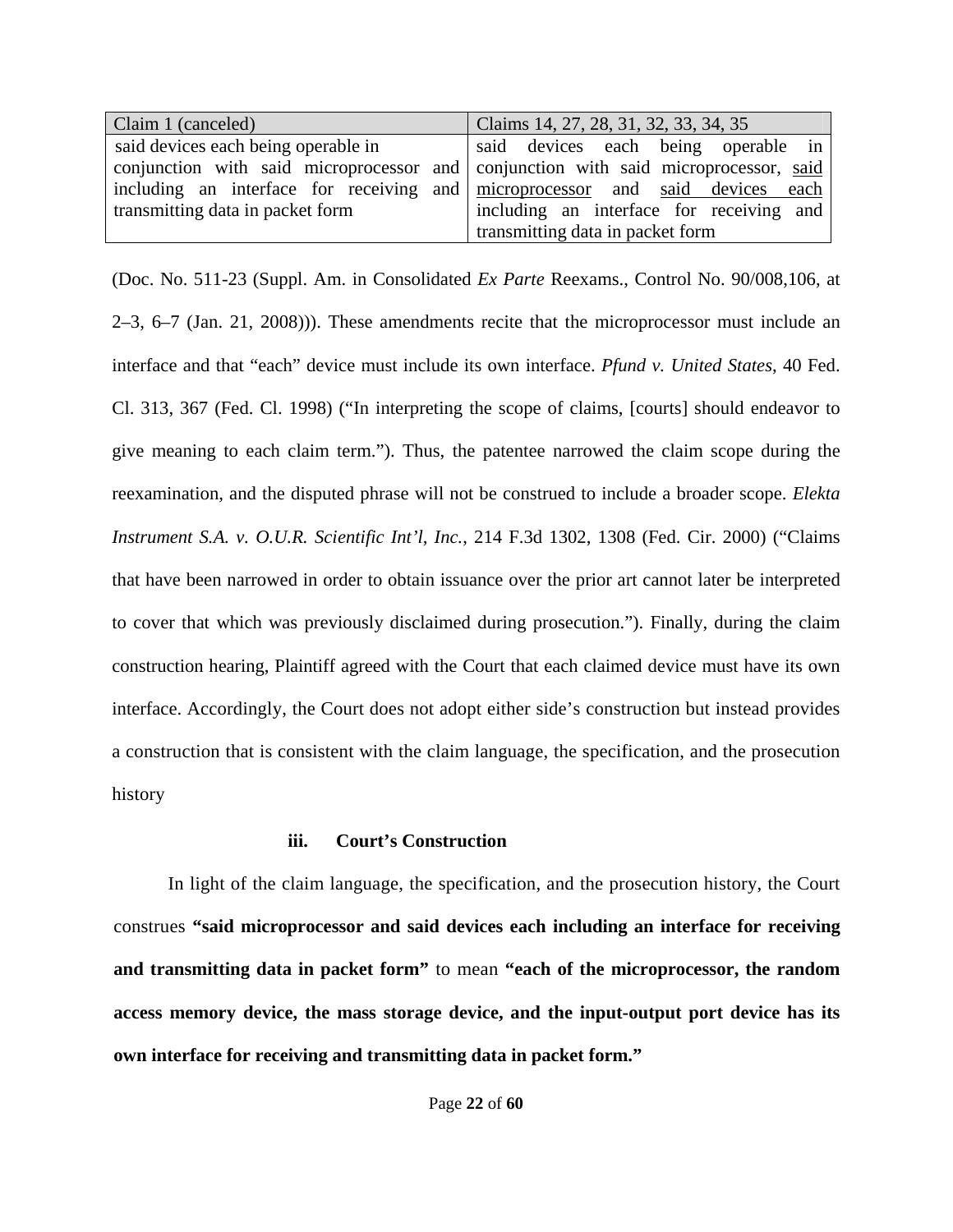| Claim 1 (canceled) | Claims 14, 27, 28, 31, 32, 33, 34, 35 |
|---|---|
| said devices each being operable in conjunction with said microprocessor and including an interface for receiving and transmitting data in packet form | said devices each being operable in conjunction with said microprocessor, <u>said microprocessor</u> and <u>said devices each</u> including an interface for receiving and transmitting data in packet form |

(Doc. No. 511-23 (Suppl. Am. in Consolidated *Ex Parte* Reexams., Control No. 90/008,106, at 2–3, 6–7 (Jan. 21, 2008))). These amendments recite that the microprocessor must include an interface and that "each" device must include its own interface. *Pfund v. United States*, 40 Fed. Cl. 313, 367 (Fed. Cl. 1998) ("In interpreting the scope of claims, [courts] should endeavor to give meaning to each claim term."). Thus, the patentee narrowed the claim scope during the reexamination, and the disputed phrase will not be construed to include a broader scope. *Elekta Instrument S.A. v. O.U.R. Scientific Int'l, Inc.*, 214 F.3d 1302, 1308 (Fed. Cir. 2000) ("Claims that have been narrowed in order to obtain issuance over the prior art cannot later be interpreted to cover that which was previously disclaimed during prosecution."). Finally, during the claim construction hearing, Plaintiff agreed with the Court that each claimed device must have its own interface. Accordingly, the Court does not adopt either side's construction but instead provides a construction that is consistent with the claim language, the specification, and the prosecution history

#### iii. Court's Construction

In light of the claim language, the specification, and the prosecution history, the Court construes **"said microprocessor and said devices each including an interface for receiving and transmitting data in packet form"** to mean **"each of the microprocessor, the random access memory device, the mass storage device, and the input-output port device has its own interface for receiving and transmitting data in packet form."**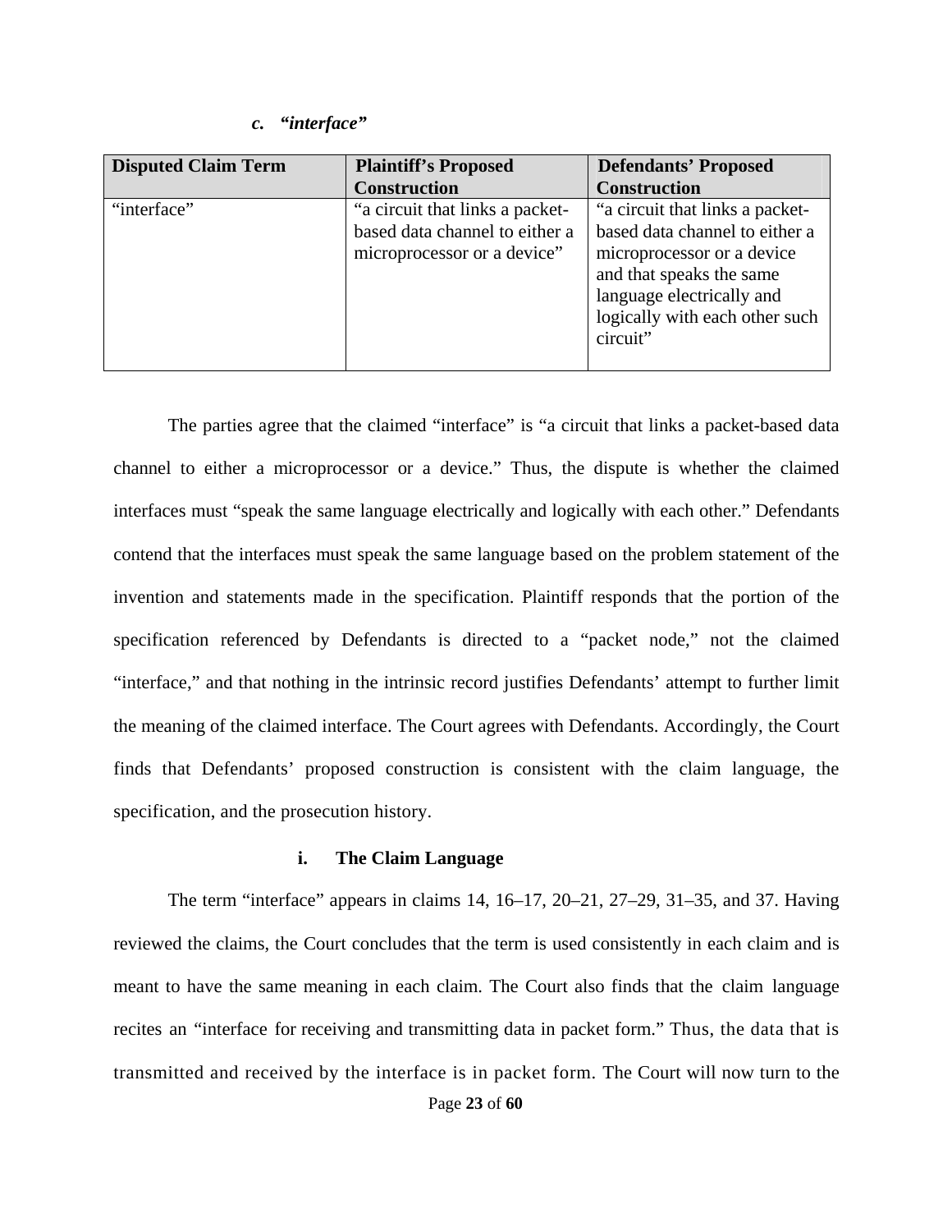### *c. "interface"*

| Disputed Claim Term | Plaintiff's Proposed Construction | Defendants' Proposed Construction |
|---|---|---|
| "interface" | "a circuit that links a packet-based data channel to either a microprocessor or a device" | "a circuit that links a packet-based data channel to either a microprocessor or a device and that speaks the same language electrically and logically with each other such circuit" |

The parties agree that the claimed "interface" is "a circuit that links a packet-based data channel to either a microprocessor or a device." Thus, the dispute is whether the claimed interfaces must "speak the same language electrically and logically with each other." Defendants contend that the interfaces must speak the same language based on the problem statement of the invention and statements made in the specification. Plaintiff responds that the portion of the specification referenced by Defendants is directed to a "packet node," not the claimed "interface," and that nothing in the intrinsic record justifies Defendants' attempt to further limit the meaning of the claimed interface. The Court agrees with Defendants. Accordingly, the Court finds that Defendants' proposed construction is consistent with the claim language, the specification, and the prosecution history.

#### i. The Claim Language

The term "interface" appears in claims 14, 16–17, 20–21, 27–29, 31–35, and 37. Having reviewed the claims, the Court concludes that the term is used consistently in each claim and is meant to have the same meaning in each claim. The Court also finds that the claim language recites an "interface for receiving and transmitting data in packet form." Thus, the data that is transmitted and received by the interface is in packet form. The Court will now turn to the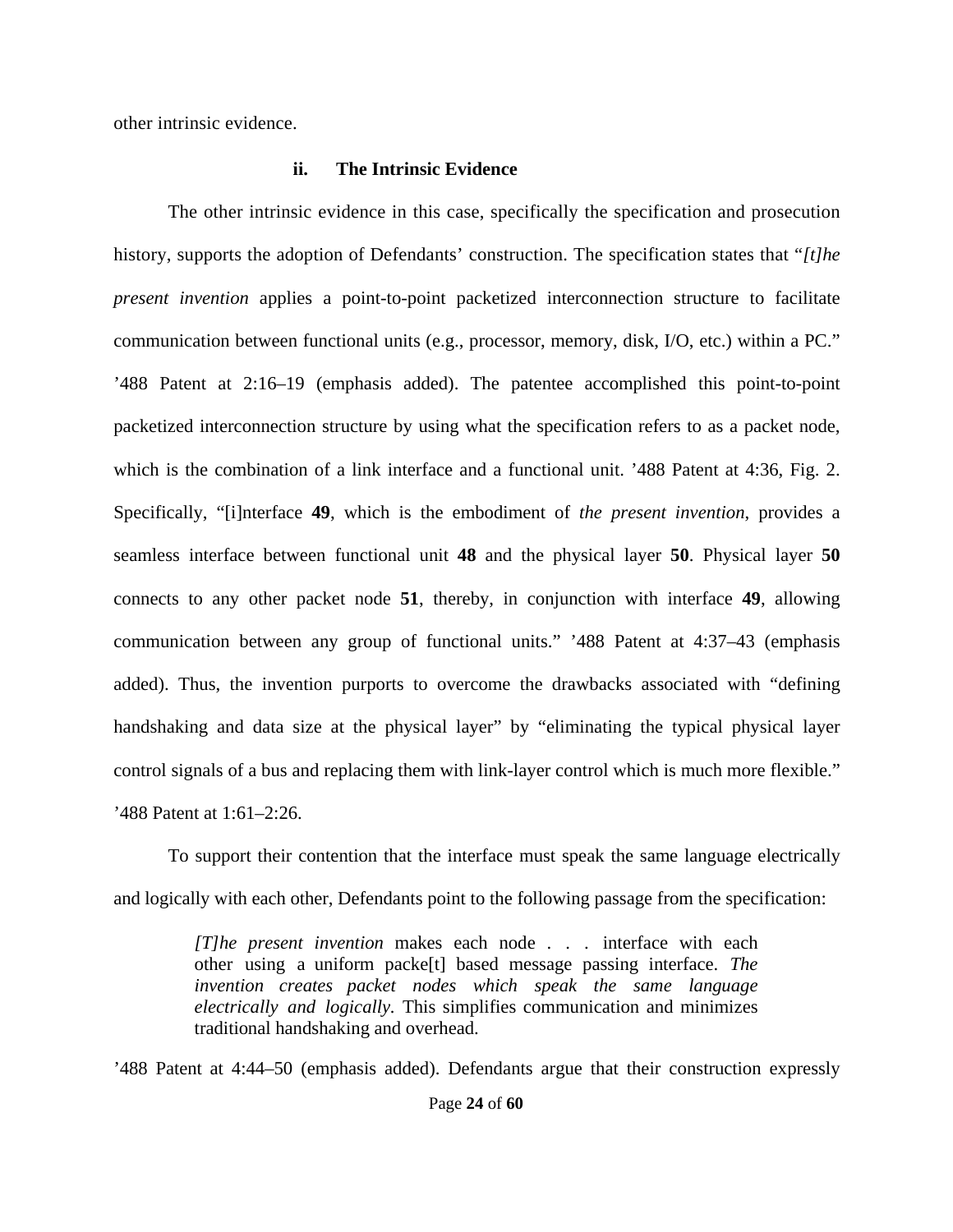other intrinsic evidence.

### ii. The Intrinsic Evidence

The other intrinsic evidence in this case, specifically the specification and prosecution history, supports the adoption of Defendants' construction. The specification states that "*[t]he present invention* applies a point-to-point packetized interconnection structure to facilitate communication between functional units (e.g., processor, memory, disk, I/O, etc.) within a PC." '488 Patent at 2:16–19 (emphasis added). The patentee accomplished this point-to-point packetized interconnection structure by using what the specification refers to as a packet node, which is the combination of a link interface and a functional unit. '488 Patent at 4:36, Fig. 2. Specifically, "[i]nterface **49**, which is the embodiment of *the present invention*, provides a seamless interface between functional unit **48** and the physical layer **50**. Physical layer **50** connects to any other packet node **51**, thereby, in conjunction with interface **49**, allowing communication between any group of functional units." '488 Patent at 4:37–43 (emphasis added). Thus, the invention purports to overcome the drawbacks associated with "defining handshaking and data size at the physical layer" by "eliminating the typical physical layer control signals of a bus and replacing them with link-layer control which is much more flexible." '488 Patent at 1:61–2:26.

To support their contention that the interface must speak the same language electrically and logically with each other, Defendants point to the following passage from the specification:

> *[T]he present invention* makes each node . . . interface with each other using a uniform packe[t] based message passing interface. *The invention creates packet nodes which speak the same language electrically and logically.* This simplifies communication and minimizes traditional handshaking and overhead.

'488 Patent at 4:44–50 (emphasis added). Defendants argue that their construction expressly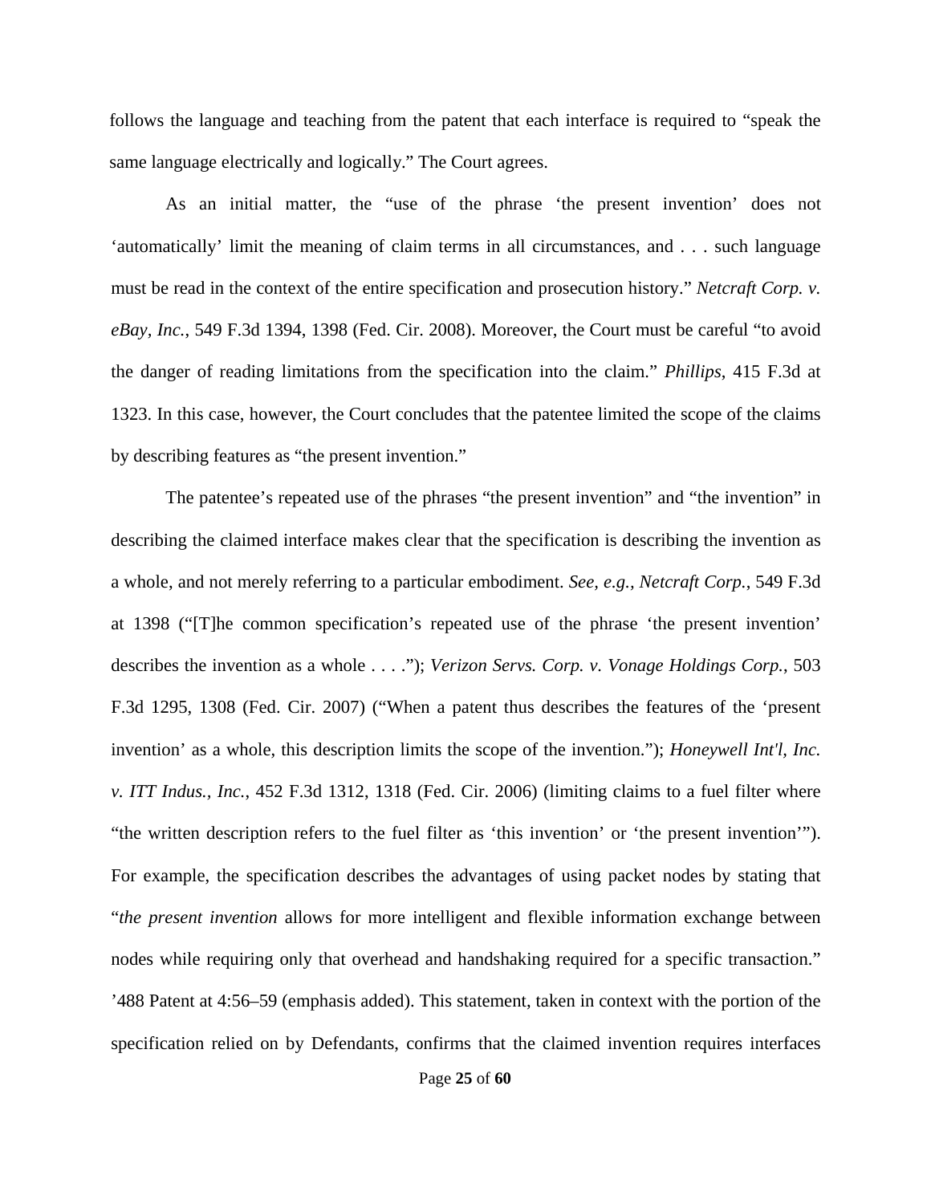follows the language and teaching from the patent that each interface is required to "speak the same language electrically and logically." The Court agrees.

As an initial matter, the "use of the phrase 'the present invention' does not 'automatically' limit the meaning of claim terms in all circumstances, and . . . such language must be read in the context of the entire specification and prosecution history." *Netcraft Corp. v. eBay, Inc.*, 549 F.3d 1394, 1398 (Fed. Cir. 2008). Moreover, the Court must be careful "to avoid the danger of reading limitations from the specification into the claim." *Phillips*, 415 F.3d at 1323. In this case, however, the Court concludes that the patentee limited the scope of the claims by describing features as "the present invention."

The patentee's repeated use of the phrases "the present invention" and "the invention" in describing the claimed interface makes clear that the specification is describing the invention as a whole, and not merely referring to a particular embodiment. *See, e.g.*, *Netcraft Corp.*, 549 F.3d at 1398 ("[T]he common specification's repeated use of the phrase 'the present invention' describes the invention as a whole . . . ."); *Verizon Servs. Corp. v. Vonage Holdings Corp.*, 503 F.3d 1295, 1308 (Fed. Cir. 2007) ("When a patent thus describes the features of the 'present invention' as a whole, this description limits the scope of the invention."); *Honeywell Int'l, Inc. v. ITT Indus., Inc.*, 452 F.3d 1312, 1318 (Fed. Cir. 2006) (limiting claims to a fuel filter where "the written description refers to the fuel filter as 'this invention' or 'the present invention'"). For example, the specification describes the advantages of using packet nodes by stating that "*the present invention* allows for more intelligent and flexible information exchange between nodes while requiring only that overhead and handshaking required for a specific transaction." '488 Patent at 4:56–59 (emphasis added). This statement, taken in context with the portion of the specification relied on by Defendants, confirms that the claimed invention requires interfaces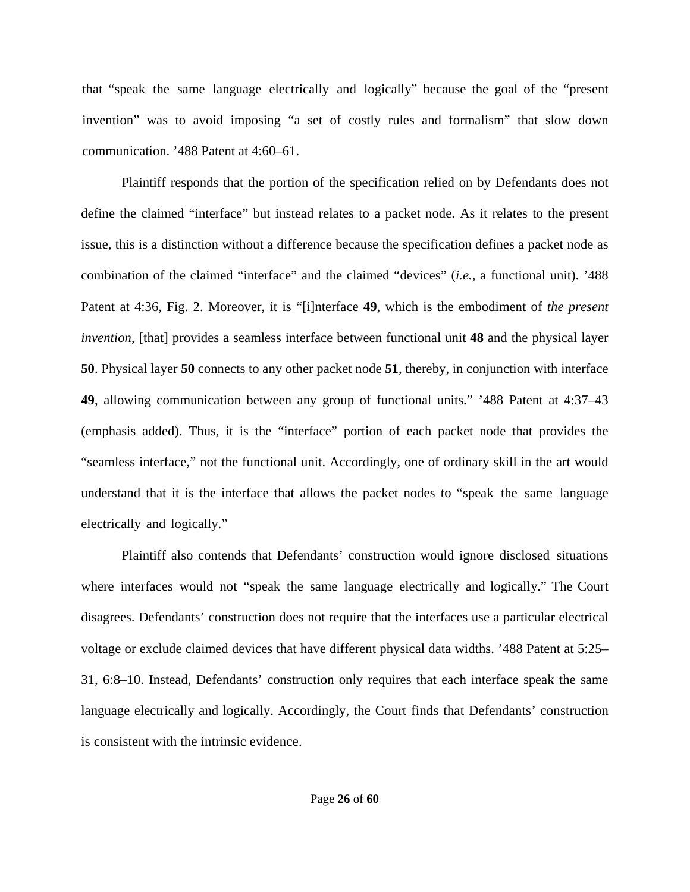that "speak the same language electrically and logically" because the goal of the "present invention" was to avoid imposing "a set of costly rules and formalism" that slow down communication. '488 Patent at 4:60–61.

Plaintiff responds that the portion of the specification relied on by Defendants does not define the claimed "interface" but instead relates to a packet node. As it relates to the present issue, this is a distinction without a difference because the specification defines a packet node as combination of the claimed "interface" and the claimed "devices" (*i.e.*, a functional unit). '488 Patent at 4:36, Fig. 2. Moreover, it is "[i]nterface **49**, which is the embodiment of *the present invention*, [that] provides a seamless interface between functional unit **48** and the physical layer **50**. Physical layer **50** connects to any other packet node **51**, thereby, in conjunction with interface **49**, allowing communication between any group of functional units." '488 Patent at 4:37–43 (emphasis added). Thus, it is the "interface" portion of each packet node that provides the "seamless interface," not the functional unit. Accordingly, one of ordinary skill in the art would understand that it is the interface that allows the packet nodes to "speak the same language electrically and logically."

Plaintiff also contends that Defendants' construction would ignore disclosed situations where interfaces would not "speak the same language electrically and logically." The Court disagrees. Defendants' construction does not require that the interfaces use a particular electrical voltage or exclude claimed devices that have different physical data widths. '488 Patent at 5:25–31, 6:8–10. Instead, Defendants' construction only requires that each interface speak the same language electrically and logically. Accordingly, the Court finds that Defendants' construction is consistent with the intrinsic evidence.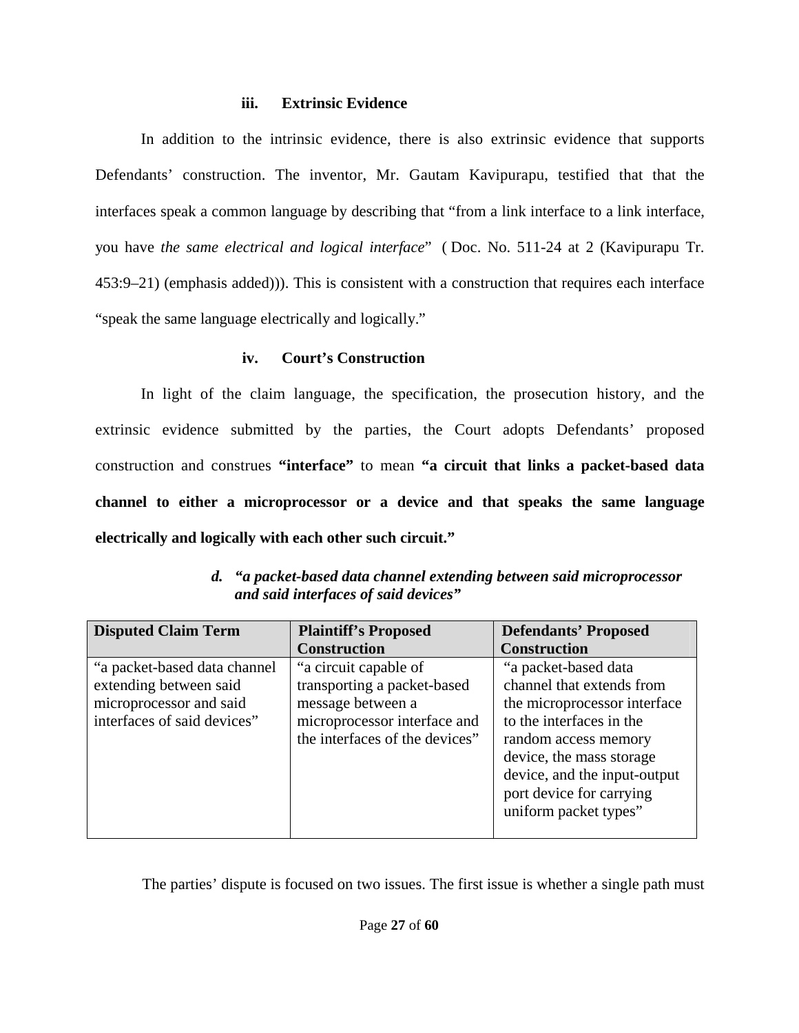#### iii. Extrinsic Evidence

In addition to the intrinsic evidence, there is also extrinsic evidence that supports Defendants' construction. The inventor, Mr. Gautam Kavipurapu, testified that that the interfaces speak a common language by describing that "from a link interface to a link interface, you have *the same electrical and logical interface*" ( Doc. No. 511-24 at 2 (Kavipurapu Tr. 453:9–21) (emphasis added))). This is consistent with a construction that requires each interface "speak the same language electrically and logically."

#### iv. Court's Construction

In light of the claim language, the specification, the prosecution history, and the extrinsic evidence submitted by the parties, the Court adopts Defendants' proposed construction and construes **"interface"** to mean **"a circuit that links a packet-based data channel to either a microprocessor or a device and that speaks the same language electrically and logically with each other such circuit."**

### *d. "a packet-based data channel extending between said microprocessor and said interfaces of said devices"*

| Disputed Claim Term | Plaintiff's Proposed Construction | Defendants' Proposed Construction |
|---|---|---|
| "a packet-based data channel extending between said microprocessor and said interfaces of said devices" | "a circuit capable of transporting a packet-based message between a microprocessor interface and the interfaces of the devices" | "a packet-based data channel that extends from the microprocessor interface to the interfaces in the random access memory device, the mass storage device, and the input-output port device for carrying uniform packet types" |

The parties' dispute is focused on two issues. The first issue is whether a single path must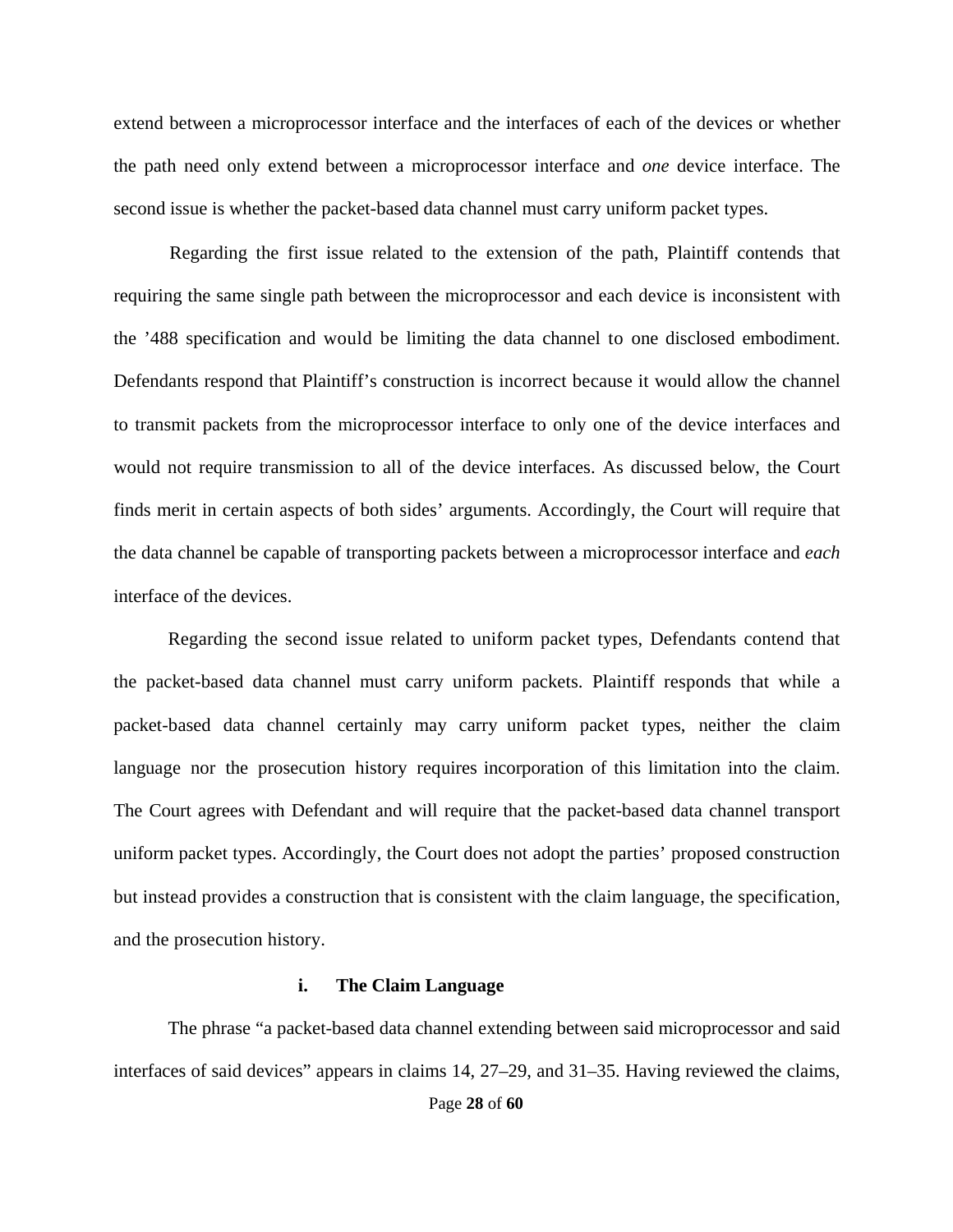extend between a microprocessor interface and the interfaces of each of the devices or whether the path need only extend between a microprocessor interface and *one* device interface. The second issue is whether the packet-based data channel must carry uniform packet types.

Regarding the first issue related to the extension of the path, Plaintiff contends that requiring the same single path between the microprocessor and each device is inconsistent with the '488 specification and would be limiting the data channel to one disclosed embodiment. Defendants respond that Plaintiff's construction is incorrect because it would allow the channel to transmit packets from the microprocessor interface to only one of the device interfaces and would not require transmission to all of the device interfaces. As discussed below, the Court finds merit in certain aspects of both sides' arguments. Accordingly, the Court will require that the data channel be capable of transporting packets between a microprocessor interface and *each* interface of the devices.

Regarding the second issue related to uniform packet types, Defendants contend that the packet-based data channel must carry uniform packets. Plaintiff responds that while a packet-based data channel certainly may carry uniform packet types, neither the claim language nor the prosecution history requires incorporation of this limitation into the claim. The Court agrees with Defendant and will require that the packet-based data channel transport uniform packet types. Accordingly, the Court does not adopt the parties' proposed construction but instead provides a construction that is consistent with the claim language, the specification, and the prosecution history.

#### i. The Claim Language

The phrase "a packet-based data channel extending between said microprocessor and said interfaces of said devices" appears in claims 14, 27–29, and 31–35. Having reviewed the claims,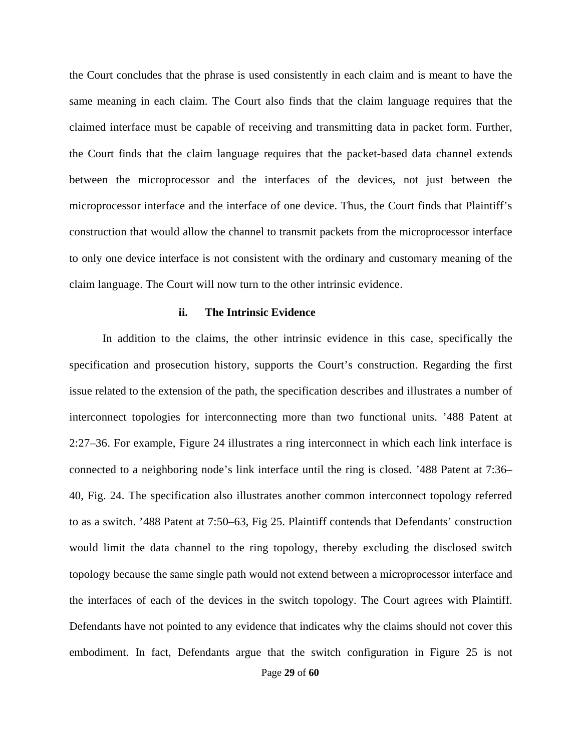the Court concludes that the phrase is used consistently in each claim and is meant to have the same meaning in each claim. The Court also finds that the claim language requires that the claimed interface must be capable of receiving and transmitting data in packet form. Further, the Court finds that the claim language requires that the packet-based data channel extends between the microprocessor and the interfaces of the devices, not just between the microprocessor interface and the interface of one device. Thus, the Court finds that Plaintiff's construction that would allow the channel to transmit packets from the microprocessor interface to only one device interface is not consistent with the ordinary and customary meaning of the claim language. The Court will now turn to the other intrinsic evidence.

#### ii. The Intrinsic Evidence

In addition to the claims, the other intrinsic evidence in this case, specifically the specification and prosecution history, supports the Court's construction. Regarding the first issue related to the extension of the path, the specification describes and illustrates a number of interconnect topologies for interconnecting more than two functional units. '488 Patent at 2:27–36. For example, Figure 24 illustrates a ring interconnect in which each link interface is connected to a neighboring node's link interface until the ring is closed. '488 Patent at 7:36–40, Fig. 24. The specification also illustrates another common interconnect topology referred to as a switch. '488 Patent at 7:50–63, Fig 25. Plaintiff contends that Defendants' construction would limit the data channel to the ring topology, thereby excluding the disclosed switch topology because the same single path would not extend between a microprocessor interface and the interfaces of each of the devices in the switch topology. The Court agrees with Plaintiff. Defendants have not pointed to any evidence that indicates why the claims should not cover this embodiment. In fact, Defendants argue that the switch configuration in Figure 25 is not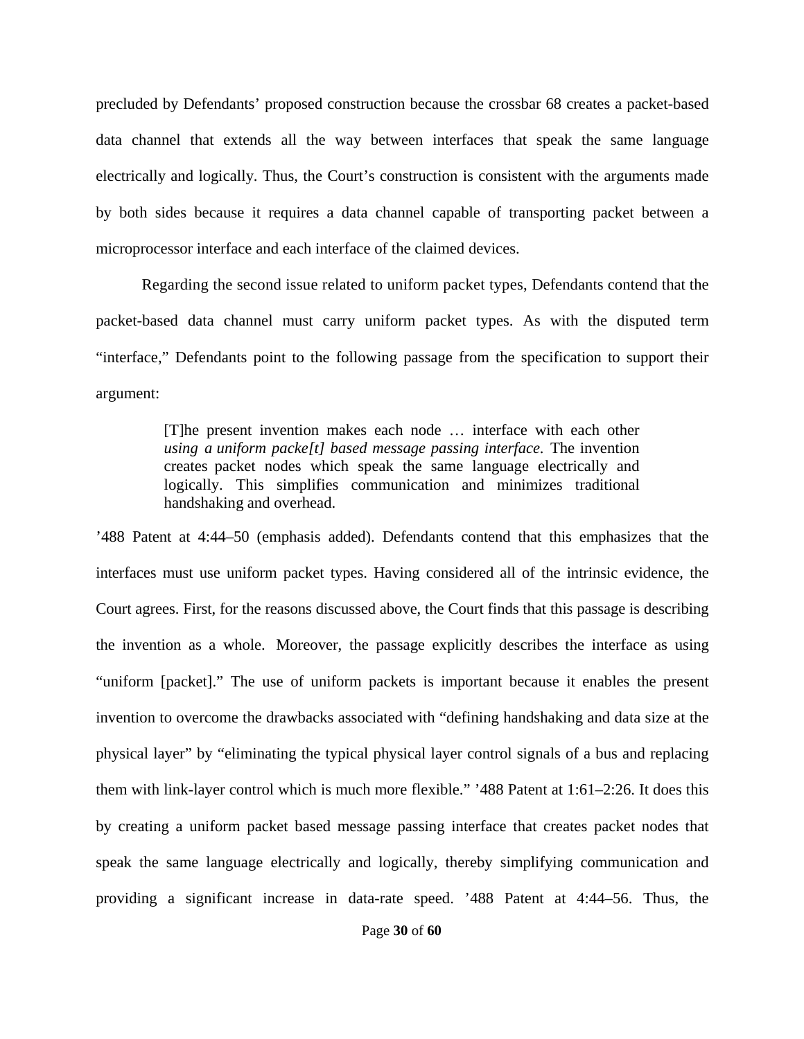precluded by Defendants' proposed construction because the crossbar 68 creates a packet-based data channel that extends all the way between interfaces that speak the same language electrically and logically. Thus, the Court's construction is consistent with the arguments made by both sides because it requires a data channel capable of transporting packet between a microprocessor interface and each interface of the claimed devices.

Regarding the second issue related to uniform packet types, Defendants contend that the packet-based data channel must carry uniform packet types. As with the disputed term "interface," Defendants point to the following passage from the specification to support their argument:

> [T]he present invention makes each node … interface with each other *using a uniform packe[t] based message passing interface.* The invention creates packet nodes which speak the same language electrically and logically. This simplifies communication and minimizes traditional handshaking and overhead.

'488 Patent at 4:44–50 (emphasis added). Defendants contend that this emphasizes that the interfaces must use uniform packet types. Having considered all of the intrinsic evidence, the Court agrees. First, for the reasons discussed above, the Court finds that this passage is describing the invention as a whole. Moreover, the passage explicitly describes the interface as using "uniform [packet]." The use of uniform packets is important because it enables the present invention to overcome the drawbacks associated with "defining handshaking and data size at the physical layer" by "eliminating the typical physical layer control signals of a bus and replacing them with link-layer control which is much more flexible." '488 Patent at 1:61–2:26. It does this by creating a uniform packet based message passing interface that creates packet nodes that speak the same language electrically and logically, thereby simplifying communication and providing a significant increase in data-rate speed. '488 Patent at 4:44–56. Thus, the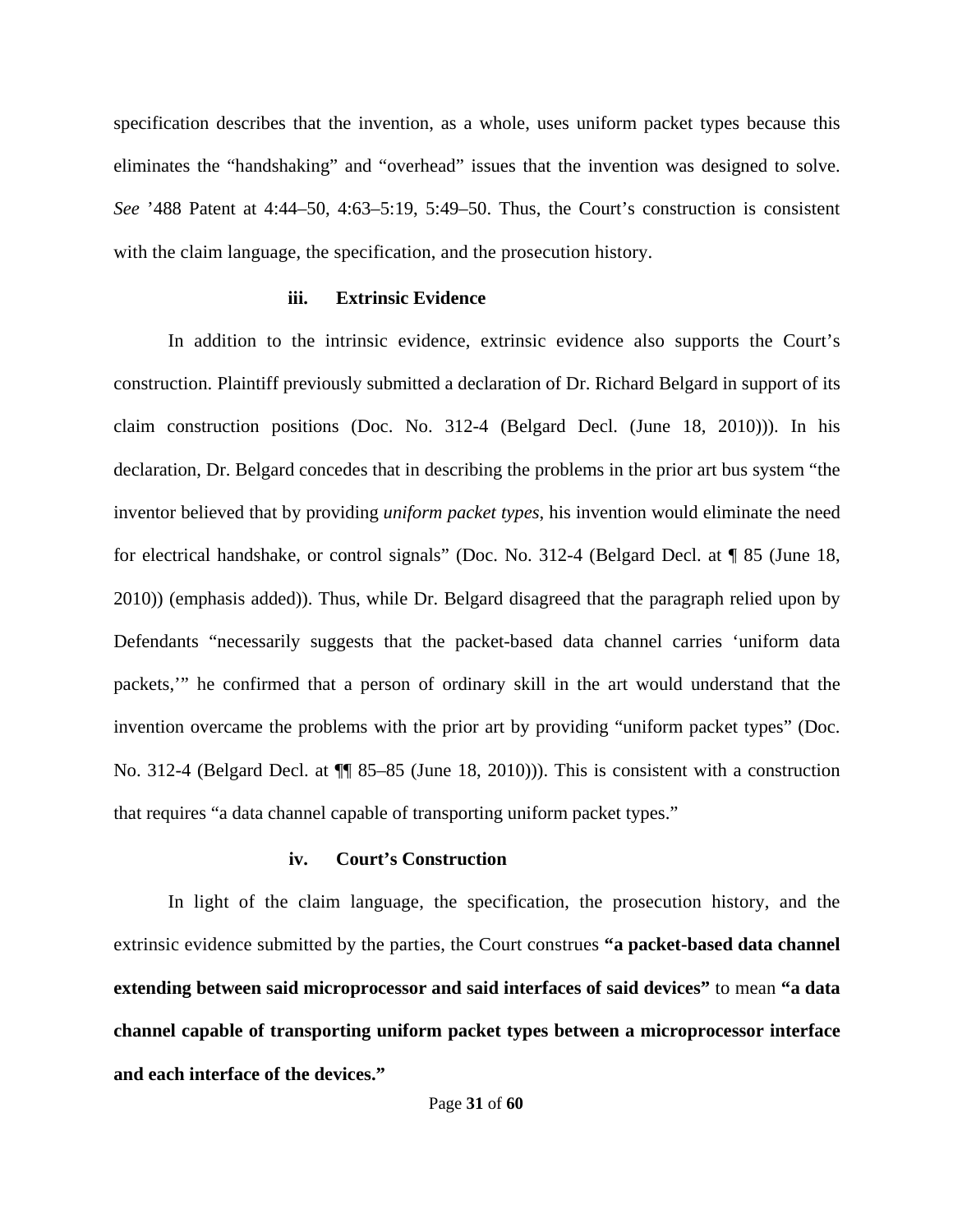specification describes that the invention, as a whole, uses uniform packet types because this eliminates the "handshaking" and "overhead" issues that the invention was designed to solve. *See* '488 Patent at 4:44–50, 4:63–5:19, 5:49–50. Thus, the Court's construction is consistent with the claim language, the specification, and the prosecution history.

#### iii. Extrinsic Evidence

In addition to the intrinsic evidence, extrinsic evidence also supports the Court's construction. Plaintiff previously submitted a declaration of Dr. Richard Belgard in support of its claim construction positions (Doc. No. 312-4 (Belgard Decl. (June 18, 2010))). In his declaration, Dr. Belgard concedes that in describing the problems in the prior art bus system "the inventor believed that by providing *uniform packet types*, his invention would eliminate the need for electrical handshake, or control signals" (Doc. No. 312-4 (Belgard Decl. at ¶ 85 (June 18, 2010)) (emphasis added)). Thus, while Dr. Belgard disagreed that the paragraph relied upon by Defendants "necessarily suggests that the packet-based data channel carries 'uniform data packets,'" he confirmed that a person of ordinary skill in the art would understand that the invention overcame the problems with the prior art by providing "uniform packet types" (Doc. No. 312-4 (Belgard Decl. at ¶¶ 85–85 (June 18, 2010))). This is consistent with a construction that requires "a data channel capable of transporting uniform packet types."

#### iv. Court's Construction

In light of the claim language, the specification, the prosecution history, and the extrinsic evidence submitted by the parties, the Court construes **"a packet-based data channel extending between said microprocessor and said interfaces of said devices"** to mean **"a data channel capable of transporting uniform packet types between a microprocessor interface and each interface of the devices."**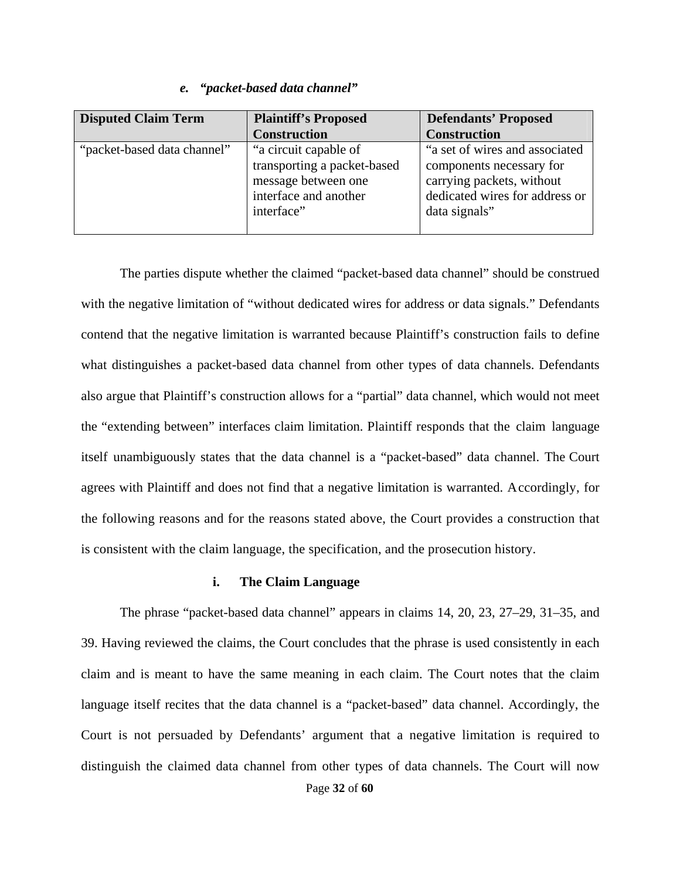*e. "packet-based data channel"*

| Disputed Claim Term | Plaintiff's Proposed Construction | Defendants' Proposed Construction |
|---|---|---|
| "packet-based data channel" | "a circuit capable of transporting a packet-based message between one interface and another interface" | "a set of wires and associated components necessary for carrying packets, without dedicated wires for address or data signals" |

The parties dispute whether the claimed "packet-based data channel" should be construed with the negative limitation of "without dedicated wires for address or data signals." Defendants contend that the negative limitation is warranted because Plaintiff's construction fails to define what distinguishes a packet-based data channel from other types of data channels. Defendants also argue that Plaintiff's construction allows for a "partial" data channel, which would not meet the "extending between" interfaces claim limitation. Plaintiff responds that the claim language itself unambiguously states that the data channel is a "packet-based" data channel. The Court agrees with Plaintiff and does not find that a negative limitation is warranted. Accordingly, for the following reasons and for the reasons stated above, the Court provides a construction that is consistent with the claim language, the specification, and the prosecution history.

**i. The Claim Language**

The phrase "packet-based data channel" appears in claims 14, 20, 23, 27–29, 31–35, and 39. Having reviewed the claims, the Court concludes that the phrase is used consistently in each claim and is meant to have the same meaning in each claim. The Court notes that the claim language itself recites that the data channel is a "packet-based" data channel. Accordingly, the Court is not persuaded by Defendants' argument that a negative limitation is required to distinguish the claimed data channel from other types of data channels. The Court will now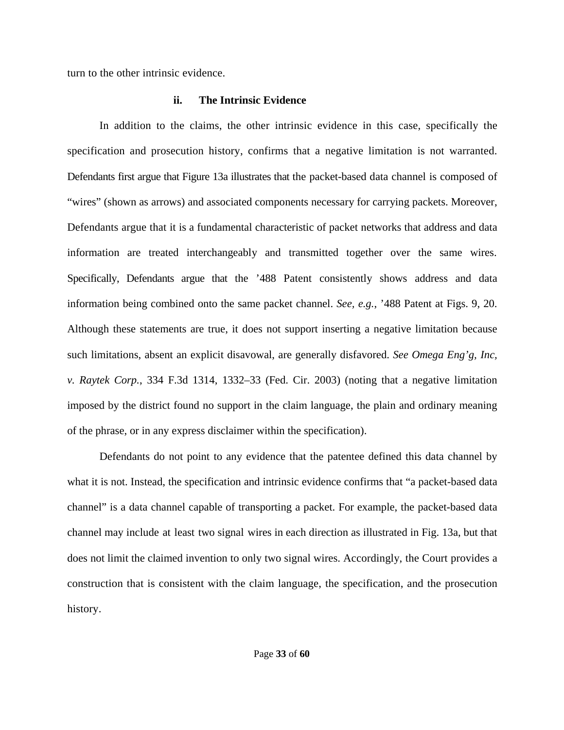turn to the other intrinsic evidence.

### ii. The Intrinsic Evidence

In addition to the claims, the other intrinsic evidence in this case, specifically the specification and prosecution history, confirms that a negative limitation is not warranted. Defendants first argue that Figure 13a illustrates that the packet-based data channel is composed of "wires" (shown as arrows) and associated components necessary for carrying packets. Moreover, Defendants argue that it is a fundamental characteristic of packet networks that address and data information are treated interchangeably and transmitted together over the same wires. Specifically, Defendants argue that the '488 Patent consistently shows address and data information being combined onto the same packet channel. *See, e.g.*, '488 Patent at Figs. 9, 20. Although these statements are true, it does not support inserting a negative limitation because such limitations, absent an explicit disavowal, are generally disfavored. *See Omega Eng'g, Inc, v. Raytek Corp.*, 334 F.3d 1314, 1332–33 (Fed. Cir. 2003) (noting that a negative limitation imposed by the district found no support in the claim language, the plain and ordinary meaning of the phrase, or in any express disclaimer within the specification).

Defendants do not point to any evidence that the patentee defined this data channel by what it is not. Instead, the specification and intrinsic evidence confirms that "a packet-based data channel" is a data channel capable of transporting a packet. For example, the packet-based data channel may include at least two signal wires in each direction as illustrated in Fig. 13a, but that does not limit the claimed invention to only two signal wires. Accordingly, the Court provides a construction that is consistent with the claim language, the specification, and the prosecution history.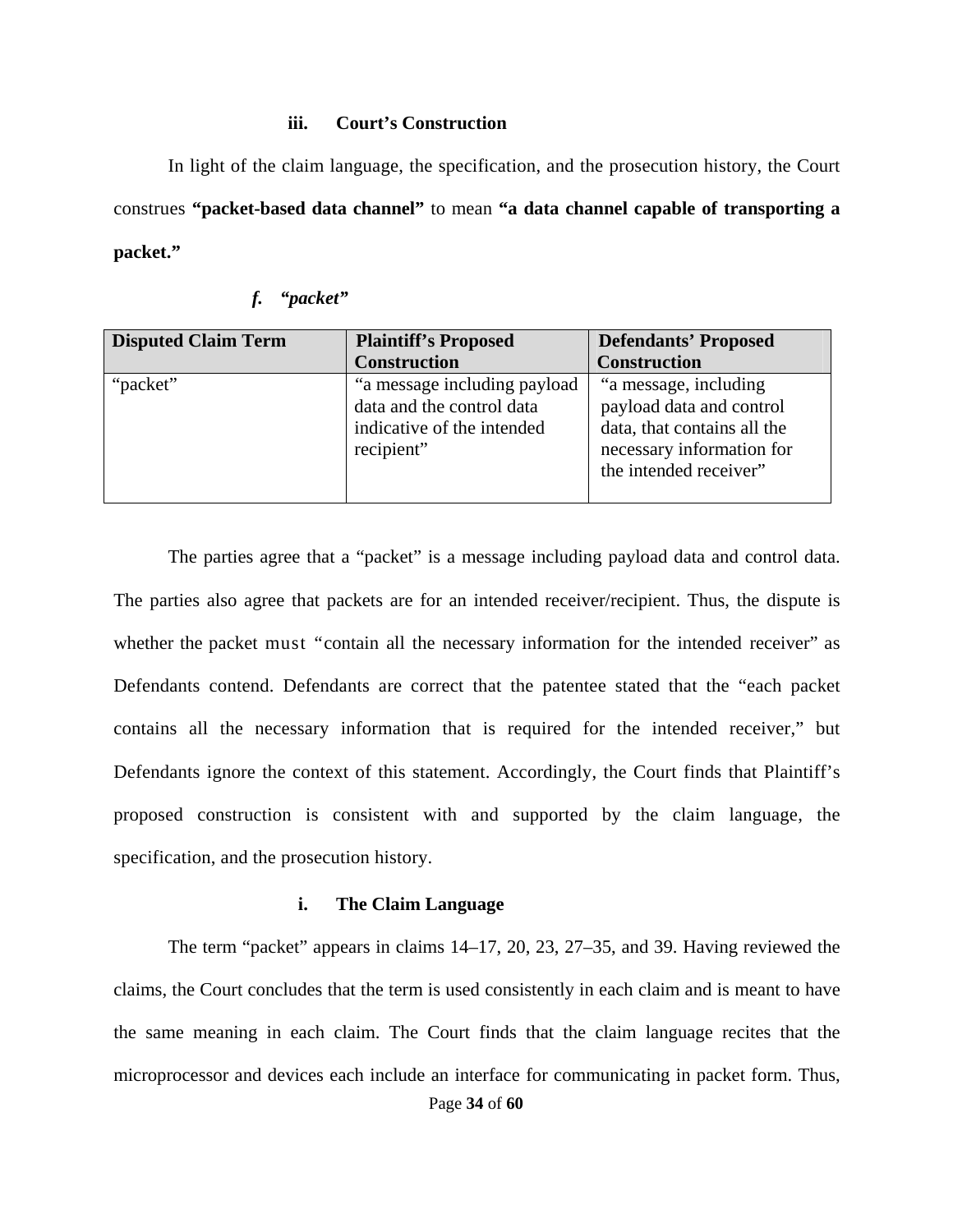### iii. Court's Construction

In light of the claim language, the specification, and the prosecution history, the Court construes **"packet-based data channel"** to mean **"a data channel capable of transporting a packet."**

#### *f. "packet"*

| Disputed Claim Term | Plaintiff's Proposed Construction | Defendants' Proposed Construction |
|---|---|---|
| "packet" | "a message including payload data and the control data indicative of the intended recipient" | "a message, including payload data and control data, that contains all the necessary information for the intended receiver" |

The parties agree that a "packet" is a message including payload data and control data. The parties also agree that packets are for an intended receiver/recipient. Thus, the dispute is whether the packet must "contain all the necessary information for the intended receiver" as Defendants contend. Defendants are correct that the patentee stated that the "each packet contains all the necessary information that is required for the intended receiver," but Defendants ignore the context of this statement. Accordingly, the Court finds that Plaintiff's proposed construction is consistent with and supported by the claim language, the specification, and the prosecution history.

### i. The Claim Language

The term "packet" appears in claims 14–17, 20, 23, 27–35, and 39. Having reviewed the claims, the Court concludes that the term is used consistently in each claim and is meant to have the same meaning in each claim. The Court finds that the claim language recites that the microprocessor and devices each include an interface for communicating in packet form. Thus,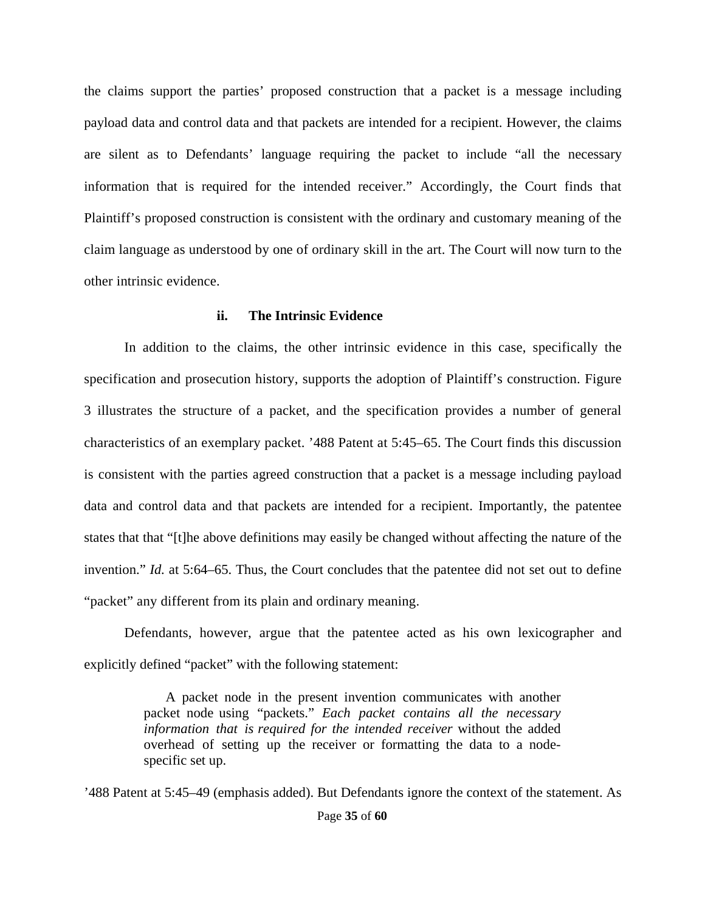the claims support the parties' proposed construction that a packet is a message including payload data and control data and that packets are intended for a recipient. However, the claims are silent as to Defendants' language requiring the packet to include "all the necessary information that is required for the intended receiver." Accordingly, the Court finds that Plaintiff's proposed construction is consistent with the ordinary and customary meaning of the claim language as understood by one of ordinary skill in the art. The Court will now turn to the other intrinsic evidence.

#### ii. The Intrinsic Evidence

In addition to the claims, the other intrinsic evidence in this case, specifically the specification and prosecution history, supports the adoption of Plaintiff's construction. Figure 3 illustrates the structure of a packet, and the specification provides a number of general characteristics of an exemplary packet. '488 Patent at 5:45–65. The Court finds this discussion is consistent with the parties agreed construction that a packet is a message including payload data and control data and that packets are intended for a recipient. Importantly, the patentee states that that "[t]he above definitions may easily be changed without affecting the nature of the invention." *Id.* at 5:64–65. Thus, the Court concludes that the patentee did not set out to define "packet" any different from its plain and ordinary meaning.

Defendants, however, argue that the patentee acted as his own lexicographer and explicitly defined "packet" with the following statement:

> A packet node in the present invention communicates with another packet node using "packets." *Each packet contains all the necessary information that is required for the intended receiver* without the added overhead of setting up the receiver or formatting the data to a node-specific set up.

'488 Patent at 5:45–49 (emphasis added). But Defendants ignore the context of the statement. As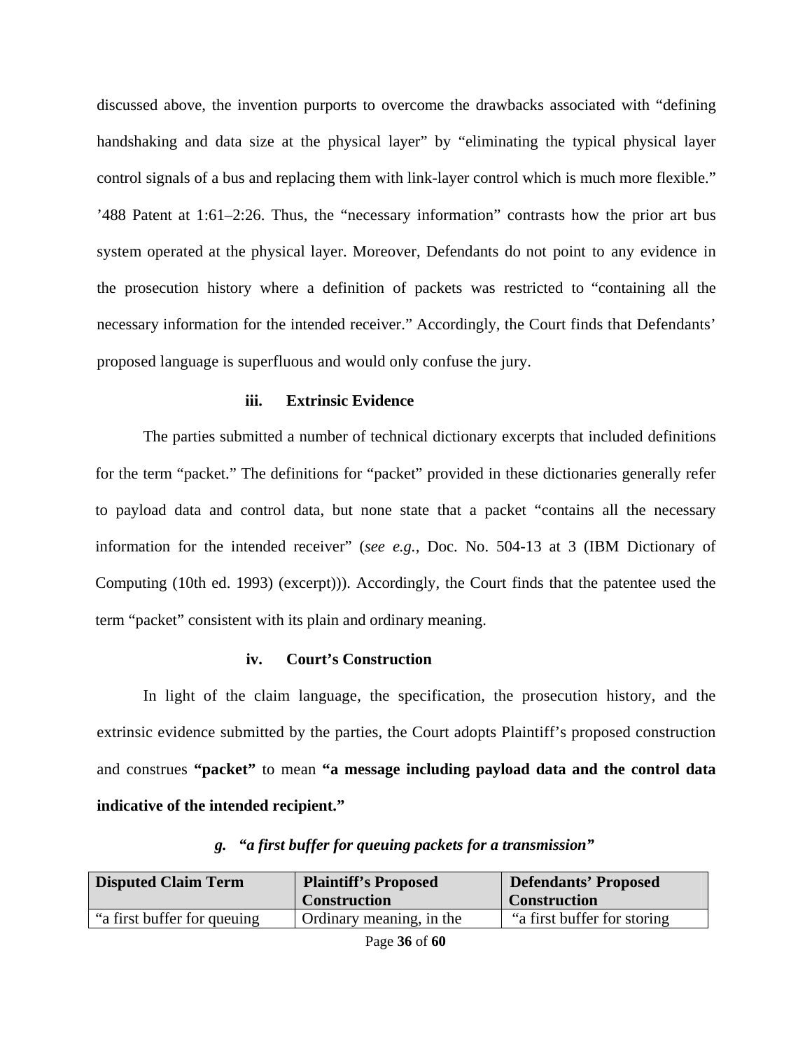discussed above, the invention purports to overcome the drawbacks associated with "defining handshaking and data size at the physical layer" by "eliminating the typical physical layer control signals of a bus and replacing them with link-layer control which is much more flexible." '488 Patent at 1:61–2:26. Thus, the "necessary information" contrasts how the prior art bus system operated at the physical layer. Moreover, Defendants do not point to any evidence in the prosecution history where a definition of packets was restricted to "containing all the necessary information for the intended receiver." Accordingly, the Court finds that Defendants' proposed language is superfluous and would only confuse the jury.

#### iii. Extrinsic Evidence

The parties submitted a number of technical dictionary excerpts that included definitions for the term "packet." The definitions for "packet" provided in these dictionaries generally refer to payload data and control data, but none state that a packet "contains all the necessary information for the intended receiver" (*see e.g.*, Doc. No. 504-13 at 3 (IBM Dictionary of Computing (10th ed. 1993) (excerpt))). Accordingly, the Court finds that the patentee used the term "packet" consistent with its plain and ordinary meaning.

#### iv. Court's Construction

In light of the claim language, the specification, the prosecution history, and the extrinsic evidence submitted by the parties, the Court adopts Plaintiff's proposed construction and construes **"packet"** to mean **"a message including payload data and the control data indicative of the intended recipient."**

### *g. "a first buffer for queuing packets for a transmission"*

| Disputed Claim Term | Plaintiff's Proposed Construction | Defendants' Proposed Construction |
|---|---|---|
| "a first buffer for queuing | Ordinary meaning, in the | "a first buffer for storing |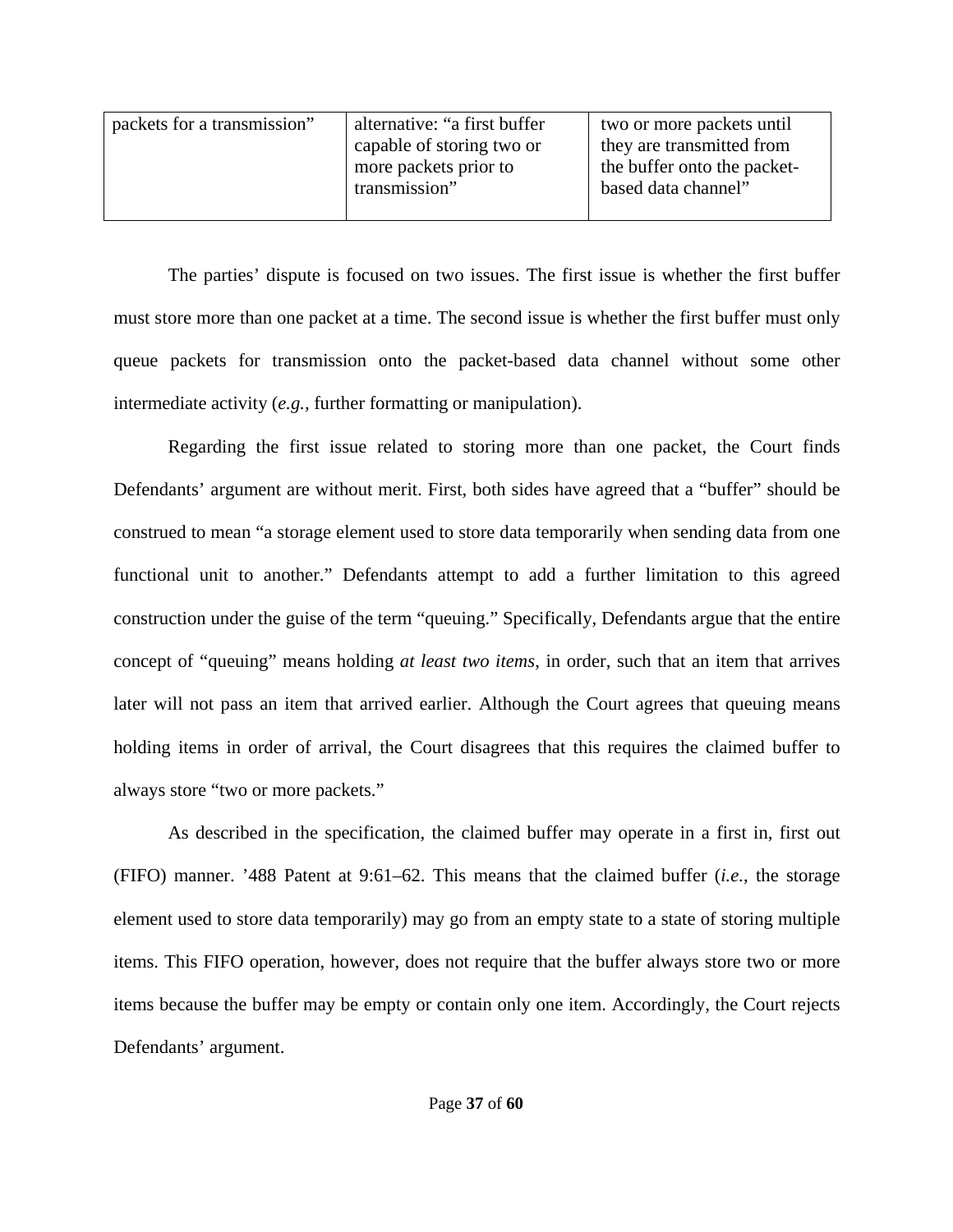| packets for a transmission” | alternative: “a first buffer capable of storing two or more packets prior to transmission” | two or more packets until they are transmitted from the buffer onto the packet-based data channel” |
|---|---|---|

The parties’ dispute is focused on two issues. The first issue is whether the first buffer must store more than one packet at a time. The second issue is whether the first buffer must only queue packets for transmission onto the packet-based data channel without some other intermediate activity (*e.g.*, further formatting or manipulation).

Regarding the first issue related to storing more than one packet, the Court finds Defendants’ argument are without merit. First, both sides have agreed that a “buffer” should be construed to mean “a storage element used to store data temporarily when sending data from one functional unit to another.” Defendants attempt to add a further limitation to this agreed construction under the guise of the term “queuing.” Specifically, Defendants argue that the entire concept of “queuing” means holding *at least two items*, in order, such that an item that arrives later will not pass an item that arrived earlier. Although the Court agrees that queuing means holding items in order of arrival, the Court disagrees that this requires the claimed buffer to always store “two or more packets.”

As described in the specification, the claimed buffer may operate in a first in, first out (FIFO) manner. ’488 Patent at 9:61–62. This means that the claimed buffer (*i.e.*, the storage element used to store data temporarily) may go from an empty state to a state of storing multiple items. This FIFO operation, however, does not require that the buffer always store two or more items because the buffer may be empty or contain only one item. Accordingly, the Court rejects Defendants’ argument.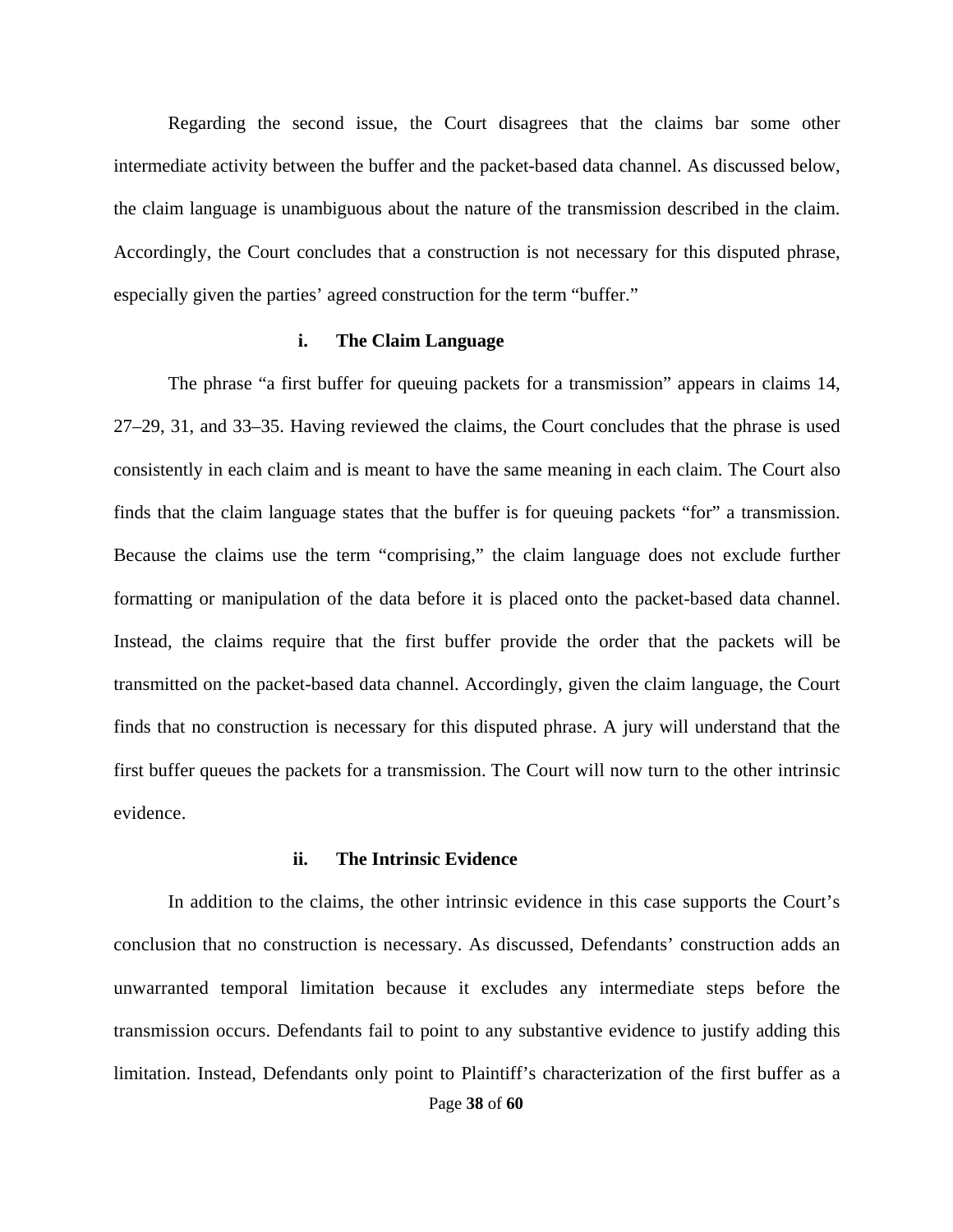Regarding the second issue, the Court disagrees that the claims bar some other intermediate activity between the buffer and the packet-based data channel. As discussed below, the claim language is unambiguous about the nature of the transmission described in the claim. Accordingly, the Court concludes that a construction is not necessary for this disputed phrase, especially given the parties' agreed construction for the term "buffer."

#### i. The Claim Language

The phrase "a first buffer for queuing packets for a transmission" appears in claims 14, 27–29, 31, and 33–35. Having reviewed the claims, the Court concludes that the phrase is used consistently in each claim and is meant to have the same meaning in each claim. The Court also finds that the claim language states that the buffer is for queuing packets "for" a transmission. Because the claims use the term "comprising," the claim language does not exclude further formatting or manipulation of the data before it is placed onto the packet-based data channel. Instead, the claims require that the first buffer provide the order that the packets will be transmitted on the packet-based data channel. Accordingly, given the claim language, the Court finds that no construction is necessary for this disputed phrase. A jury will understand that the first buffer queues the packets for a transmission. The Court will now turn to the other intrinsic evidence.

#### ii. The Intrinsic Evidence

In addition to the claims, the other intrinsic evidence in this case supports the Court's conclusion that no construction is necessary. As discussed, Defendants' construction adds an unwarranted temporal limitation because it excludes any intermediate steps before the transmission occurs. Defendants fail to point to any substantive evidence to justify adding this limitation. Instead, Defendants only point to Plaintiff's characterization of the first buffer as a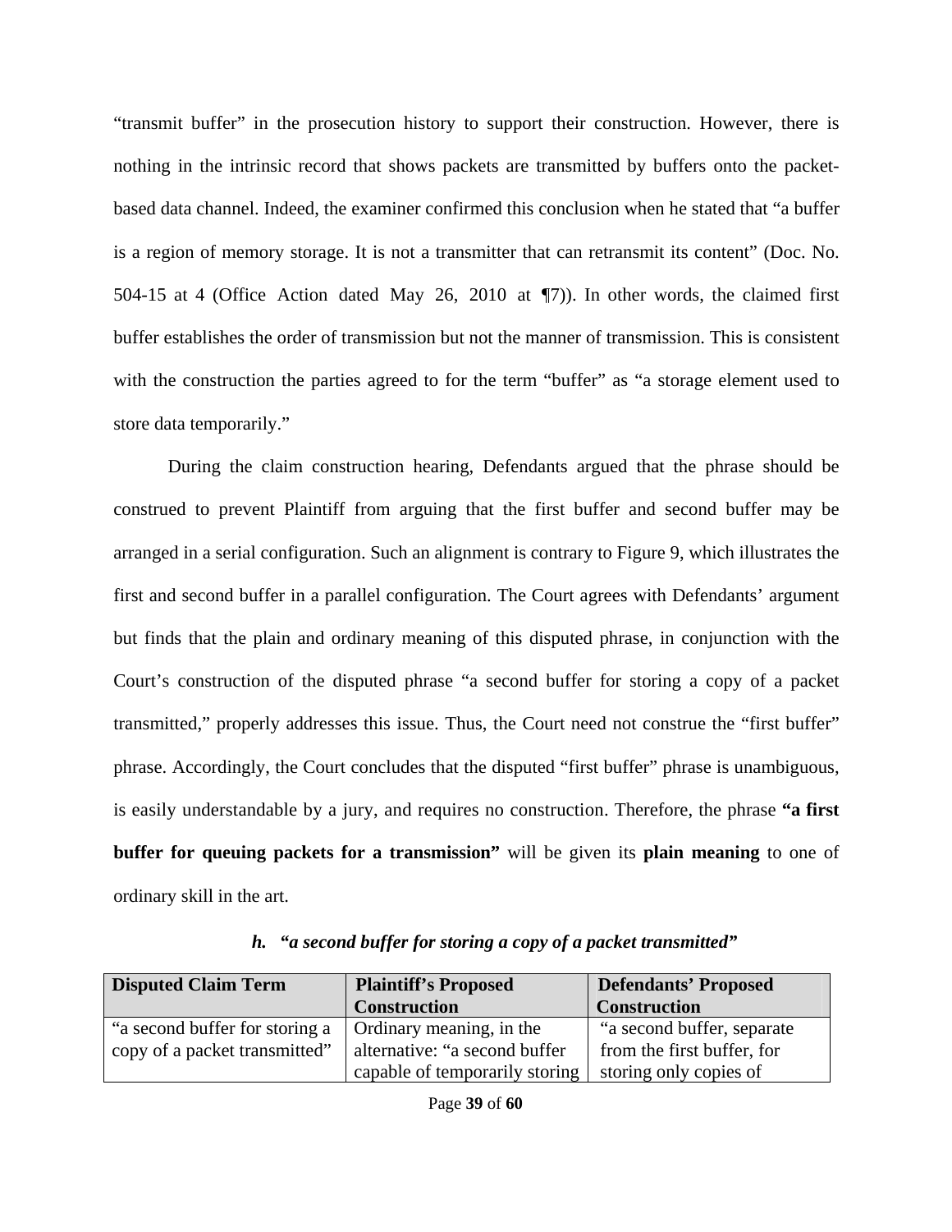"transmit buffer" in the prosecution history to support their construction. However, there is nothing in the intrinsic record that shows packets are transmitted by buffers onto the packet-based data channel. Indeed, the examiner confirmed this conclusion when he stated that "a buffer is a region of memory storage. It is not a transmitter that can retransmit its content" (Doc. No. 504-15 at 4 (Office Action dated May 26, 2010 at ¶7)). In other words, the claimed first buffer establishes the order of transmission but not the manner of transmission. This is consistent with the construction the parties agreed to for the term "buffer" as "a storage element used to store data temporarily."

During the claim construction hearing, Defendants argued that the phrase should be construed to prevent Plaintiff from arguing that the first buffer and second buffer may be arranged in a serial configuration. Such an alignment is contrary to Figure 9, which illustrates the first and second buffer in a parallel configuration. The Court agrees with Defendants' argument but finds that the plain and ordinary meaning of this disputed phrase, in conjunction with the Court's construction of the disputed phrase "a second buffer for storing a copy of a packet transmitted," properly addresses this issue. Thus, the Court need not construe the "first buffer" phrase. Accordingly, the Court concludes that the disputed "first buffer" phrase is unambiguous, is easily understandable by a jury, and requires no construction. Therefore, the phrase **"a first buffer for queuing packets for a transmission"** will be given its **plain meaning** to one of ordinary skill in the art.

### *h. "a second buffer for storing a copy of a packet transmitted"*

| Disputed Claim Term | Plaintiff's Proposed Construction | Defendants' Proposed Construction |
|---|---|---|
| "a second buffer for storing a copy of a packet transmitted" | Ordinary meaning, in the alternative: "a second buffer capable of temporarily storing | "a second buffer, separate from the first buffer, for storing only copies of |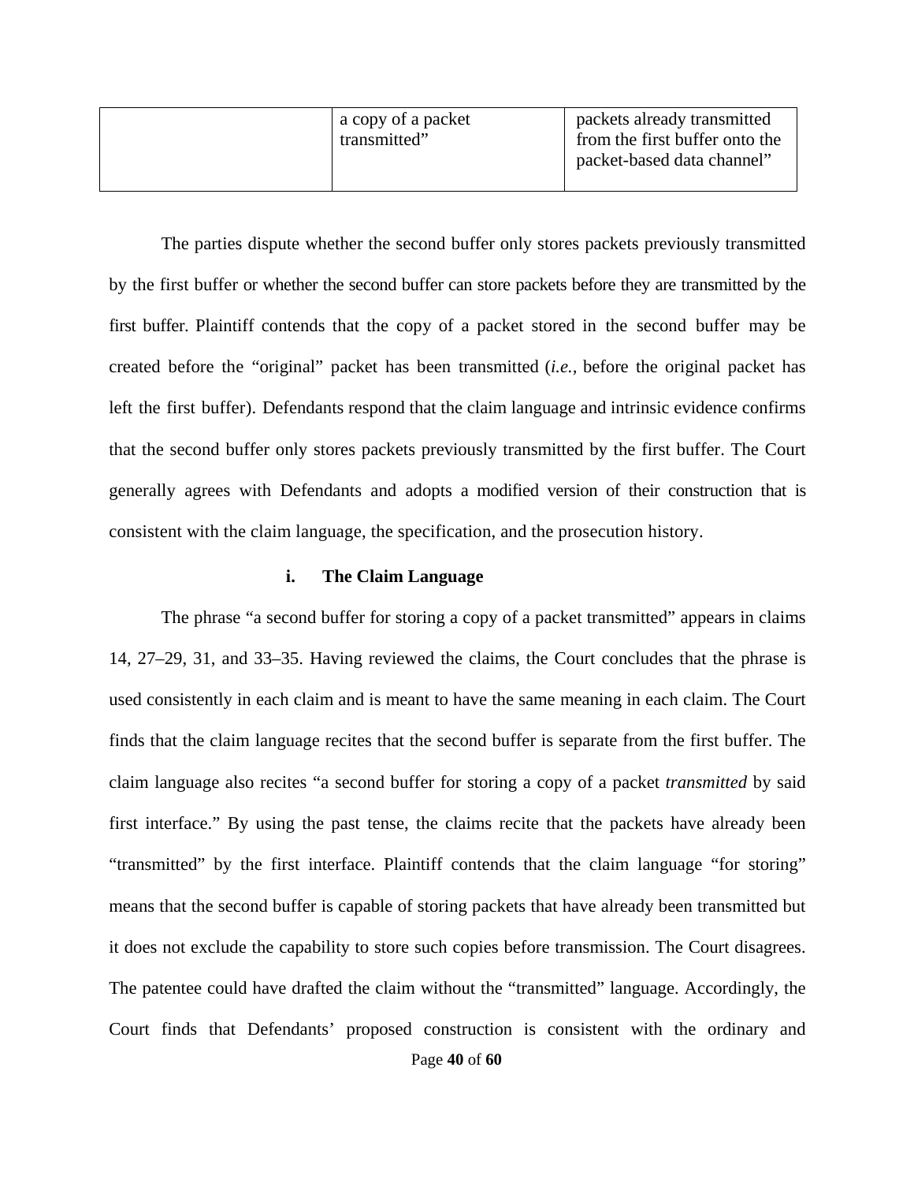| | a copy of a packet transmitted” | packets already transmitted from the first buffer onto the packet-based data channel” |
|---|---|---|

The parties dispute whether the second buffer only stores packets previously transmitted by the first buffer or whether the second buffer can store packets before they are transmitted by the first buffer. Plaintiff contends that the copy of a packet stored in the second buffer may be created before the “original” packet has been transmitted (*i.e.*, before the original packet has left the first buffer). Defendants respond that the claim language and intrinsic evidence confirms that the second buffer only stores packets previously transmitted by the first buffer. The Court generally agrees with Defendants and adopts a modified version of their construction that is consistent with the claim language, the specification, and the prosecution history.

**i. The Claim Language**

The phrase “a second buffer for storing a copy of a packet transmitted” appears in claims 14, 27–29, 31, and 33–35. Having reviewed the claims, the Court concludes that the phrase is used consistently in each claim and is meant to have the same meaning in each claim. The Court finds that the claim language recites that the second buffer is separate from the first buffer. The claim language also recites “a second buffer for storing a copy of a packet *transmitted* by said first interface.” By using the past tense, the claims recite that the packets have already been “transmitted” by the first interface. Plaintiff contends that the claim language “for storing” means that the second buffer is capable of storing packets that have already been transmitted but it does not exclude the capability to store such copies before transmission. The Court disagrees. The patentee could have drafted the claim without the “transmitted” language. Accordingly, the Court finds that Defendants’ proposed construction is consistent with the ordinary and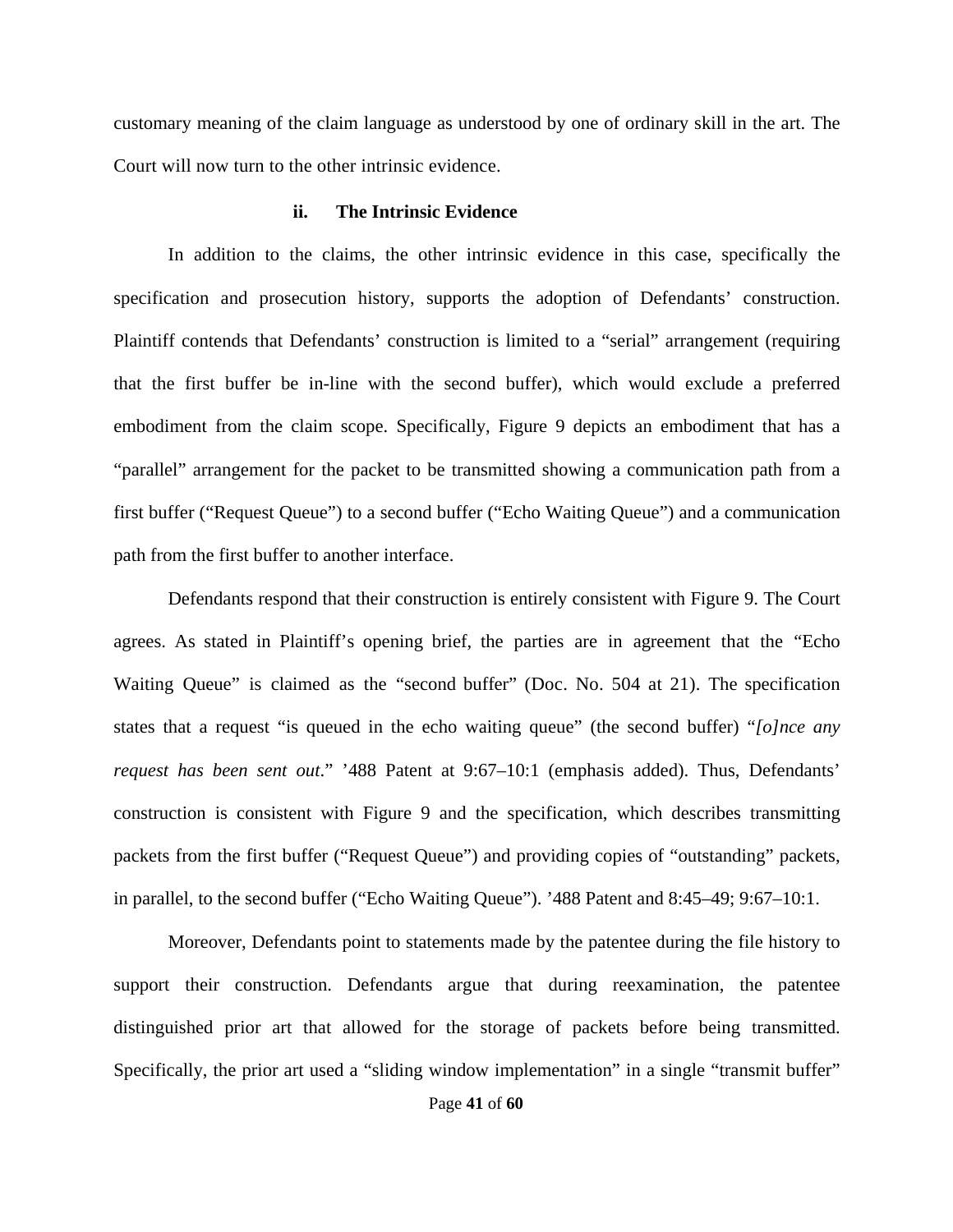customary meaning of the claim language as understood by one of ordinary skill in the art. The Court will now turn to the other intrinsic evidence.

### ii. The Intrinsic Evidence

In addition to the claims, the other intrinsic evidence in this case, specifically the specification and prosecution history, supports the adoption of Defendants' construction. Plaintiff contends that Defendants' construction is limited to a "serial" arrangement (requiring that the first buffer be in-line with the second buffer), which would exclude a preferred embodiment from the claim scope. Specifically, Figure 9 depicts an embodiment that has a "parallel" arrangement for the packet to be transmitted showing a communication path from a first buffer ("Request Queue") to a second buffer ("Echo Waiting Queue") and a communication path from the first buffer to another interface.

Defendants respond that their construction is entirely consistent with Figure 9. The Court agrees. As stated in Plaintiff's opening brief, the parties are in agreement that the "Echo Waiting Queue" is claimed as the "second buffer" (Doc. No. 504 at 21). The specification states that a request "is queued in the echo waiting queue" (the second buffer) "*[o]nce any request has been sent out*." '488 Patent at 9:67–10:1 (emphasis added). Thus, Defendants' construction is consistent with Figure 9 and the specification, which describes transmitting packets from the first buffer ("Request Queue") and providing copies of "outstanding" packets, in parallel, to the second buffer ("Echo Waiting Queue"). '488 Patent and 8:45–49; 9:67–10:1.

Moreover, Defendants point to statements made by the patentee during the file history to support their construction. Defendants argue that during reexamination, the patentee distinguished prior art that allowed for the storage of packets before being transmitted. Specifically, the prior art used a "sliding window implementation" in a single "transmit buffer"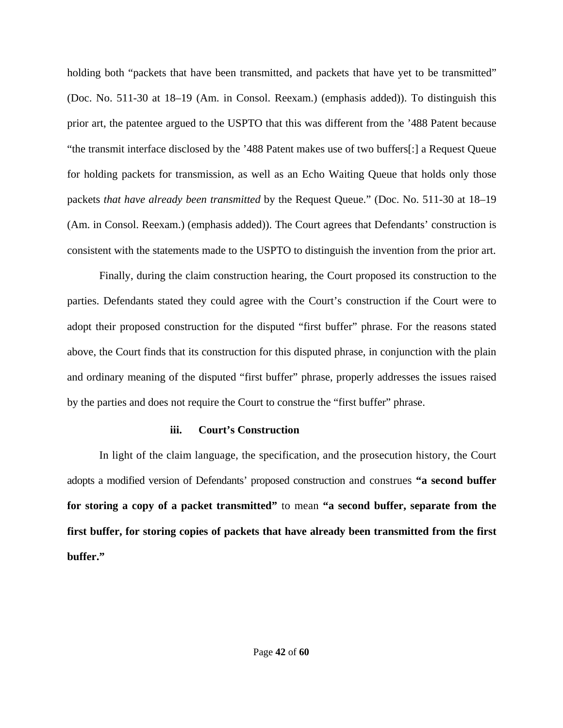holding both "packets that have been transmitted, and packets that have yet to be transmitted" (Doc. No. 511-30 at 18–19 (Am. in Consol. Reexam.) (emphasis added)). To distinguish this prior art, the patentee argued to the USPTO that this was different from the '488 Patent because "the transmit interface disclosed by the '488 Patent makes use of two buffers[:] a Request Queue for holding packets for transmission, as well as an Echo Waiting Queue that holds only those packets *that have already been transmitted* by the Request Queue." (Doc. No. 511-30 at 18–19 (Am. in Consol. Reexam.) (emphasis added)). The Court agrees that Defendants' construction is consistent with the statements made to the USPTO to distinguish the invention from the prior art.

Finally, during the claim construction hearing, the Court proposed its construction to the parties. Defendants stated they could agree with the Court's construction if the Court were to adopt their proposed construction for the disputed "first buffer" phrase. For the reasons stated above, the Court finds that its construction for this disputed phrase, in conjunction with the plain and ordinary meaning of the disputed "first buffer" phrase, properly addresses the issues raised by the parties and does not require the Court to construe the "first buffer" phrase.

**iii. Court's Construction**

In light of the claim language, the specification, and the prosecution history, the Court adopts a modified version of Defendants' proposed construction and construes **"a second buffer for storing a copy of a packet transmitted"** to mean **"a second buffer, separate from the first buffer, for storing copies of packets that have already been transmitted from the first buffer."**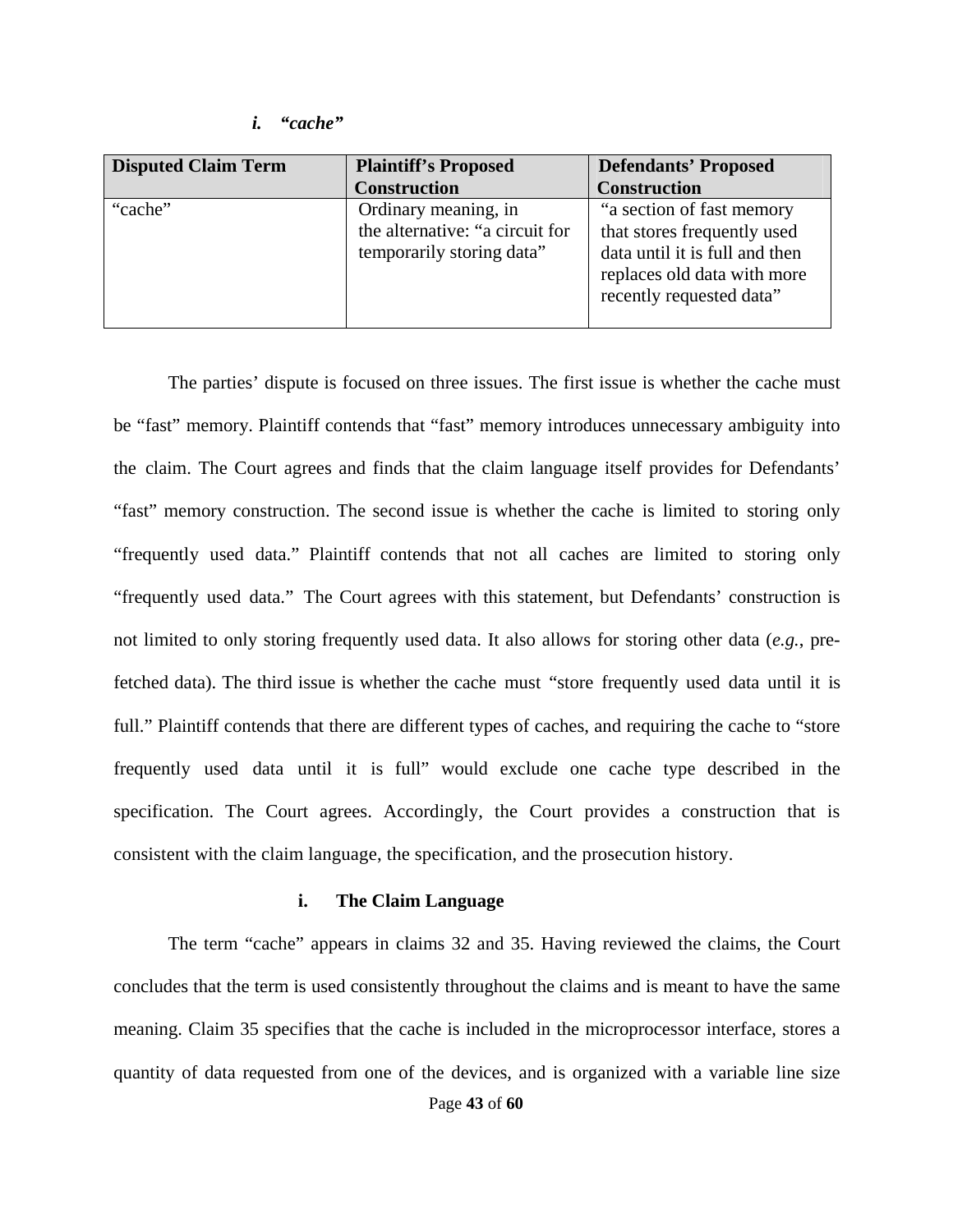### *i. "cache"*

| Disputed Claim Term | Plaintiff's Proposed Construction | Defendants' Proposed Construction |
|---|---|---|
| "cache" | Ordinary meaning, in the alternative: "a circuit for temporarily storing data" | "a section of fast memory that stores frequently used data until it is full and then replaces old data with more recently requested data" |

The parties' dispute is focused on three issues. The first issue is whether the cache must be "fast" memory. Plaintiff contends that "fast" memory introduces unnecessary ambiguity into the claim. The Court agrees and finds that the claim language itself provides for Defendants' "fast" memory construction. The second issue is whether the cache is limited to storing only "frequently used data." Plaintiff contends that not all caches are limited to storing only "frequently used data." The Court agrees with this statement, but Defendants' construction is not limited to only storing frequently used data. It also allows for storing other data (*e.g.*, pre-fetched data). The third issue is whether the cache must "store frequently used data until it is full." Plaintiff contends that there are different types of caches, and requiring the cache to "store frequently used data until it is full" would exclude one cache type described in the specification. The Court agrees. Accordingly, the Court provides a construction that is consistent with the claim language, the specification, and the prosecution history.

#### i. The Claim Language

The term "cache" appears in claims 32 and 35. Having reviewed the claims, the Court concludes that the term is used consistently throughout the claims and is meant to have the same meaning. Claim 35 specifies that the cache is included in the microprocessor interface, stores a quantity of data requested from one of the devices, and is organized with a variable line size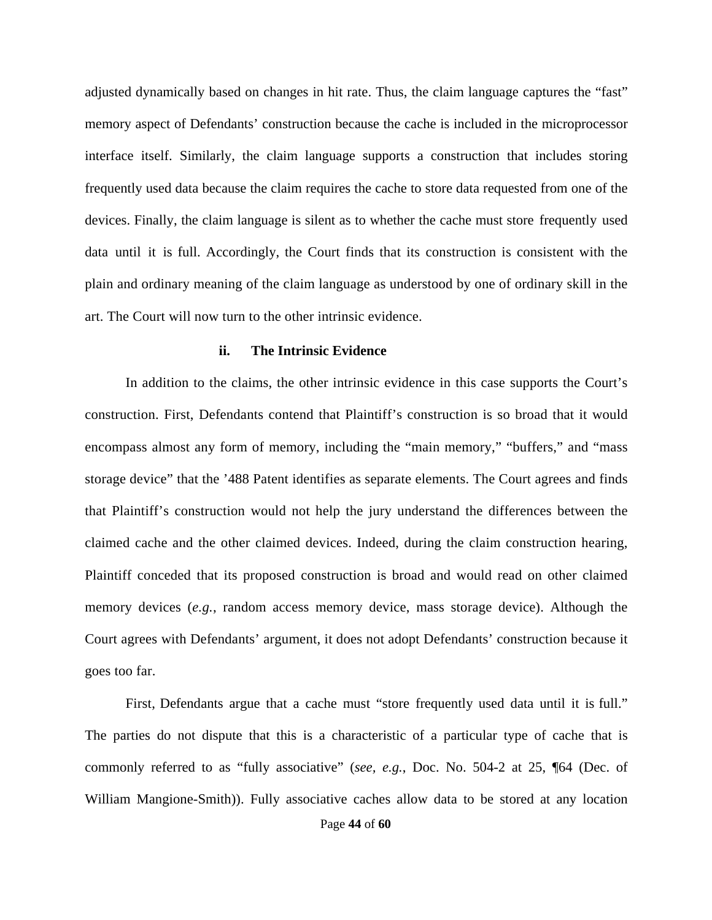adjusted dynamically based on changes in hit rate. Thus, the claim language captures the "fast" memory aspect of Defendants' construction because the cache is included in the microprocessor interface itself. Similarly, the claim language supports a construction that includes storing frequently used data because the claim requires the cache to store data requested from one of the devices. Finally, the claim language is silent as to whether the cache must store frequently used data until it is full. Accordingly, the Court finds that its construction is consistent with the plain and ordinary meaning of the claim language as understood by one of ordinary skill in the art. The Court will now turn to the other intrinsic evidence.

#### ii. The Intrinsic Evidence

In addition to the claims, the other intrinsic evidence in this case supports the Court's construction. First, Defendants contend that Plaintiff's construction is so broad that it would encompass almost any form of memory, including the "main memory," "buffers," and "mass storage device" that the '488 Patent identifies as separate elements. The Court agrees and finds that Plaintiff's construction would not help the jury understand the differences between the claimed cache and the other claimed devices. Indeed, during the claim construction hearing, Plaintiff conceded that its proposed construction is broad and would read on other claimed memory devices (*e.g.*, random access memory device, mass storage device). Although the Court agrees with Defendants' argument, it does not adopt Defendants' construction because it goes too far.

First, Defendants argue that a cache must "store frequently used data until it is full." The parties do not dispute that this is a characteristic of a particular type of cache that is commonly referred to as "fully associative" (*see*, *e.g.*, Doc. No. 504-2 at 25, ¶64 (Dec. of William Mangione-Smith)). Fully associative caches allow data to be stored at any location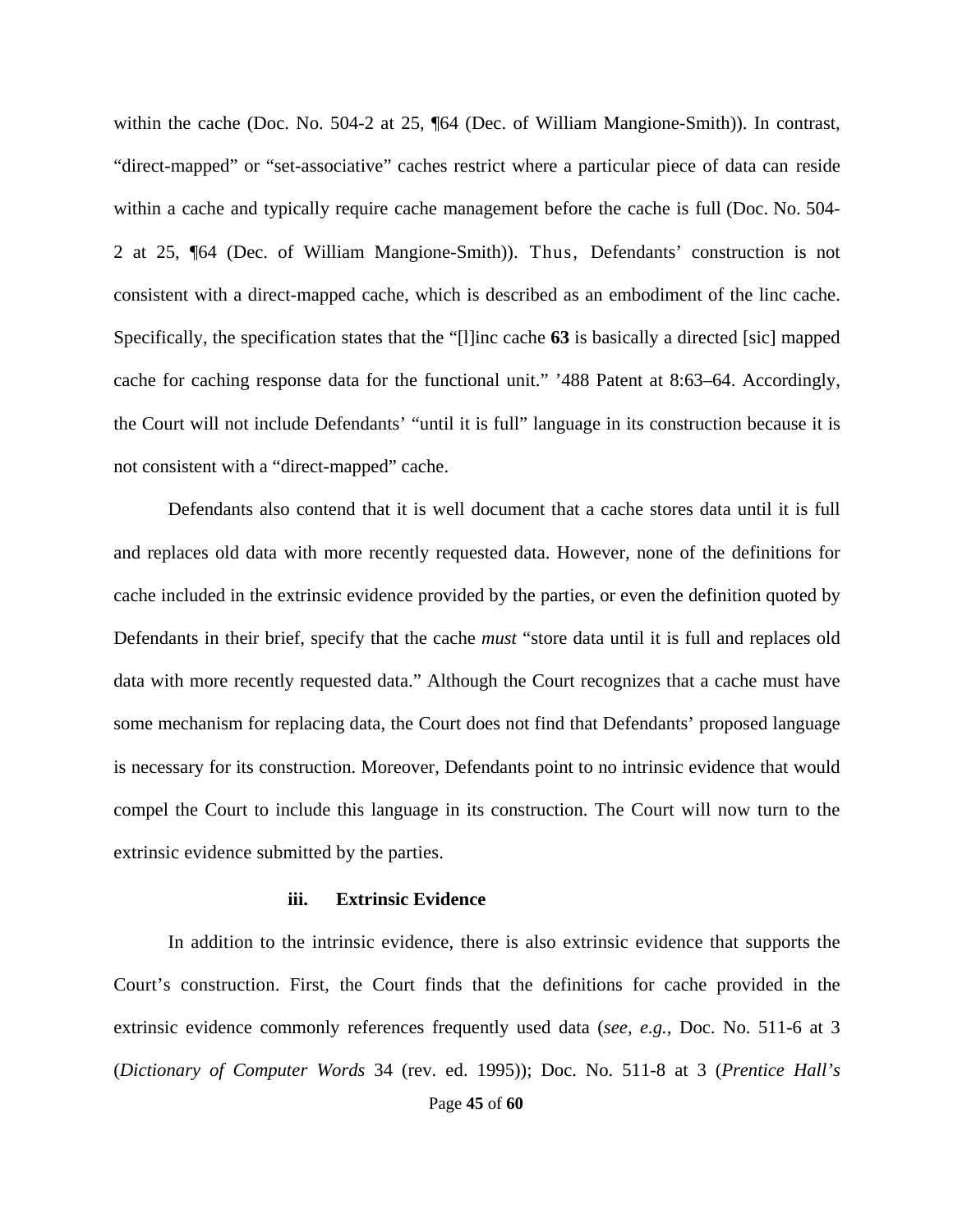within the cache (Doc. No. 504-2 at 25, ¶64 (Dec. of William Mangione-Smith)). In contrast, "direct-mapped" or "set-associative" caches restrict where a particular piece of data can reside within a cache and typically require cache management before the cache is full (Doc. No. 504-2 at 25, ¶64 (Dec. of William Mangione-Smith)). Thus, Defendants' construction is not consistent with a direct-mapped cache, which is described as an embodiment of the linc cache. Specifically, the specification states that the "[l]inc cache **63** is basically a directed [sic] mapped cache for caching response data for the functional unit." '488 Patent at 8:63–64. Accordingly, the Court will not include Defendants' "until it is full" language in its construction because it is not consistent with a "direct-mapped" cache.

Defendants also contend that it is well document that a cache stores data until it is full and replaces old data with more recently requested data. However, none of the definitions for cache included in the extrinsic evidence provided by the parties, or even the definition quoted by Defendants in their brief, specify that the cache *must* "store data until it is full and replaces old data with more recently requested data." Although the Court recognizes that a cache must have some mechanism for replacing data, the Court does not find that Defendants' proposed language is necessary for its construction. Moreover, Defendants point to no intrinsic evidence that would compel the Court to include this language in its construction. The Court will now turn to the extrinsic evidence submitted by the parties.

#### iii. Extrinsic Evidence

In addition to the intrinsic evidence, there is also extrinsic evidence that supports the Court's construction. First, the Court finds that the definitions for cache provided in the extrinsic evidence commonly references frequently used data (*see, e.g.*, Doc. No. 511-6 at 3 (*Dictionary of Computer Words* 34 (rev. ed. 1995)); Doc. No. 511-8 at 3 (*Prentice Hall's*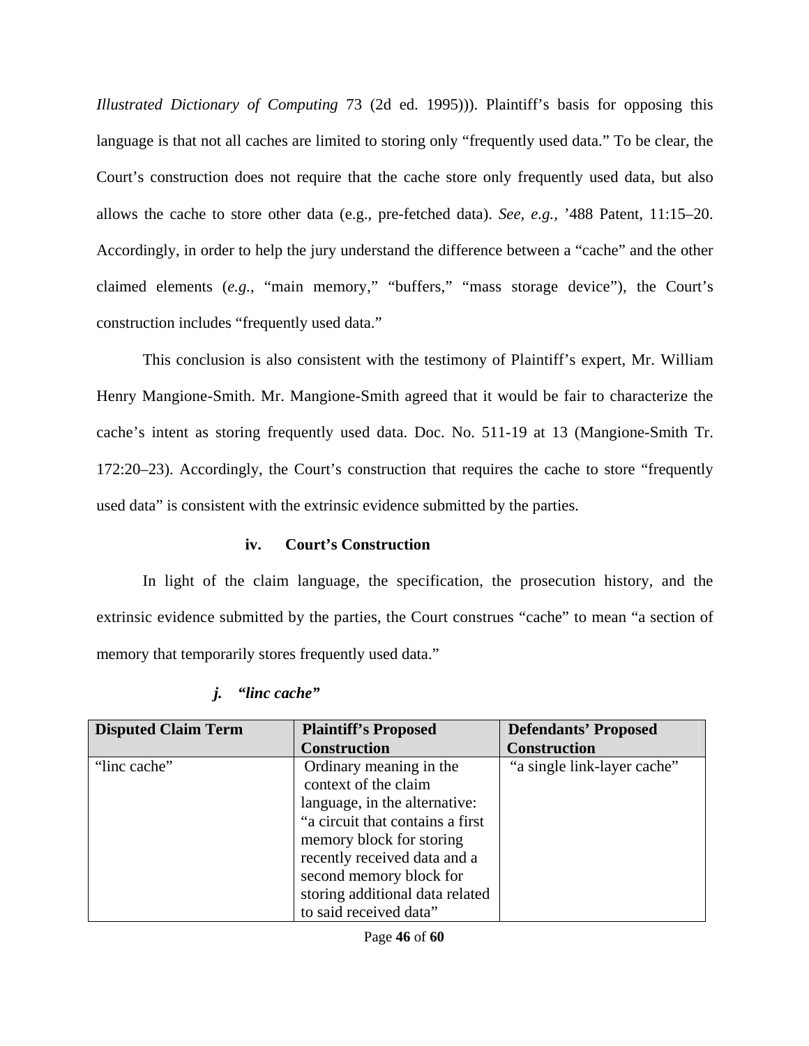*Illustrated Dictionary of Computing* 73 (2d ed. 1995))). Plaintiff's basis for opposing this language is that not all caches are limited to storing only "frequently used data." To be clear, the Court's construction does not require that the cache store only frequently used data, but also allows the cache to store other data (e.g., pre-fetched data). *See, e.g.*, '488 Patent, 11:15–20. Accordingly, in order to help the jury understand the difference between a "cache" and the other claimed elements (*e.g.*, "main memory," "buffers," "mass storage device"), the Court's construction includes "frequently used data."

This conclusion is also consistent with the testimony of Plaintiff's expert, Mr. William Henry Mangione-Smith. Mr. Mangione-Smith agreed that it would be fair to characterize the cache's intent as storing frequently used data. Doc. No. 511-19 at 13 (Mangione-Smith Tr. 172:20–23). Accordingly, the Court's construction that requires the cache to store "frequently used data" is consistent with the extrinsic evidence submitted by the parties.

**iv. Court's Construction**

In light of the claim language, the specification, the prosecution history, and the extrinsic evidence submitted by the parties, the Court construes "cache" to mean "a section of memory that temporarily stores frequently used data."

***j. "linc cache"***

| Disputed Claim Term | Plaintiff's Proposed Construction | Defendants' Proposed Construction |
|---|---|---|
| "linc cache" | Ordinary meaning in the context of the claim language, in the alternative: "a circuit that contains a first memory block for storing recently received data and a second memory block for storing additional data related to said received data" | "a single link-layer cache" |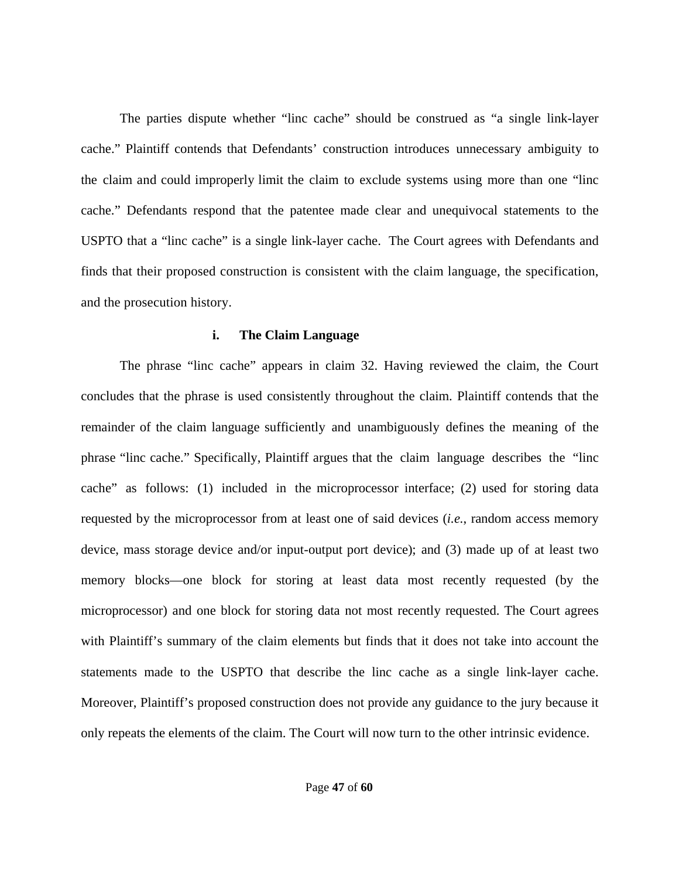The parties dispute whether "linc cache" should be construed as "a single link-layer cache." Plaintiff contends that Defendants' construction introduces unnecessary ambiguity to the claim and could improperly limit the claim to exclude systems using more than one "linc cache." Defendants respond that the patentee made clear and unequivocal statements to the USPTO that a "linc cache" is a single link-layer cache. The Court agrees with Defendants and finds that their proposed construction is consistent with the claim language, the specification, and the prosecution history.

### i. The Claim Language

The phrase "linc cache" appears in claim 32. Having reviewed the claim, the Court concludes that the phrase is used consistently throughout the claim. Plaintiff contends that the remainder of the claim language sufficiently and unambiguously defines the meaning of the phrase "linc cache." Specifically, Plaintiff argues that the claim language describes the "linc cache" as follows: (1) included in the microprocessor interface; (2) used for storing data requested by the microprocessor from at least one of said devices (*i.e.*, random access memory device, mass storage device and/or input-output port device); and (3) made up of at least two memory blocks—one block for storing at least data most recently requested (by the microprocessor) and one block for storing data not most recently requested. The Court agrees with Plaintiff's summary of the claim elements but finds that it does not take into account the statements made to the USPTO that describe the linc cache as a single link-layer cache. Moreover, Plaintiff's proposed construction does not provide any guidance to the jury because it only repeats the elements of the claim. The Court will now turn to the other intrinsic evidence.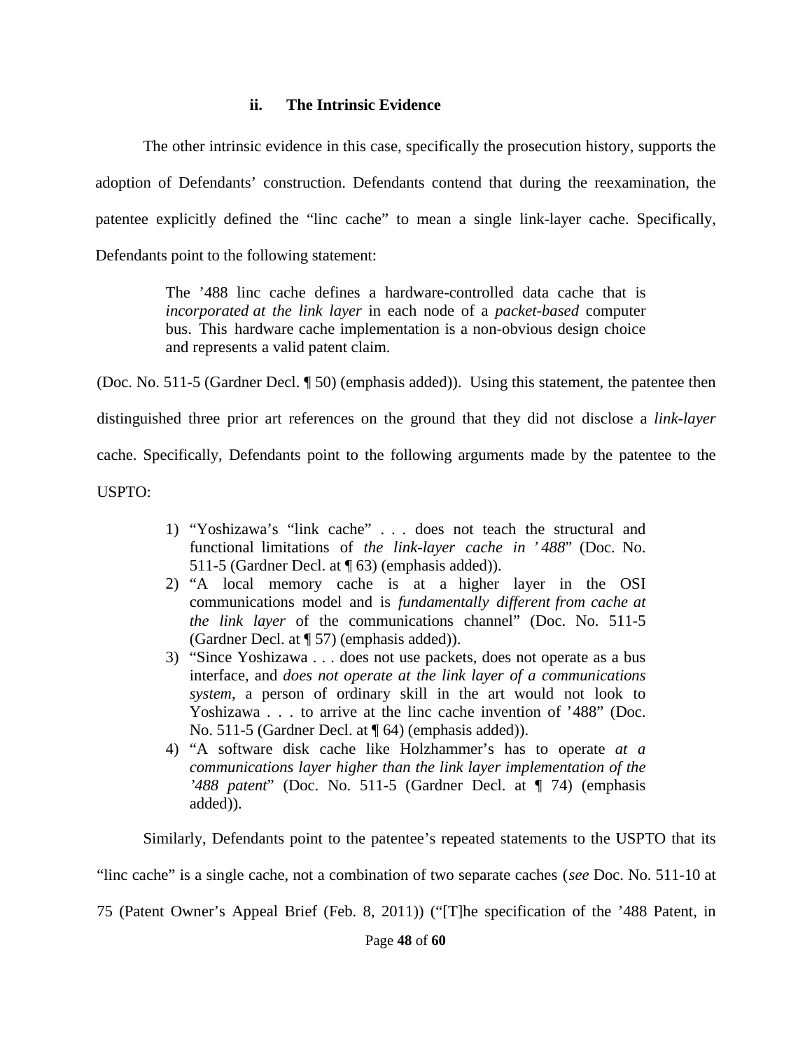### ii. The Intrinsic Evidence

The other intrinsic evidence in this case, specifically the prosecution history, supports the adoption of Defendants' construction. Defendants contend that during the reexamination, the patentee explicitly defined the "linc cache" to mean a single link-layer cache. Specifically, Defendants point to the following statement:

> The '488 linc cache defines a hardware-controlled data cache that is *incorporated at the link layer* in each node of a *packet-based* computer bus. This hardware cache implementation is a non-obvious design choice and represents a valid patent claim.

(Doc. No. 511-5 (Gardner Decl. ¶ 50) (emphasis added)). Using this statement, the patentee then distinguished three prior art references on the ground that they did not disclose a *link-layer* cache. Specifically, Defendants point to the following arguments made by the patentee to the USPTO:

> 1) "Yoshizawa's "link cache" . . . does not teach the structural and functional limitations of *the link-layer cache in '488*" (Doc. No. 511-5 (Gardner Decl. at ¶ 63) (emphasis added)).
> 2) "A local memory cache is at a higher layer in the OSI communications model and is *fundamentally different from cache at the link layer* of the communications channel" (Doc. No. 511-5 (Gardner Decl. at ¶ 57) (emphasis added)).
> 3) "Since Yoshizawa . . . does not use packets, does not operate as a bus interface, and *does not operate at the link layer of a communications system*, a person of ordinary skill in the art would not look to Yoshizawa . . . to arrive at the linc cache invention of '488" (Doc. No. 511-5 (Gardner Decl. at ¶ 64) (emphasis added)).
> 4) "A software disk cache like Holzhammer's has to operate *at a communications layer higher than the link layer implementation of the '488 patent*" (Doc. No. 511-5 (Gardner Decl. at ¶ 74) (emphasis added)).

Similarly, Defendants point to the patentee's repeated statements to the USPTO that its "linc cache" is a single cache, not a combination of two separate caches (*see* Doc. No. 511-10 at 75 (Patent Owner's Appeal Brief (Feb. 8, 2011)) ("[T]he specification of the '488 Patent, in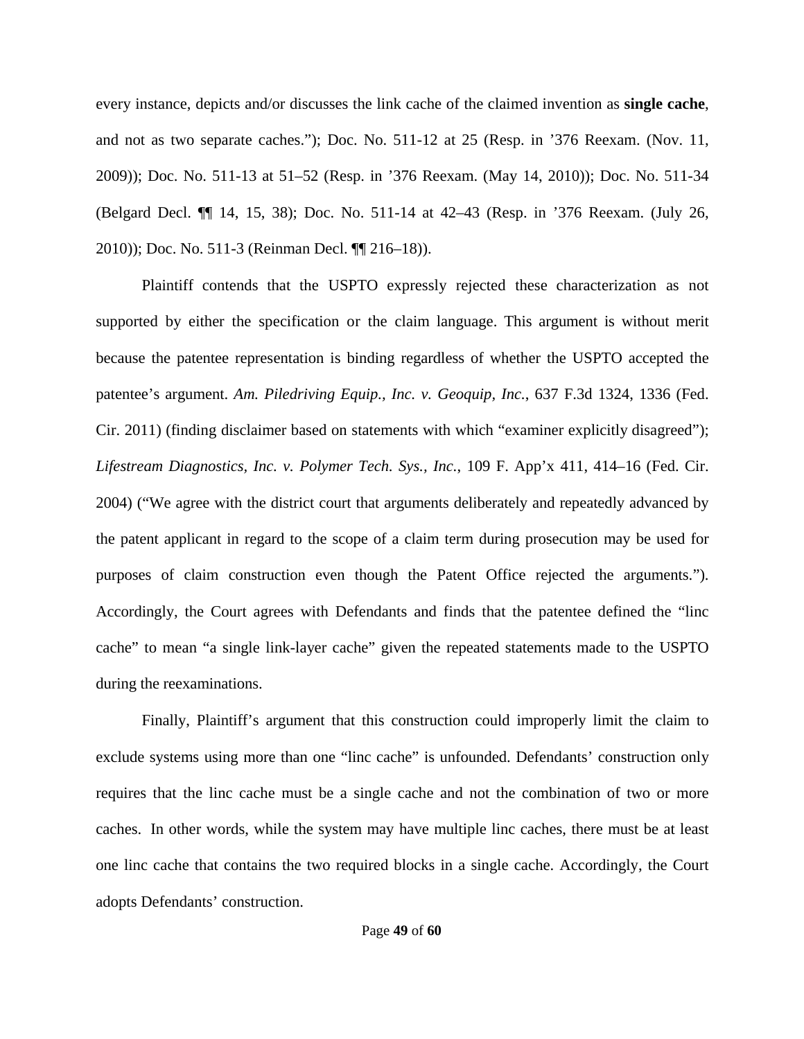every instance, depicts and/or discusses the link cache of the claimed invention as **single cache**, and not as two separate caches."); Doc. No. 511-12 at 25 (Resp. in '376 Reexam. (Nov. 11, 2009)); Doc. No. 511-13 at 51–52 (Resp. in '376 Reexam. (May 14, 2010)); Doc. No. 511-34 (Belgard Decl. ¶¶ 14, 15, 38); Doc. No. 511-14 at 42–43 (Resp. in '376 Reexam. (July 26, 2010)); Doc. No. 511-3 (Reinman Decl. ¶¶ 216–18)).

Plaintiff contends that the USPTO expressly rejected these characterization as not supported by either the specification or the claim language. This argument is without merit because the patentee representation is binding regardless of whether the USPTO accepted the patentee's argument. *Am. Piledriving Equip., Inc. v. Geoquip, Inc.*, 637 F.3d 1324, 1336 (Fed. Cir. 2011) (finding disclaimer based on statements with which "examiner explicitly disagreed"); *Lifestream Diagnostics, Inc. v. Polymer Tech. Sys., Inc.*, 109 F. App'x 411, 414–16 (Fed. Cir. 2004) ("We agree with the district court that arguments deliberately and repeatedly advanced by the patent applicant in regard to the scope of a claim term during prosecution may be used for purposes of claim construction even though the Patent Office rejected the arguments."). Accordingly, the Court agrees with Defendants and finds that the patentee defined the "linc cache" to mean "a single link-layer cache" given the repeated statements made to the USPTO during the reexaminations.

Finally, Plaintiff's argument that this construction could improperly limit the claim to exclude systems using more than one "linc cache" is unfounded. Defendants' construction only requires that the linc cache must be a single cache and not the combination of two or more caches. In other words, while the system may have multiple linc caches, there must be at least one linc cache that contains the two required blocks in a single cache. Accordingly, the Court adopts Defendants' construction.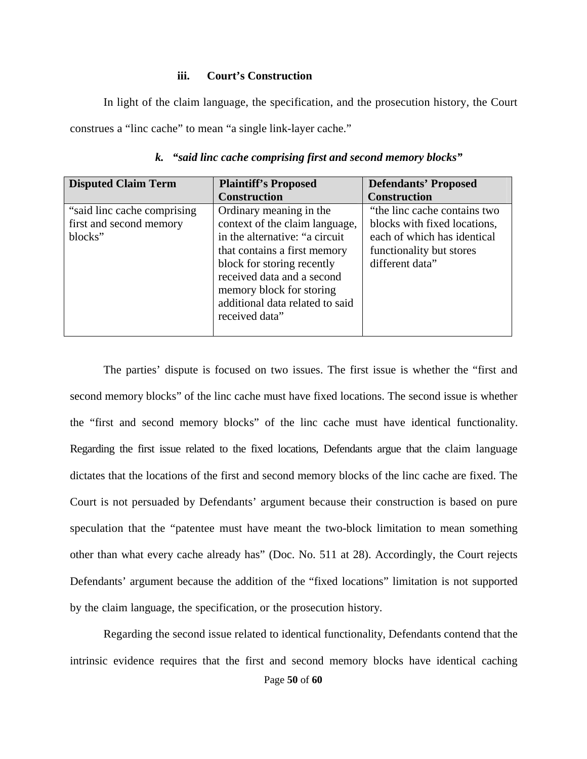#### iii. Court's Construction

In light of the claim language, the specification, and the prosecution history, the Court construes a "linc cache" to mean "a single link-layer cache."

### *k. "said linc cache comprising first and second memory blocks"*

| Disputed Claim Term | Plaintiff's Proposed Construction | Defendants' Proposed Construction |
|---|---|---|
| "said linc cache comprising first and second memory blocks" | Ordinary meaning in the context of the claim language, in the alternative: "a circuit that contains a first memory block for storing recently received data and a second memory block for storing additional data related to said received data" | "the linc cache contains two blocks with fixed locations, each of which has identical functionality but stores different data" |

The parties' dispute is focused on two issues. The first issue is whether the "first and second memory blocks" of the linc cache must have fixed locations. The second issue is whether the "first and second memory blocks" of the linc cache must have identical functionality. Regarding the first issue related to the fixed locations, Defendants argue that the claim language dictates that the locations of the first and second memory blocks of the linc cache are fixed. The Court is not persuaded by Defendants' argument because their construction is based on pure speculation that the "patentee must have meant the two-block limitation to mean something other than what every cache already has" (Doc. No. 511 at 28). Accordingly, the Court rejects Defendants' argument because the addition of the "fixed locations" limitation is not supported by the claim language, the specification, or the prosecution history.

Regarding the second issue related to identical functionality, Defendants contend that the intrinsic evidence requires that the first and second memory blocks have identical caching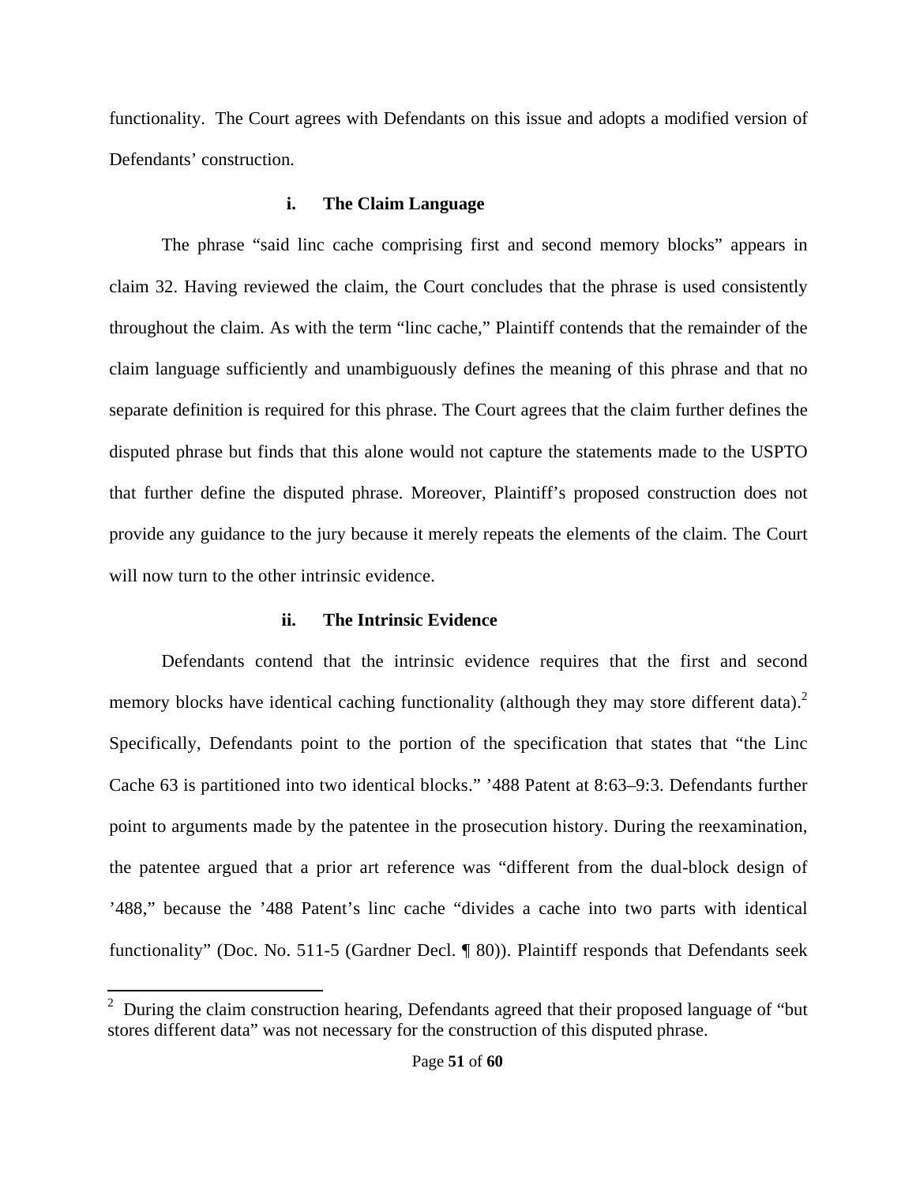functionality. The Court agrees with Defendants on this issue and adopts a modified version of Defendants' construction.

### i. The Claim Language

The phrase "said linc cache comprising first and second memory blocks" appears in claim 32. Having reviewed the claim, the Court concludes that the phrase is used consistently throughout the claim. As with the term "linc cache," Plaintiff contends that the remainder of the claim language sufficiently and unambiguously defines the meaning of this phrase and that no separate definition is required for this phrase. The Court agrees that the claim further defines the disputed phrase but finds that this alone would not capture the statements made to the USPTO that further define the disputed phrase. Moreover, Plaintiff's proposed construction does not provide any guidance to the jury because it merely repeats the elements of the claim. The Court will now turn to the other intrinsic evidence.

### ii. The Intrinsic Evidence

Defendants contend that the intrinsic evidence requires that the first and second memory blocks have identical caching functionality (although they may store different data).[2] Specifically, Defendants point to the portion of the specification that states that "the Linc Cache 63 is partitioned into two identical blocks." '488 Patent at 8:63–9:3. Defendants further point to arguments made by the patentee in the prosecution history. During the reexamination, the patentee argued that a prior art reference was "different from the dual-block design of '488," because the '488 Patent's linc cache "divides a cache into two parts with identical functionality" (Doc. No. 511-5 (Gardner Decl. ¶ 80)). Plaintiff responds that Defendants seek

---

[2] During the claim construction hearing, Defendants agreed that their proposed language of "but stores different data" was not necessary for the construction of this disputed phrase.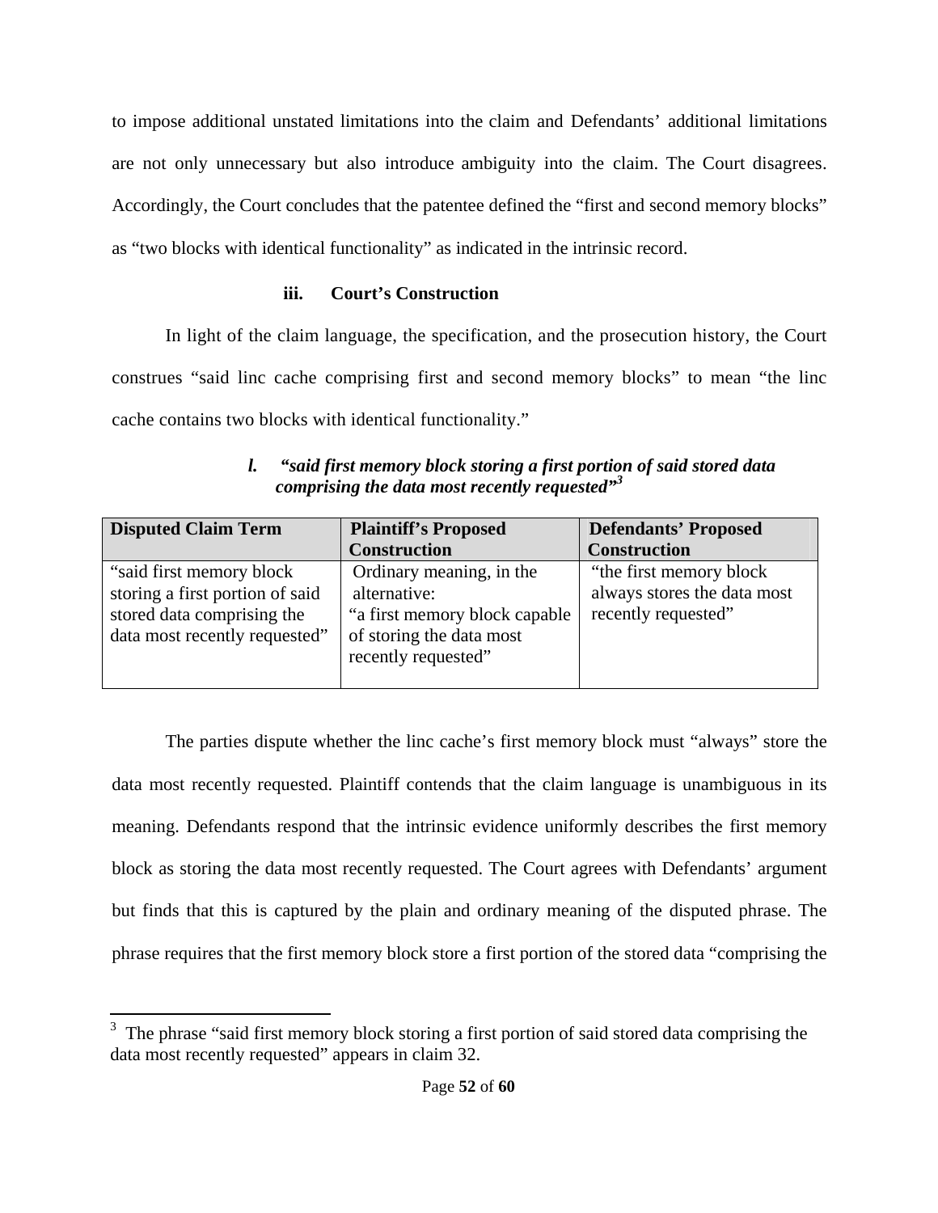to impose additional unstated limitations into the claim and Defendants' additional limitations are not only unnecessary but also introduce ambiguity into the claim. The Court disagrees. Accordingly, the Court concludes that the patentee defined the "first and second memory blocks" as "two blocks with identical functionality" as indicated in the intrinsic record.

#### iii. Court's Construction

In light of the claim language, the specification, and the prosecution history, the Court construes "said linc cache comprising first and second memory blocks" to mean "the linc cache contains two blocks with identical functionality."

### *l. "said first memory block storing a first portion of said stored data comprising the data most recently requested"*[3]

| Disputed Claim Term | Plaintiff's Proposed Construction | Defendants' Proposed Construction |
| --- | --- | --- |
| "said first memory block storing a first portion of said stored data comprising the data most recently requested" | Ordinary meaning, in the alternative: "a first memory block capable of storing the data most recently requested" | "the first memory block always stores the data most recently requested" |

The parties dispute whether the linc cache's first memory block must "always" store the data most recently requested. Plaintiff contends that the claim language is unambiguous in its meaning. Defendants respond that the intrinsic evidence uniformly describes the first memory block as storing the data most recently requested. The Court agrees with Defendants' argument but finds that this is captured by the plain and ordinary meaning of the disputed phrase. The phrase requires that the first memory block store a first portion of the stored data "comprising the

[3] The phrase "said first memory block storing a first portion of said stored data comprising the data most recently requested" appears in claim 32.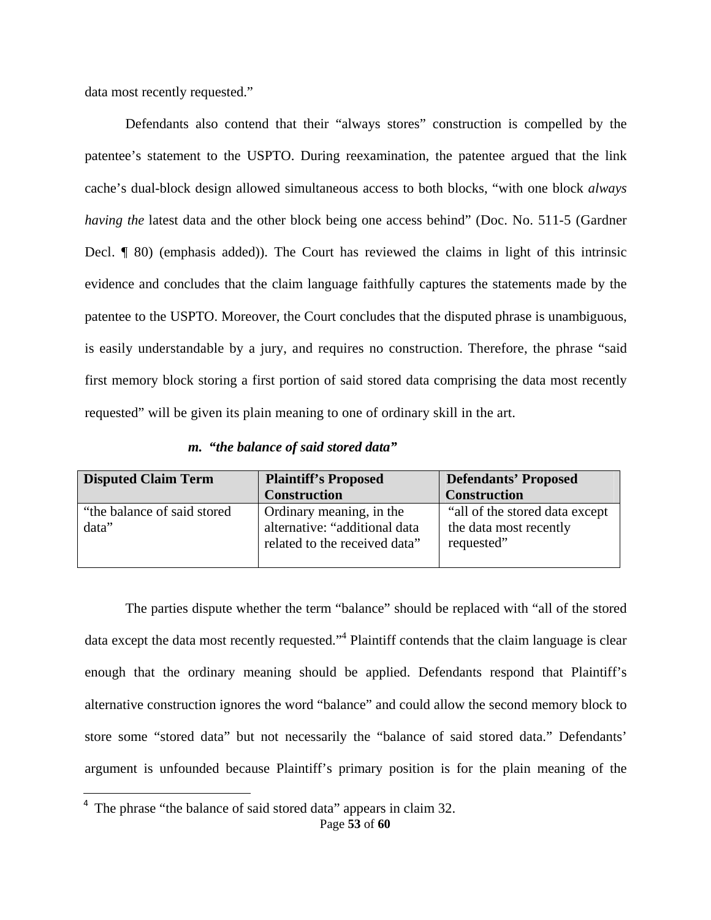data most recently requested."

Defendants also contend that their "always stores" construction is compelled by the patentee's statement to the USPTO. During reexamination, the patentee argued that the link cache's dual-block design allowed simultaneous access to both blocks, "with one block *always having the* latest data and the other block being one access behind" (Doc. No. 511-5 (Gardner Decl. ¶ 80) (emphasis added)). The Court has reviewed the claims in light of this intrinsic evidence and concludes that the claim language faithfully captures the statements made by the patentee to the USPTO. Moreover, the Court concludes that the disputed phrase is unambiguous, is easily understandable by a jury, and requires no construction. Therefore, the phrase "said first memory block storing a first portion of said stored data comprising the data most recently requested" will be given its plain meaning to one of ordinary skill in the art.

***m. "the balance of said stored data"***

| Disputed Claim Term | Plaintiff's Proposed Construction | Defendants' Proposed Construction |
|---|---|---|
| "the balance of said stored data" | Ordinary meaning, in the alternative: "additional data related to the received data" | "all of the stored data except the data most recently requested" |

The parties dispute whether the term "balance" should be replaced with "all of the stored data except the data most recently requested."[4] Plaintiff contends that the claim language is clear enough that the ordinary meaning should be applied. Defendants respond that Plaintiff's alternative construction ignores the word "balance" and could allow the second memory block to store some "stored data" but not necessarily the "balance of said stored data." Defendants' argument is unfounded because Plaintiff's primary position is for the plain meaning of the

[4] The phrase "the balance of said stored data" appears in claim 32.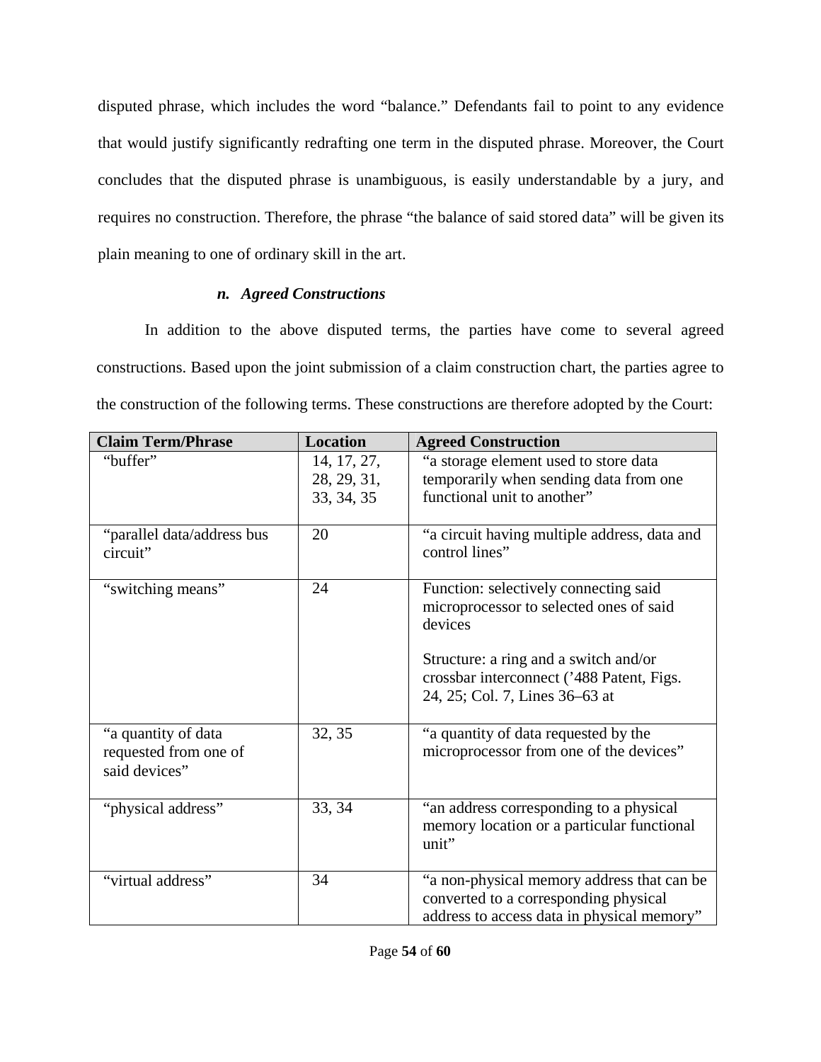disputed phrase, which includes the word "balance." Defendants fail to point to any evidence that would justify significantly redrafting one term in the disputed phrase. Moreover, the Court concludes that the disputed phrase is unambiguous, is easily understandable by a jury, and requires no construction. Therefore, the phrase "the balance of said stored data" will be given its plain meaning to one of ordinary skill in the art.

### *n. Agreed Constructions*

In addition to the above disputed terms, the parties have come to several agreed constructions. Based upon the joint submission of a claim construction chart, the parties agree to the construction of the following terms. These constructions are therefore adopted by the Court:

| Claim Term/Phrase | Location | Agreed Construction |
|---|---|---|
| "buffer" | 14, 17, 27, 28, 29, 31, 33, 34, 35 | "a storage element used to store data temporarily when sending data from one functional unit to another" |
| "parallel data/address bus circuit" | 20 | "a circuit having multiple address, data and control lines" |
| "switching means" | 24 | Function: selectively connecting said microprocessor to selected ones of said devices<br><br>Structure: a ring and a switch and/or crossbar interconnect ('488 Patent, Figs. 24, 25; Col. 7, Lines 36–63 at |
| "a quantity of data requested from one of said devices" | 32, 35 | "a quantity of data requested by the microprocessor from one of the devices" |
| "physical address" | 33, 34 | "an address corresponding to a physical memory location or a particular functional unit" |
| "virtual address" | 34 | "a non-physical memory address that can be converted to a corresponding physical address to access data in physical memory" |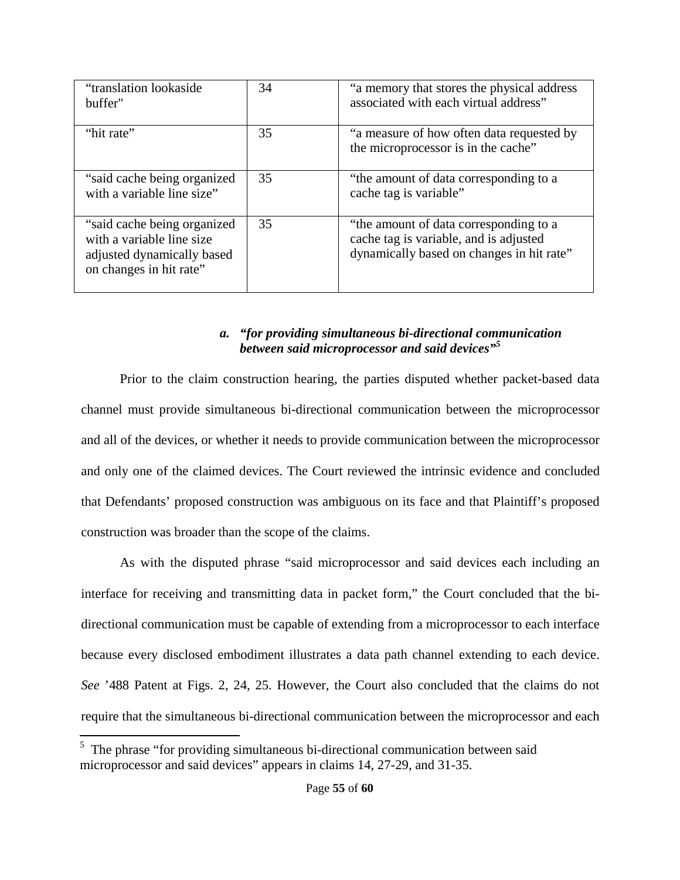| "translation lookaside buffer" | 34 | "a memory that stores the physical address associated with each virtual address" |
|---|---|---|
| "hit rate" | 35 | "a measure of how often data requested by the microprocessor is in the cache" |
| "said cache being organized with a variable line size" | 35 | "the amount of data corresponding to a cache tag is variable" |
| "said cache being organized with a variable line size adjusted dynamically based on changes in hit rate" | 35 | "the amount of data corresponding to a cache tag is variable, and is adjusted dynamically based on changes in hit rate" |

#### *a. "for providing simultaneous bi-directional communication between said microprocessor and said devices"*[5]

Prior to the claim construction hearing, the parties disputed whether packet-based data channel must provide simultaneous bi-directional communication between the microprocessor and all of the devices, or whether it needs to provide communication between the microprocessor and only one of the claimed devices. The Court reviewed the intrinsic evidence and concluded that Defendants' proposed construction was ambiguous on its face and that Plaintiff's proposed construction was broader than the scope of the claims.

As with the disputed phrase "said microprocessor and said devices each including an interface for receiving and transmitting data in packet form," the Court concluded that the bi-directional communication must be capable of extending from a microprocessor to each interface because every disclosed embodiment illustrates a data path channel extending to each device. *See* '488 Patent at Figs. 2, 24, 25. However, the Court also concluded that the claims do not require that the simultaneous bi-directional communication between the microprocessor and each

[5] The phrase "for providing simultaneous bi-directional communication between said microprocessor and said devices" appears in claims 14, 27-29, and 31-35.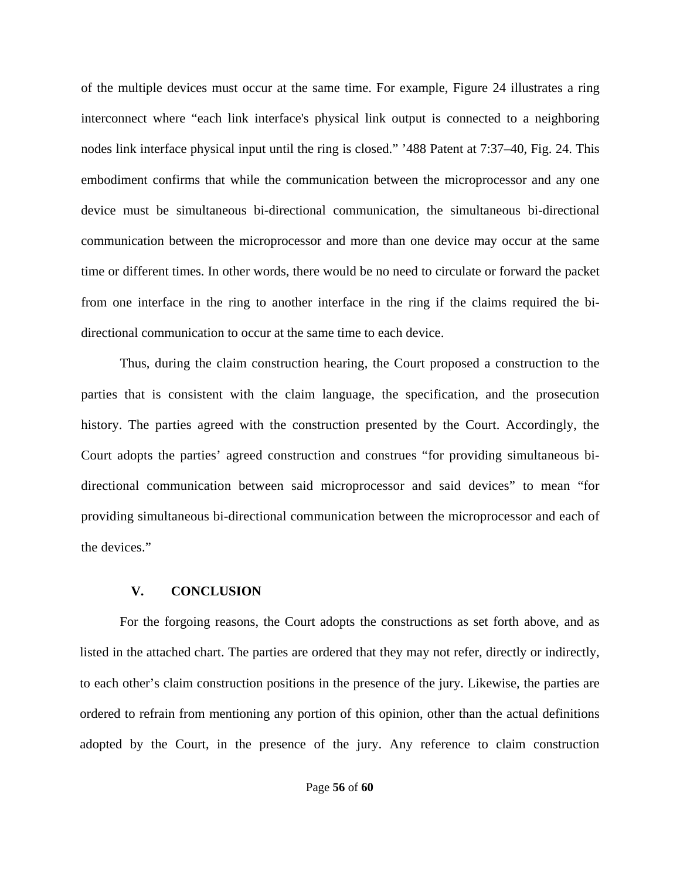of the multiple devices must occur at the same time. For example, Figure 24 illustrates a ring interconnect where "each link interface's physical link output is connected to a neighboring nodes link interface physical input until the ring is closed." '488 Patent at 7:37–40, Fig. 24. This embodiment confirms that while the communication between the microprocessor and any one device must be simultaneous bi-directional communication, the simultaneous bi-directional communication between the microprocessor and more than one device may occur at the same time or different times. In other words, there would be no need to circulate or forward the packet from one interface in the ring to another interface in the ring if the claims required the bi-directional communication to occur at the same time to each device.

Thus, during the claim construction hearing, the Court proposed a construction to the parties that is consistent with the claim language, the specification, and the prosecution history. The parties agreed with the construction presented by the Court. Accordingly, the Court adopts the parties' agreed construction and construes "for providing simultaneous bi-directional communication between said microprocessor and said devices" to mean "for providing simultaneous bi-directional communication between the microprocessor and each of the devices."

## V. CONCLUSION

For the forgoing reasons, the Court adopts the constructions as set forth above, and as listed in the attached chart. The parties are ordered that they may not refer, directly or indirectly, to each other's claim construction positions in the presence of the jury. Likewise, the parties are ordered to refrain from mentioning any portion of this opinion, other than the actual definitions adopted by the Court, in the presence of the jury. Any reference to claim construction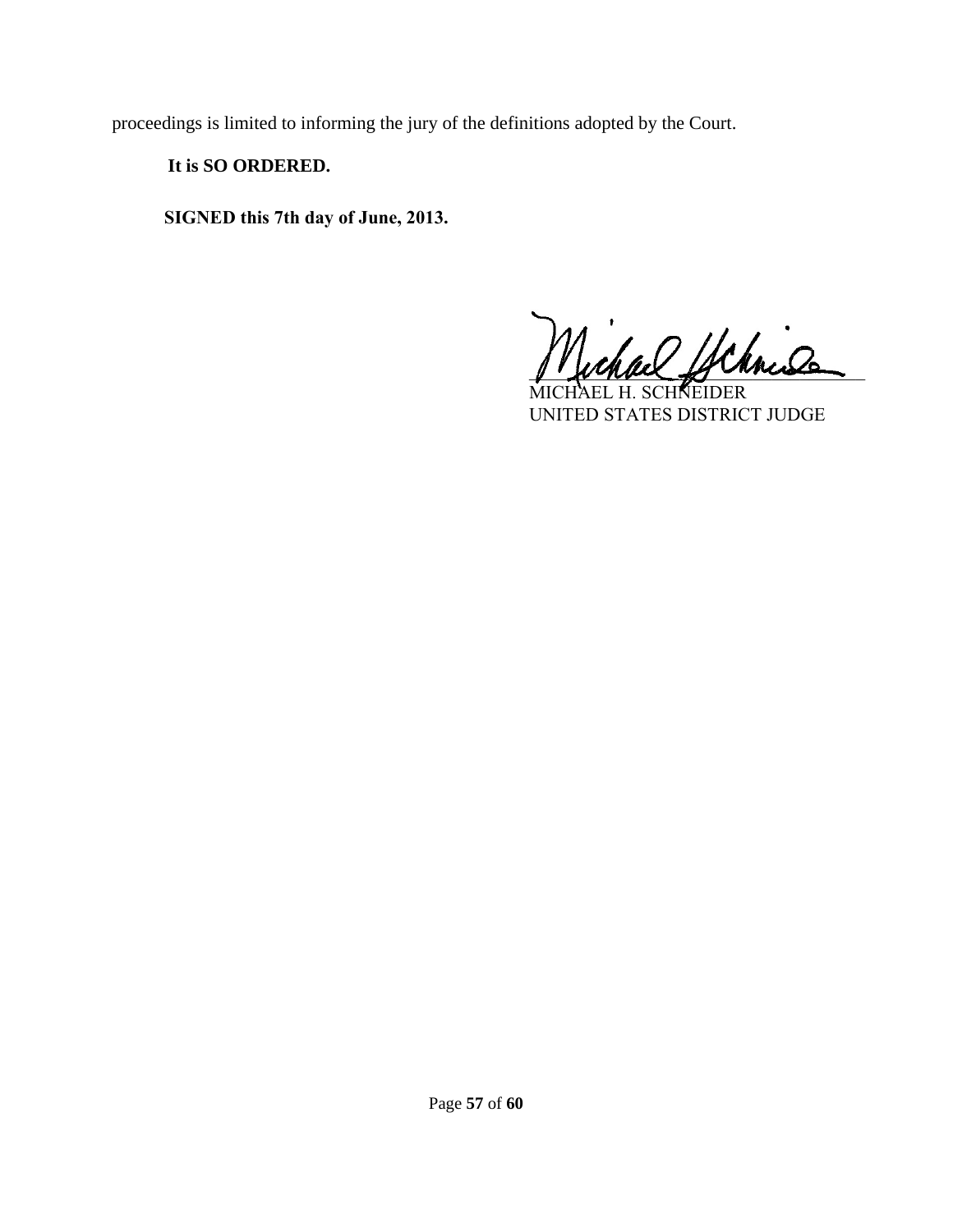proceedings is limited to informing the jury of the definitions adopted by the Court.

**It is SO ORDERED.**

**SIGNED this 7th day of June, 2013.**

MICHAEL H. SCHNEIDER
UNITED STATES DISTRICT JUDGE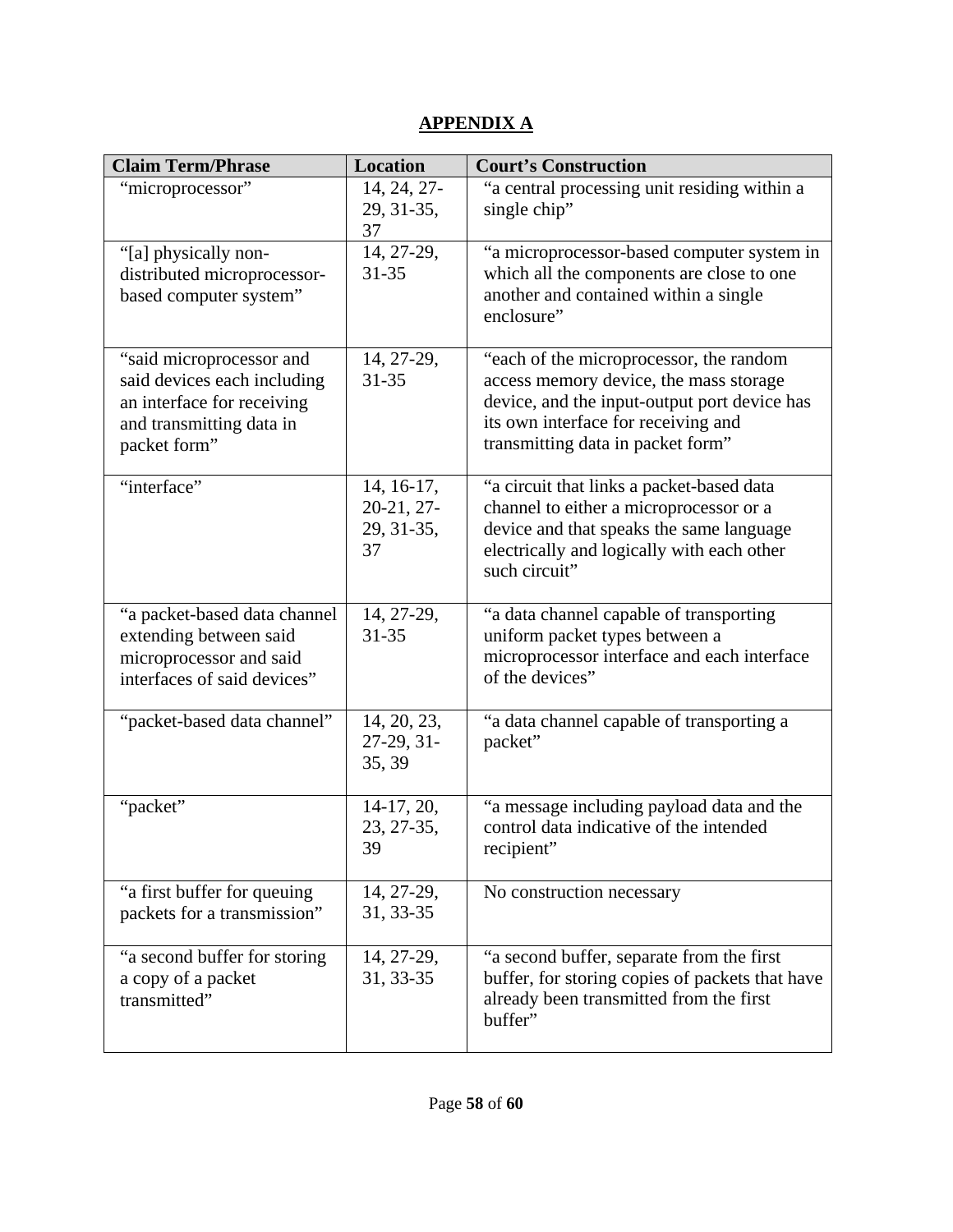## APPENDIX A

| Claim Term/Phrase | Location | Court's Construction |
|---|---|---|
| "microprocessor" | 14, 24, 27-29, 31-35, 37 | "a central processing unit residing within a single chip" |
| "[a] physically non-distributed microprocessor-based computer system" | 14, 27-29, 31-35 | "a microprocessor-based computer system in which all the components are close to one another and contained within a single enclosure" |
| "said microprocessor and said devices each including an interface for receiving and transmitting data in packet form" | 14, 27-29, 31-35 | "each of the microprocessor, the random access memory device, the mass storage device, and the input-output port device has its own interface for receiving and transmitting data in packet form" |
| "interface" | 14, 16-17, 20-21, 27-29, 31-35, 37 | "a circuit that links a packet-based data channel to either a microprocessor or a device and that speaks the same language electrically and logically with each other such circuit" |
| "a packet-based data channel extending between said microprocessor and said interfaces of said devices" | 14, 27-29, 31-35 | "a data channel capable of transporting uniform packet types between a microprocessor interface and each interface of the devices" |
| "packet-based data channel" | 14, 20, 23, 27-29, 31-35, 39 | "a data channel capable of transporting a packet" |
| "packet" | 14-17, 20, 23, 27-35, 39 | "a message including payload data and the control data indicative of the intended recipient" |
| "a first buffer for queuing packets for a transmission" | 14, 27-29, 31, 33-35 | No construction necessary |
| "a second buffer for storing a copy of a packet transmitted" | 14, 27-29, 31, 33-35 | "a second buffer, separate from the first buffer, for storing copies of packets that have already been transmitted from the first buffer" |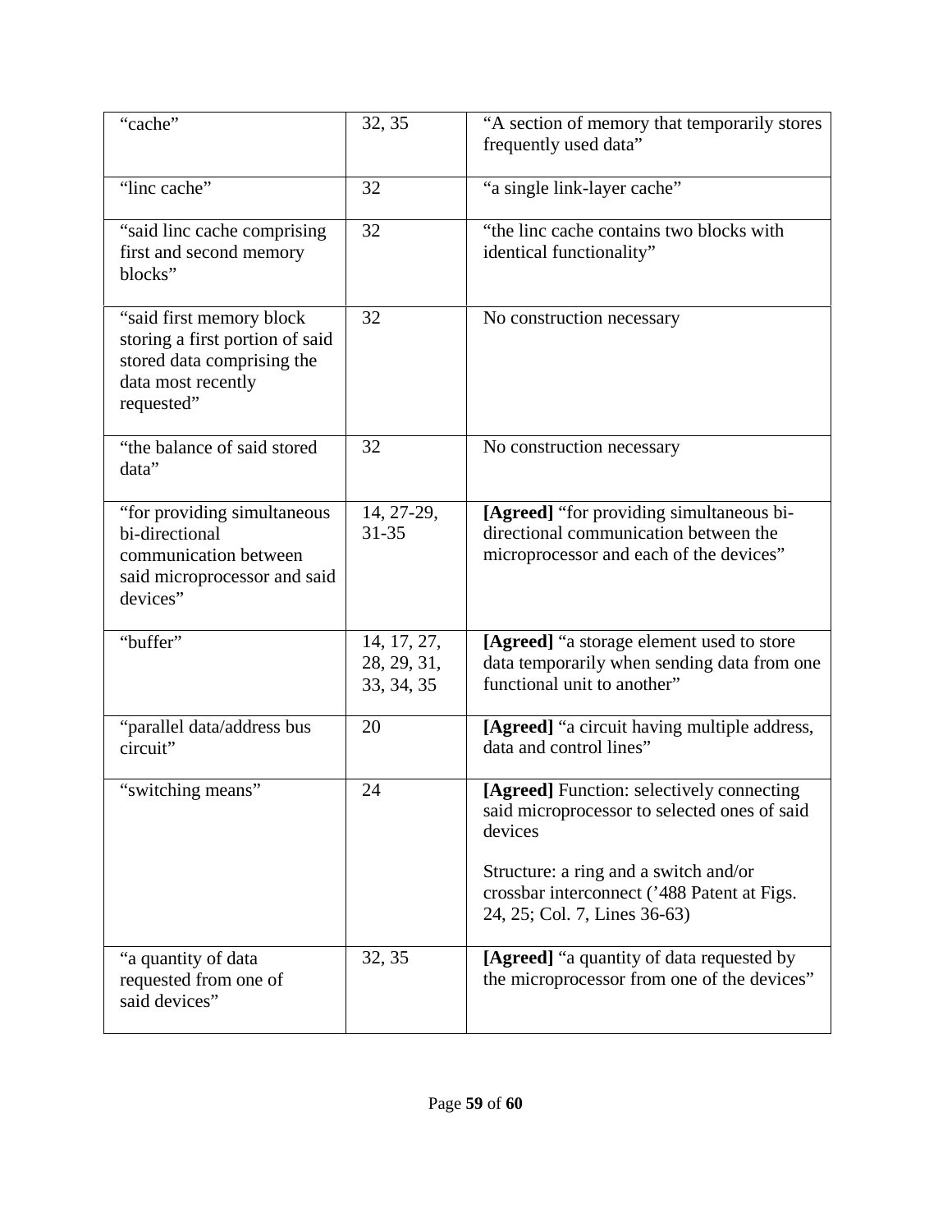| | | |
|---|---|---|
| "cache" | 32, 35 | "A section of memory that temporarily stores frequently used data" |
| "linc cache" | 32 | "a single link-layer cache" |
| "said linc cache comprising first and second memory blocks" | 32 | "the linc cache contains two blocks with identical functionality" |
| "said first memory block storing a first portion of said stored data comprising the data most recently requested" | 32 | No construction necessary |
| "the balance of said stored data" | 32 | No construction necessary |
| "for providing simultaneous bi-directional communication between said microprocessor and said devices" | 14, 27-29, 31-35 | **[Agreed]** "for providing simultaneous bi-directional communication between the microprocessor and each of the devices" |
| "buffer" | 14, 17, 27, 28, 29, 31, 33, 34, 35 | **[Agreed]** "a storage element used to store data temporarily when sending data from one functional unit to another" |
| "parallel data/address bus circuit" | 20 | **[Agreed]** "a circuit having multiple address, data and control lines" |
| "switching means" | 24 | **[Agreed]** Function: selectively connecting said microprocessor to selected ones of said devices<br><br>Structure: a ring and a switch and/or crossbar interconnect ('488 Patent at Figs. 24, 25; Col. 7, Lines 36-63) |
| "a quantity of data requested from one of said devices" | 32, 35 | **[Agreed]** "a quantity of data requested by the microprocessor from one of the devices" |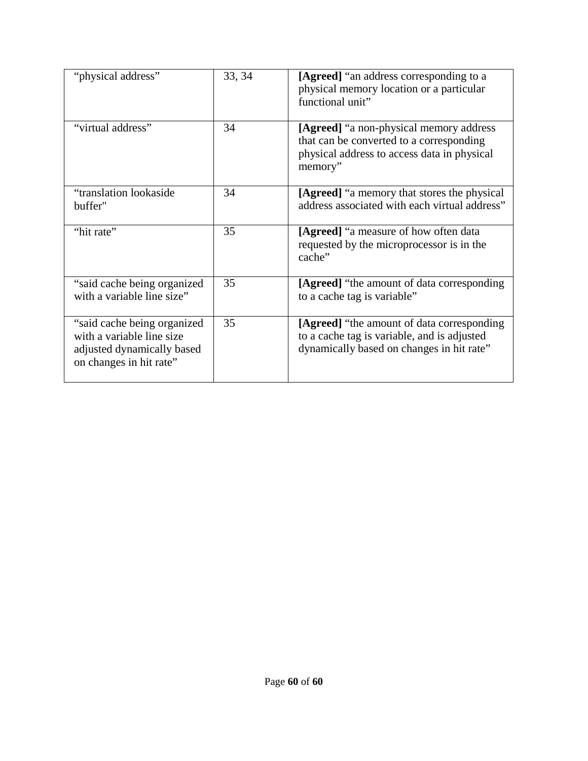| | | |
|---|---|---|
| "physical address" | 33, 34 | **[Agreed]** "an address corresponding to a physical memory location or a particular functional unit" |
| "virtual address" | 34 | **[Agreed]** "a non-physical memory address that can be converted to a corresponding physical address to access data in physical memory" |
| "translation lookaside buffer" | 34 | **[Agreed]** "a memory that stores the physical address associated with each virtual address" |
| "hit rate" | 35 | **[Agreed]** "a measure of how often data requested by the microprocessor is in the cache" |
| "said cache being organized with a variable line size" | 35 | **[Agreed]** "the amount of data corresponding to a cache tag is variable" |
| "said cache being organized with a variable line size adjusted dynamically based on changes in hit rate" | 35 | **[Agreed]** "the amount of data corresponding to a cache tag is variable, and is adjusted dynamically based on changes in hit rate" |